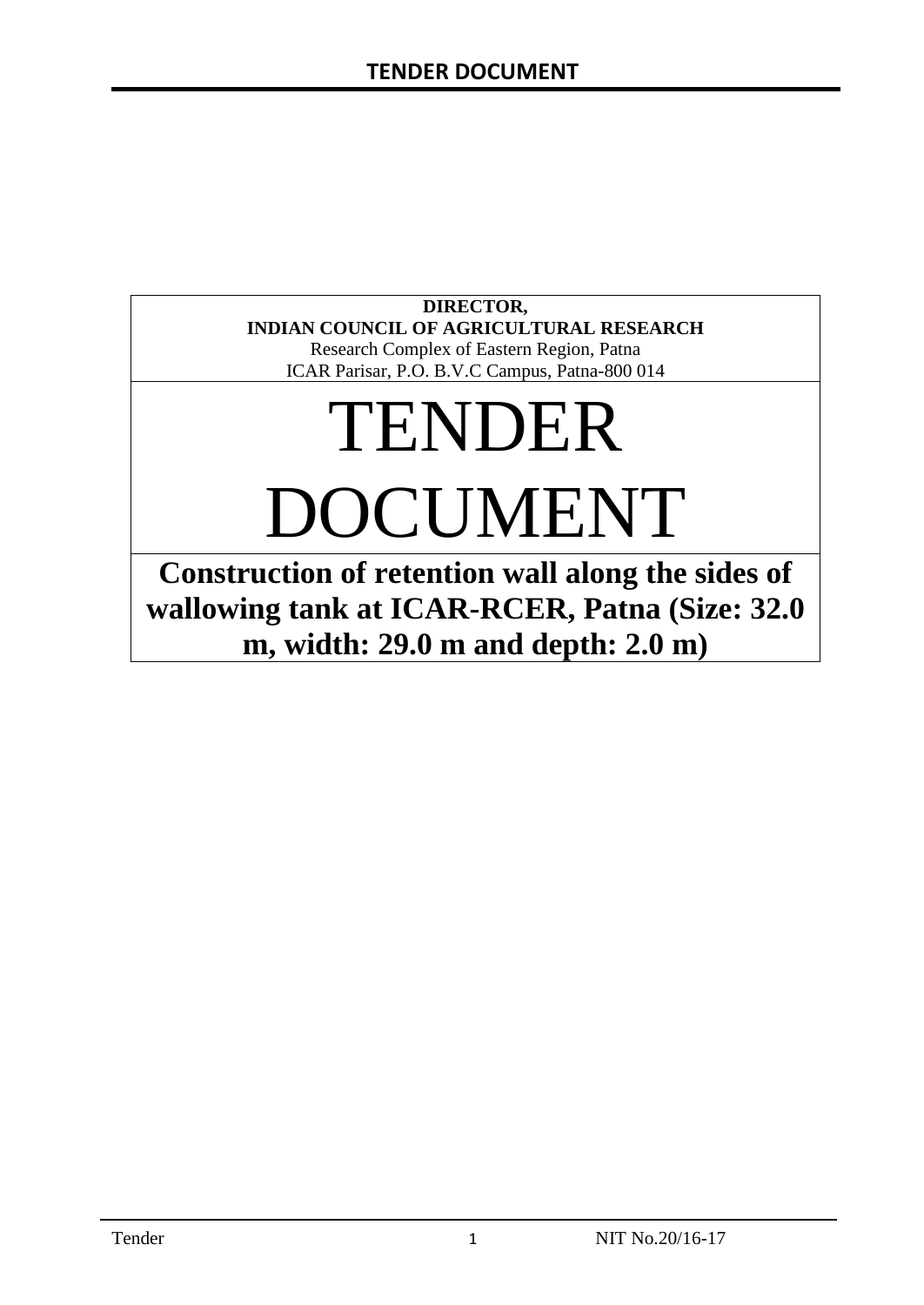**DIRECTOR,**
**INDIAN COUNCIL OF AGRICULTURAL RESEARCH**
Research Complex of Eastern Region, Patna
ICAR Parisar, P.O. B.V.C Campus, Patna-800 014

# TENDER DOCUMENT

**Construction of retention wall along the sides of wallowing tank at ICAR-RCER, Patna (Size: 32.0 m, width: 29.0 m and depth: 2.0 m)**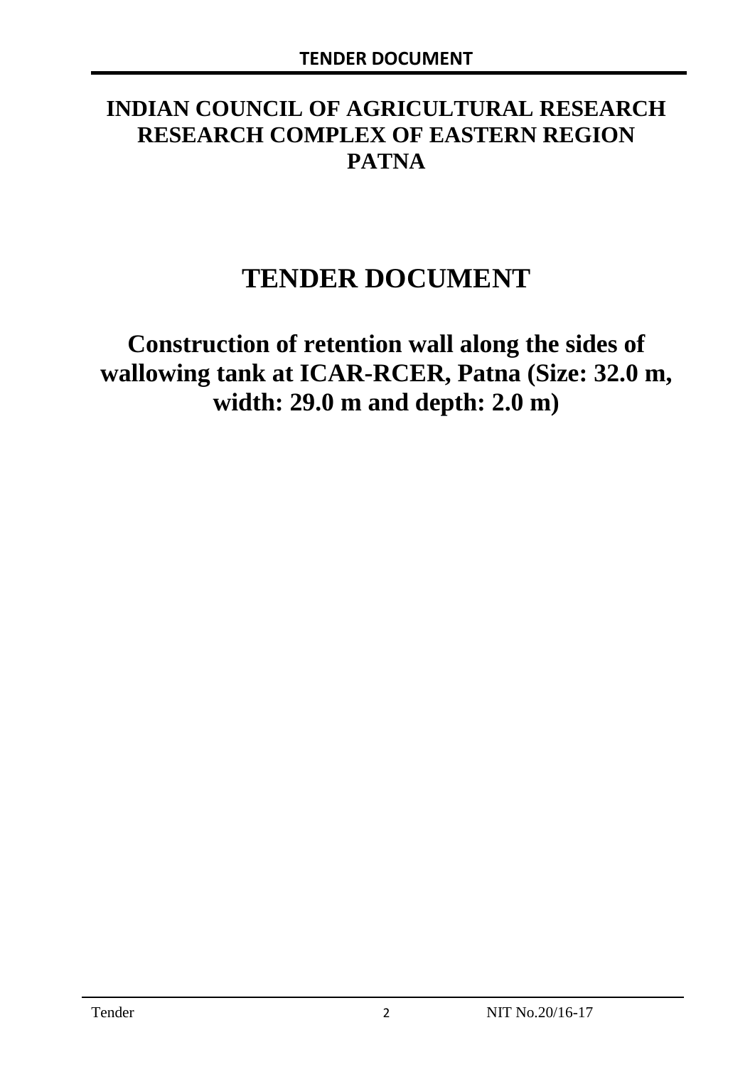# INDIAN COUNCIL OF AGRICULTURAL RESEARCH RESEARCH COMPLEX OF EASTERN REGION PATNA

# TENDER DOCUMENT

## Construction of retention wall along the sides of wallowing tank at ICAR-RCER, Patna (Size: 32.0 m, width: 29.0 m and depth: 2.0 m)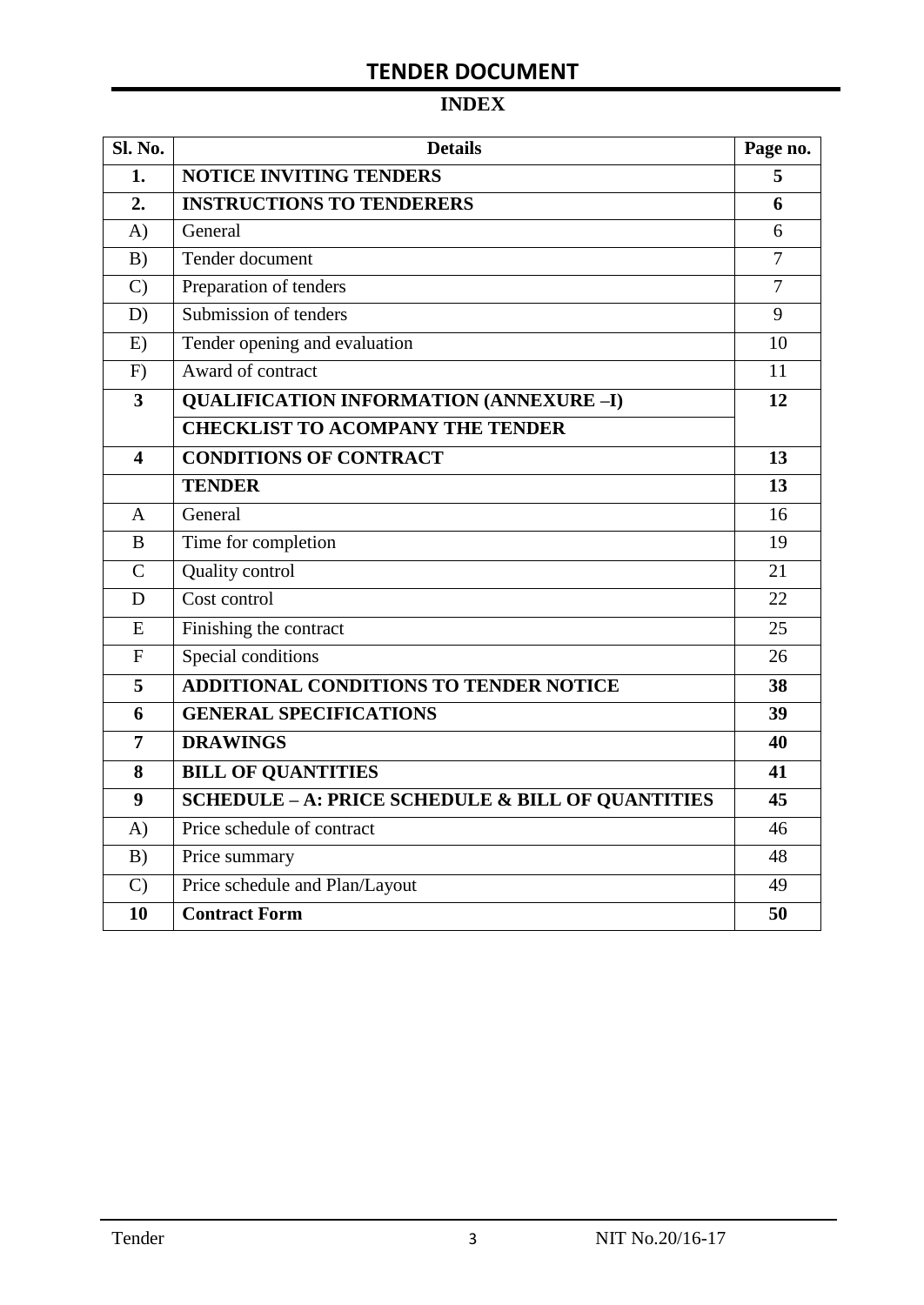## TENDER DOCUMENT

### INDEX

| Sl. No. | Details | Page no. |
|---|---|---|
| **1.** | **NOTICE INVITING TENDERS** | **5** |
| **2.** | **INSTRUCTIONS TO TENDERERS** | **6** |
| A) | General | 6 |
| B) | Tender document | 7 |
| C) | Preparation of tenders | 7 |
| D) | Submission of tenders | 9 |
| E) | Tender opening and evaluation | 10 |
| F) | Award of contract | 11 |
| **3** | **QUALIFICATION INFORMATION (ANNEXURE –I)** | **12** |
| | **CHECKLIST TO ACOMPANY THE TENDER** | |
| **4** | **CONDITIONS OF CONTRACT** | **13** |
| | **TENDER** | **13** |
| A | General | 16 |
| B | Time for completion | 19 |
| C | Quality control | 21 |
| D | Cost control | 22 |
| E | Finishing the contract | 25 |
| F | Special conditions | 26 |
| **5** | **ADDITIONAL CONDITIONS TO TENDER NOTICE** | **38** |
| **6** | **GENERAL SPECIFICATIONS** | **39** |
| **7** | **DRAWINGS** | **40** |
| **8** | **BILL OF QUANTITIES** | **41** |
| **9** | **SCHEDULE – A: PRICE SCHEDULE & BILL OF QUANTITIES** | **45** |
| A) | Price schedule of contract | 46 |
| B) | Price summary | 48 |
| C) | Price schedule and Plan/Layout | 49 |
| **10** | **Contract Form** | **50** |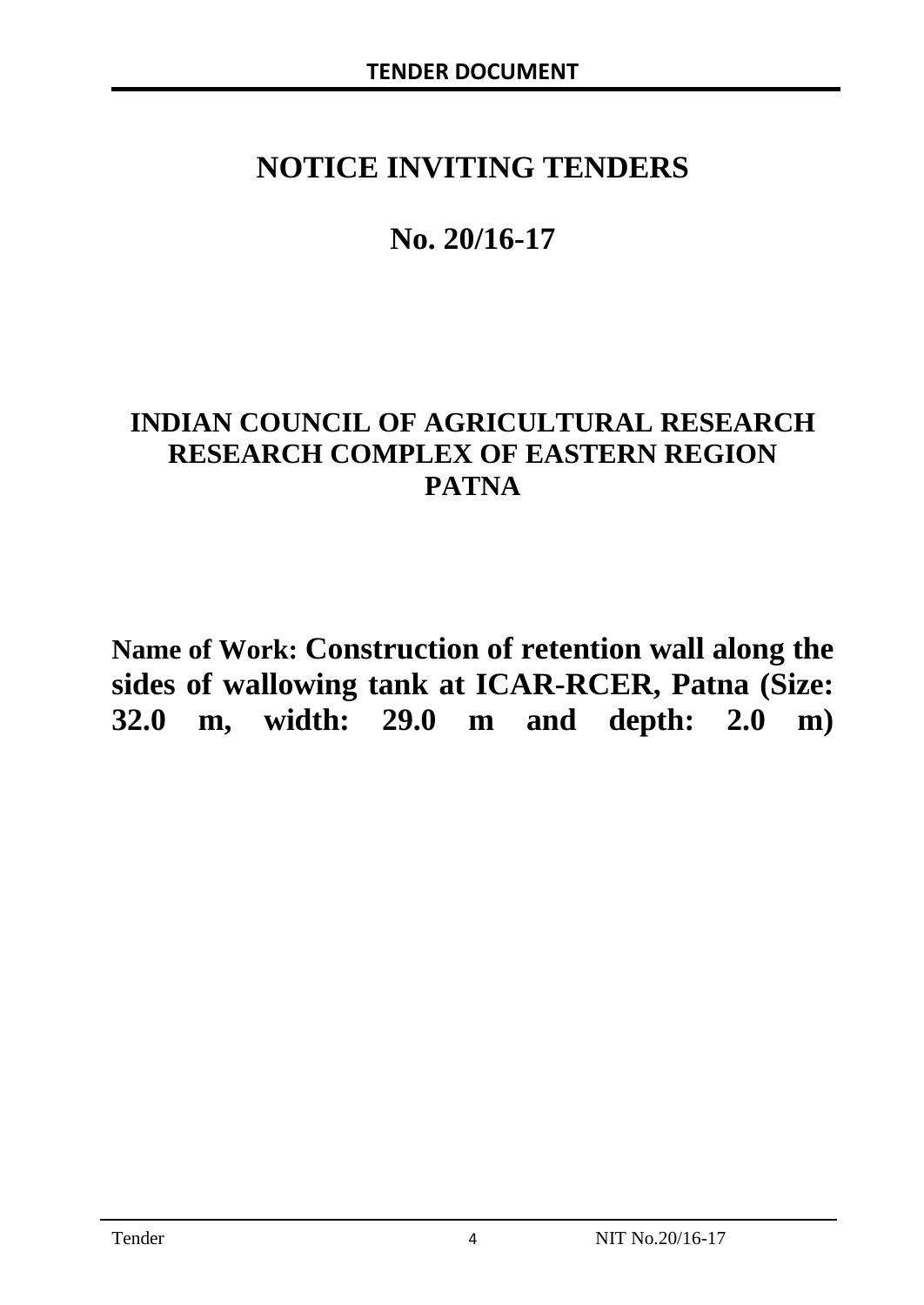# NOTICE INVITING TENDERS

# No. 20/16-17

## INDIAN COUNCIL OF AGRICULTURAL RESEARCH RESEARCH COMPLEX OF EASTERN REGION PATNA

**Name of Work: Construction of retention wall along the sides of wallowing tank at ICAR-RCER, Patna (Size: 32.0 m, width: 29.0 m and depth: 2.0 m)**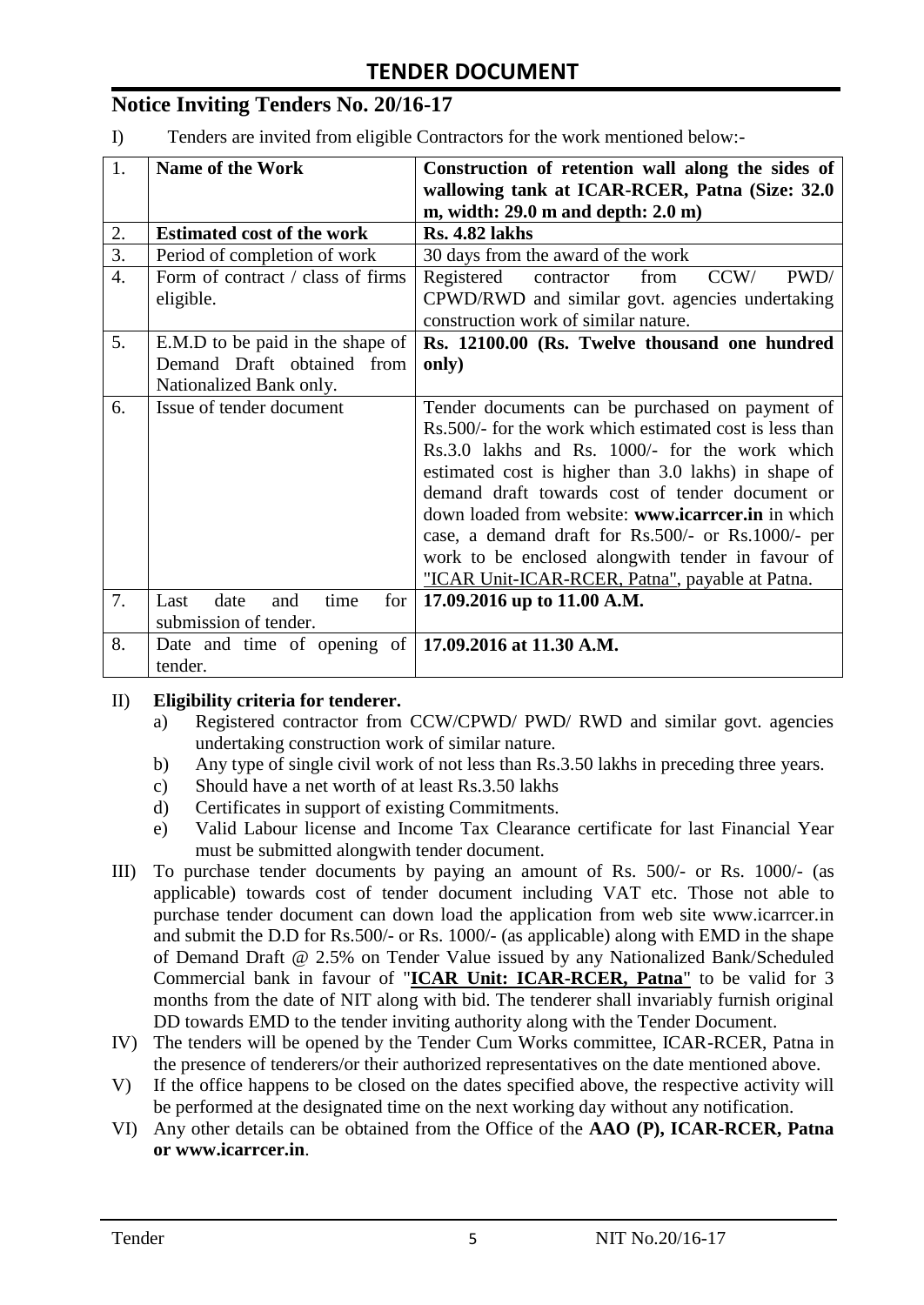# TENDER DOCUMENT

## Notice Inviting Tenders No. 20/16-17

I) Tenders are invited from eligible Contractors for the work mentioned below:-

| 1. | **Name of the Work** | **Construction of retention wall along the sides of wallowing tank at ICAR-RCER, Patna (Size: 32.0 m, width: 29.0 m and depth: 2.0 m)** |
|---|---|---|
| 2. | **Estimated cost of the work** | **Rs. 4.82 lakhs** |
| 3. | Period of completion of work | 30 days from the award of the work |
| 4. | Form of contract / class of firms eligible. | Registered contractor from CCW/ PWD/ CPWD/RWD and similar govt. agencies undertaking construction work of similar nature. |
| 5. | E.M.D to be paid in the shape of Demand Draft obtained from Nationalized Bank only. | **Rs. 12100.00 (Rs. Twelve thousand one hundred only)** |
| 6. | Issue of tender document | Tender documents can be purchased on payment of Rs.500/- for the work which estimated cost is less than Rs.3.0 lakhs and Rs. 1000/- for the work which estimated cost is higher than 3.0 lakhs) in shape of demand draft towards cost of tender document or down loaded from website: **www.icarrcer.in** in which case, a demand draft for Rs.500/- or Rs.1000/- per work to be enclosed alongwith tender in favour of "ICAR Unit-ICAR-RCER, Patna", payable at Patna. |
| 7. | Last date and time for submission of tender. | **17.09.2016 up to 11.00 A.M.** |
| 8. | Date and time of opening of tender. | **17.09.2016 at 11.30 A.M.** |

II) **Eligibility criteria for tenderer.**

a) Registered contractor from CCW/CPWD/ PWD/ RWD and similar govt. agencies undertaking construction work of similar nature.

b) Any type of single civil work of not less than Rs.3.50 lakhs in preceding three years.

c) Should have a net worth of at least Rs.3.50 lakhs

d) Certificates in support of existing Commitments.

e) Valid Labour license and Income Tax Clearance certificate for last Financial Year must be submitted alongwith tender document.

III) To purchase tender documents by paying an amount of Rs. 500/- or Rs. 1000/- (as applicable) towards cost of tender document including VAT etc. Those not able to purchase tender document can down load the application from web site www.icarrcer.in and submit the D.D for Rs.500/- or Rs. 1000/- (as applicable) along with EMD in the shape of Demand Draft @ 2.5% on Tender Value issued by any Nationalized Bank/Scheduled Commercial bank in favour of "**ICAR Unit: ICAR-RCER, Patna**" to be valid for 3 months from the date of NIT along with bid. The tenderer shall invariably furnish original DD towards EMD to the tender inviting authority along with the Tender Document.

IV) The tenders will be opened by the Tender Cum Works committee, ICAR-RCER, Patna in the presence of tenderers/or their authorized representatives on the date mentioned above.

V) If the office happens to be closed on the dates specified above, the respective activity will be performed at the designated time on the next working day without any notification.

VI) Any other details can be obtained from the Office of the **AAO (P), ICAR-RCER, Patna or www.icarrcer.in**.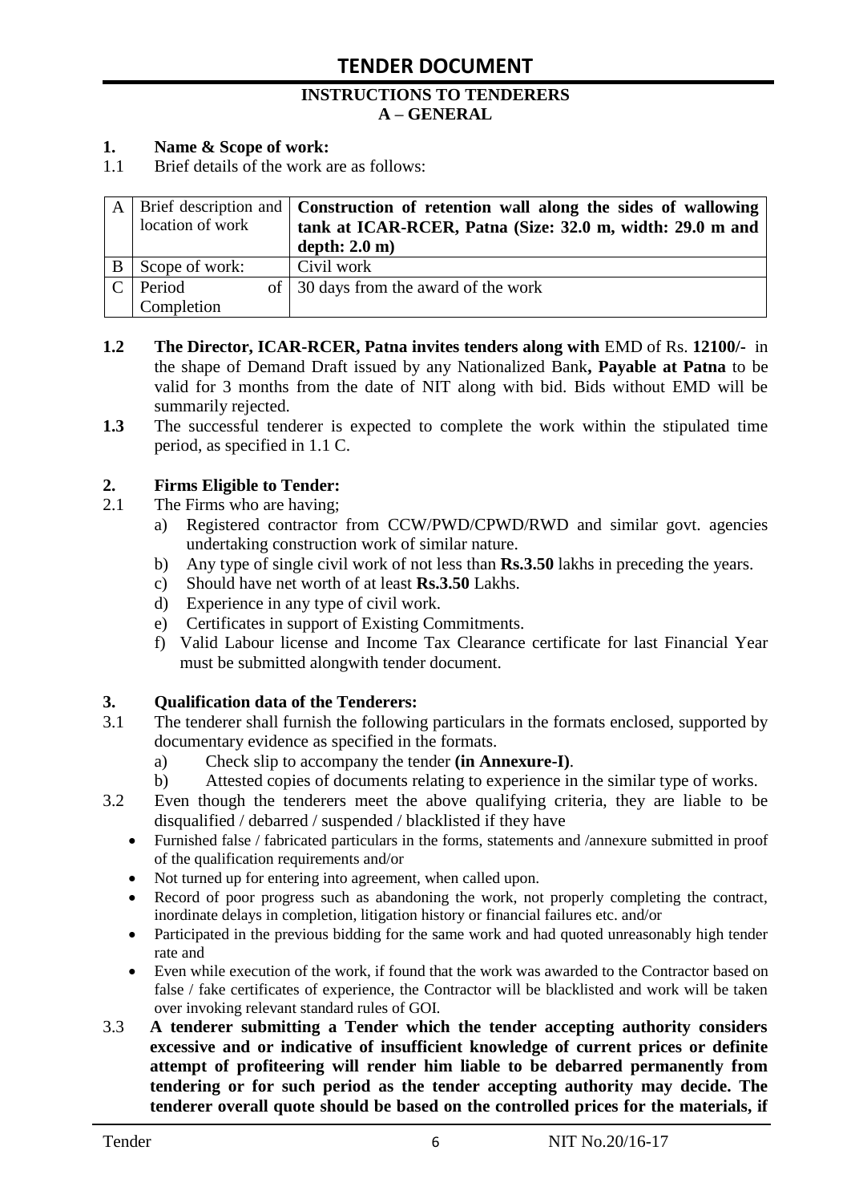## TENDER DOCUMENT

### INSTRUCTIONS TO TENDERERS
### A – GENERAL

**1. Name & Scope of work:**

1.1 Brief details of the work are as follows:

| | | |
|---|---|---|
| A | Brief description and location of work | **Construction of retention wall along the sides of wallowing tank at ICAR-RCER, Patna (Size: 32.0 m, width: 29.0 m and depth: 2.0 m)** |
| B | Scope of work: | Civil work |
| C | Period of Completion | 30 days from the award of the work |

**1.2** **The Director, ICAR-RCER, Patna invites tenders along with** EMD of Rs. **12100/-** in the shape of Demand Draft issued by any Nationalized Bank**, Payable at Patna** to be valid for 3 months from the date of NIT along with bid. Bids without EMD will be summarily rejected.

**1.3** The successful tenderer is expected to complete the work within the stipulated time period, as specified in 1.1 C.

**2. Firms Eligible to Tender:**

2.1 The Firms who are having;

a) Registered contractor from CCW/PWD/CPWD/RWD and similar govt. agencies undertaking construction work of similar nature.
b) Any type of single civil work of not less than **Rs.3.50** lakhs in preceding the years.
c) Should have net worth of at least **Rs.3.50** Lakhs.
d) Experience in any type of civil work.
e) Certificates in support of Existing Commitments.
f) Valid Labour license and Income Tax Clearance certificate for last Financial Year must be submitted alongwith tender document.

**3. Qualification data of the Tenderers:**

3.1 The tenderer shall furnish the following particulars in the formats enclosed, supported by documentary evidence as specified in the formats.

a) Check slip to accompany the tender **(in Annexure-I)**.
b) Attested copies of documents relating to experience in the similar type of works.

3.2 Even though the tenderers meet the above qualifying criteria, they are liable to be disqualified / debarred / suspended / blacklisted if they have

- Furnished false / fabricated particulars in the forms, statements and /annexure submitted in proof of the qualification requirements and/or
- Not turned up for entering into agreement, when called upon.
- Record of poor progress such as abandoning the work, not properly completing the contract, inordinate delays in completion, litigation history or financial failures etc. and/or
- Participated in the previous bidding for the same work and had quoted unreasonably high tender rate and
- Even while execution of the work, if found that the work was awarded to the Contractor based on false / fake certificates of experience, the Contractor will be blacklisted and work will be taken over invoking relevant standard rules of GOI.

3.3 **A tenderer submitting a Tender which the tender accepting authority considers excessive and or indicative of insufficient knowledge of current prices or definite attempt of profiteering will render him liable to be debarred permanently from tendering or for such period as the tender accepting authority may decide. The tenderer overall quote should be based on the controlled prices for the materials, if**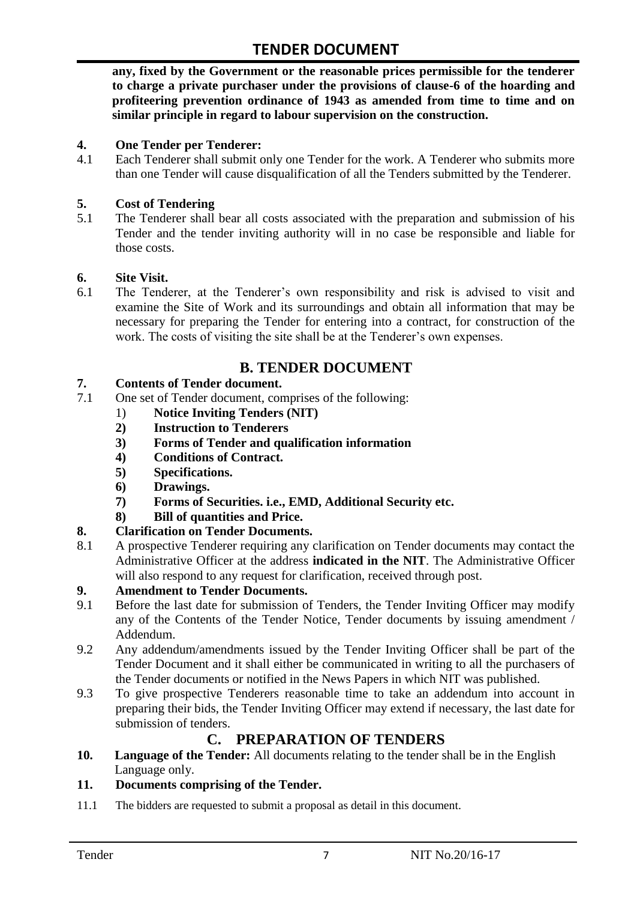**any, fixed by the Government or the reasonable prices permissible for the tenderer to charge a private purchaser under the provisions of clause-6 of the hoarding and profiteering prevention ordinance of 1943 as amended from time to time and on similar principle in regard to labour supervision on the construction.**

**4. One Tender per Tenderer:**

4.1 Each Tenderer shall submit only one Tender for the work. A Tenderer who submits more than one Tender will cause disqualification of all the Tenders submitted by the Tenderer.

**5. Cost of Tendering**

5.1 The Tenderer shall bear all costs associated with the preparation and submission of his Tender and the tender inviting authority will in no case be responsible and liable for those costs.

**6. Site Visit.**

6.1 The Tenderer, at the Tenderer's own responsibility and risk is advised to visit and examine the Site of Work and its surroundings and obtain all information that may be necessary for preparing the Tender for entering into a contract, for construction of the work. The costs of visiting the site shall be at the Tenderer's own expenses.

## B. TENDER DOCUMENT

**7. Contents of Tender document.**

7.1 One set of Tender document, comprises of the following:

1) **Notice Inviting Tenders (NIT)**
2) **Instruction to Tenderers**
3) **Forms of Tender and qualification information**
4) **Conditions of Contract.**
5) **Specifications.**
6) **Drawings.**
7) **Forms of Securities. i.e., EMD, Additional Security etc.**
8) **Bill of quantities and Price.**

**8. Clarification on Tender Documents.**

8.1 A prospective Tenderer requiring any clarification on Tender documents may contact the Administrative Officer at the address **indicated in the NIT**. The Administrative Officer will also respond to any request for clarification, received through post.

**9. Amendment to Tender Documents.**

9.1 Before the last date for submission of Tenders, the Tender Inviting Officer may modify any of the Contents of the Tender Notice, Tender documents by issuing amendment / Addendum.

9.2 Any addendum/amendments issued by the Tender Inviting Officer shall be part of the Tender Document and it shall either be communicated in writing to all the purchasers of the Tender documents or notified in the News Papers in which NIT was published.

9.3 To give prospective Tenderers reasonable time to take an addendum into account in preparing their bids, the Tender Inviting Officer may extend if necessary, the last date for submission of tenders.

## C. PREPARATION OF TENDERS

**10. Language of the Tender:** All documents relating to the tender shall be in the English Language only.

**11. Documents comprising of the Tender.**

11.1 The bidders are requested to submit a proposal as detail in this document.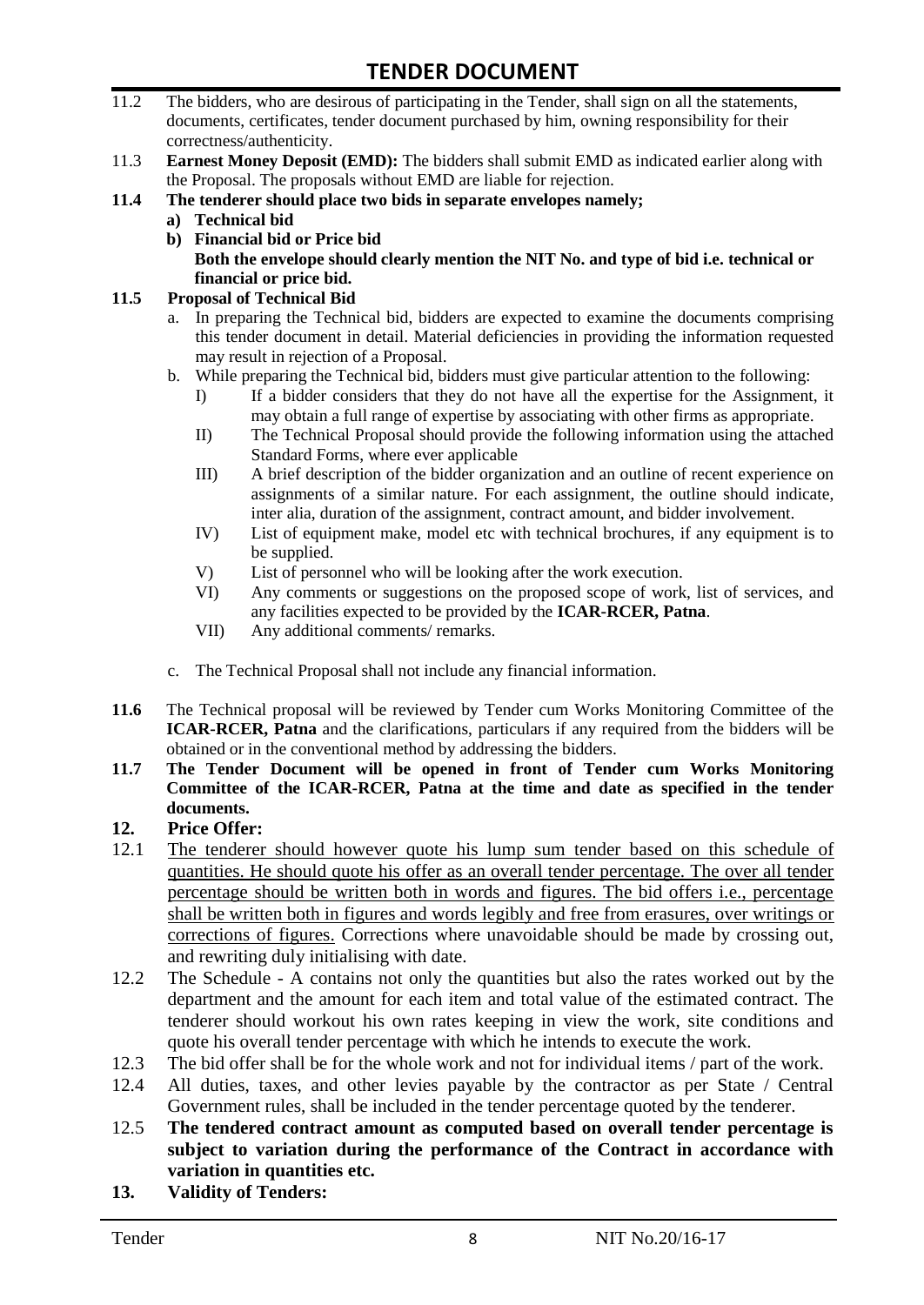11.2 The bidders, who are desirous of participating in the Tender, shall sign on all the statements, documents, certificates, tender document purchased by him, owning responsibility for their correctness/authenticity.

11.3 **Earnest Money Deposit (EMD):** The bidders shall submit EMD as indicated earlier along with the Proposal. The proposals without EMD are liable for rejection.

**11.4 The tenderer should place two bids in separate envelopes namely;**

**a) Technical bid**

**b) Financial bid or Price bid**

**Both the envelope should clearly mention the NIT No. and type of bid i.e. technical or financial or price bid.**

**11.5 Proposal of Technical Bid**

a. In preparing the Technical bid, bidders are expected to examine the documents comprising this tender document in detail. Material deficiencies in providing the information requested may result in rejection of a Proposal.

b. While preparing the Technical bid, bidders must give particular attention to the following:

I) If a bidder considers that they do not have all the expertise for the Assignment, it may obtain a full range of expertise by associating with other firms as appropriate.

II) The Technical Proposal should provide the following information using the attached Standard Forms, where ever applicable

III) A brief description of the bidder organization and an outline of recent experience on assignments of a similar nature. For each assignment, the outline should indicate, inter alia, duration of the assignment, contract amount, and bidder involvement.

IV) List of equipment make, model etc with technical brochures, if any equipment is to be supplied.

V) List of personnel who will be looking after the work execution.

VI) Any comments or suggestions on the proposed scope of work, list of services, and any facilities expected to be provided by the **ICAR-RCER, Patna**.

VII) Any additional comments/ remarks.

c. The Technical Proposal shall not include any financial information.

**11.6** The Technical proposal will be reviewed by Tender cum Works Monitoring Committee of the **ICAR-RCER, Patna** and the clarifications, particulars if any required from the bidders will be obtained or in the conventional method by addressing the bidders.

**11.7 The Tender Document will be opened in front of Tender cum Works Monitoring Committee of the ICAR-RCER, Patna at the time and date as specified in the tender documents.**

**12. Price Offer:**

12.1 <u>The tenderer should however quote his lump sum tender based on this schedule of quantities. He should quote his offer as an overall tender percentage. The over all tender percentage should be written both in words and figures. The bid offers i.e., percentage shall be written both in figures and words legibly and free from erasures, over writings or corrections of figures.</u> Corrections where unavoidable should be made by crossing out, and rewriting duly initialising with date.

12.2 The Schedule - A contains not only the quantities but also the rates worked out by the department and the amount for each item and total value of the estimated contract. The tenderer should workout his own rates keeping in view the work, site conditions and quote his overall tender percentage with which he intends to execute the work.

12.3 The bid offer shall be for the whole work and not for individual items / part of the work.

12.4 All duties, taxes, and other levies payable by the contractor as per State / Central Government rules, shall be included in the tender percentage quoted by the tenderer.

12.5 **The tendered contract amount as computed based on overall tender percentage is subject to variation during the performance of the Contract in accordance with variation in quantities etc.**

**13. Validity of Tenders:**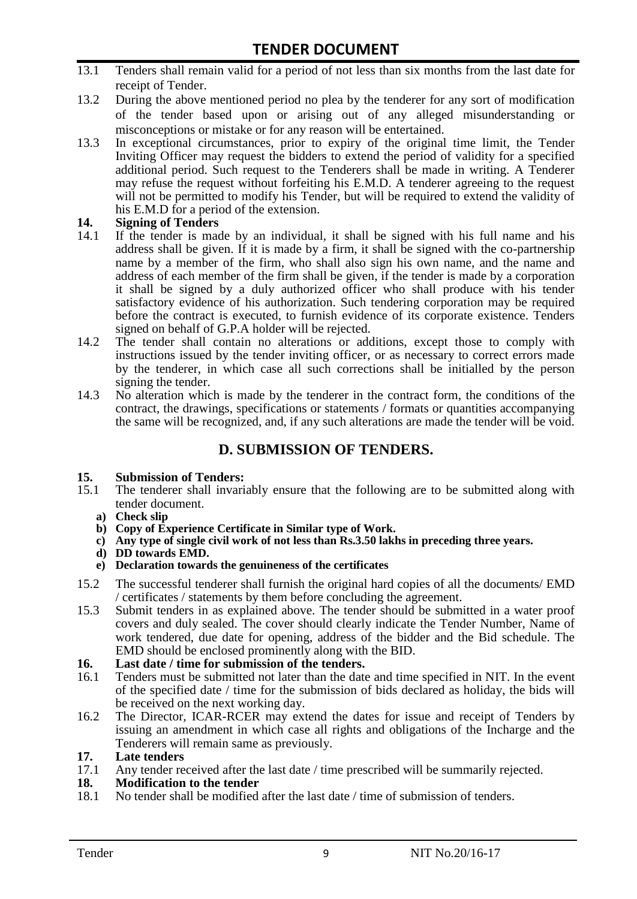13.1 Tenders shall remain valid for a period of not less than six months from the last date for receipt of Tender.

13.2 During the above mentioned period no plea by the tenderer for any sort of modification of the tender based upon or arising out of any alleged misunderstanding or misconceptions or mistake or for any reason will be entertained.

13.3 In exceptional circumstances, prior to expiry of the original time limit, the Tender Inviting Officer may request the bidders to extend the period of validity for a specified additional period. Such request to the Tenderers shall be made in writing. A Tenderer may refuse the request without forfeiting his E.M.D. A tenderer agreeing to the request will not be permitted to modify his Tender, but will be required to extend the validity of his E.M.D for a period of the extension.

**14. Signing of Tenders**

14.1 If the tender is made by an individual, it shall be signed with his full name and his address shall be given. If it is made by a firm, it shall be signed with the co-partnership name by a member of the firm, who shall also sign his own name, and the name and address of each member of the firm shall be given, if the tender is made by a corporation it shall be signed by a duly authorized officer who shall produce with his tender satisfactory evidence of his authorization. Such tendering corporation may be required before the contract is executed, to furnish evidence of its corporate existence. Tenders signed on behalf of G.P.A holder will be rejected.

14.2 The tender shall contain no alterations or additions, except those to comply with instructions issued by the tender inviting officer, or as necessary to correct errors made by the tenderer, in which case all such corrections shall be initialled by the person signing the tender.

14.3 No alteration which is made by the tenderer in the contract form, the conditions of the contract, the drawings, specifications or statements / formats or quantities accompanying the same will be recognized, and, if any such alterations are made the tender will be void.

## D. SUBMISSION OF TENDERS.

**15. Submission of Tenders:**

15.1 The tenderer shall invariably ensure that the following are to be submitted along with tender document.

- **a) Check slip**
- **b) Copy of Experience Certificate in Similar type of Work.**
- **c) Any type of single civil work of not less than Rs.3.50 lakhs in preceding three years.**
- **d) DD towards EMD.**
- **e) Declaration towards the genuineness of the certificates**

15.2 The successful tenderer shall furnish the original hard copies of all the documents/ EMD / certificates / statements by them before concluding the agreement.

15.3 Submit tenders in as explained above. The tender should be submitted in a water proof covers and duly sealed. The cover should clearly indicate the Tender Number, Name of work tendered, due date for opening, address of the bidder and the Bid schedule. The EMD should be enclosed prominently along with the BID.

**16. Last date / time for submission of the tenders.**

16.1 Tenders must be submitted not later than the date and time specified in NIT. In the event of the specified date / time for the submission of bids declared as holiday, the bids will be received on the next working day.

16.2 The Director, ICAR-RCER may extend the dates for issue and receipt of Tenders by issuing an amendment in which case all rights and obligations of the Incharge and the Tenderers will remain same as previously.

**17. Late tenders**

17.1 Any tender received after the last date / time prescribed will be summarily rejected.

**18. Modification to the tender**

18.1 No tender shall be modified after the last date / time of submission of tenders.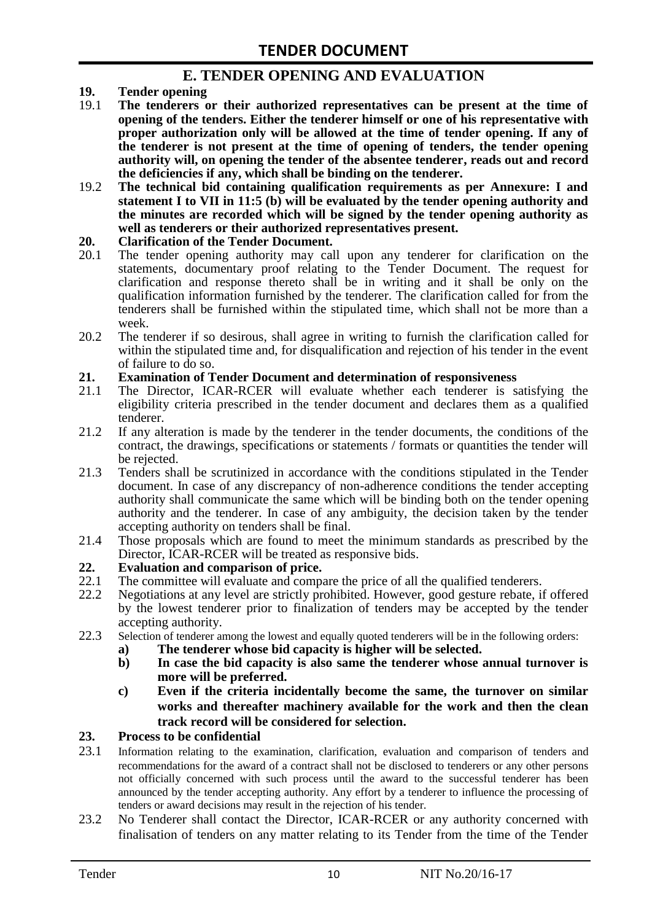## E. TENDER OPENING AND EVALUATION

**19. Tender opening**

19.1 **The tenderers or their authorized representatives can be present at the time of opening of the tenders. Either the tenderer himself or one of his representative with proper authorization only will be allowed at the time of tender opening. If any of the tenderer is not present at the time of opening of tenders, the tender opening authority will, on opening the tender of the absentee tenderer, reads out and record the deficiencies if any, which shall be binding on the tenderer.**

19.2 **The technical bid containing qualification requirements as per Annexure: I and statement I to VII in 11:5 (b) will be evaluated by the tender opening authority and the minutes are recorded which will be signed by the tender opening authority as well as tenderers or their authorized representatives present.**

**20. Clarification of the Tender Document.**

20.1 The tender opening authority may call upon any tenderer for clarification on the statements, documentary proof relating to the Tender Document. The request for clarification and response thereto shall be in writing and it shall be only on the qualification information furnished by the tenderer. The clarification called for from the tenderers shall be furnished within the stipulated time, which shall not be more than a week.

20.2 The tenderer if so desirous, shall agree in writing to furnish the clarification called for within the stipulated time and, for disqualification and rejection of his tender in the event of failure to do so.

**21. Examination of Tender Document and determination of responsiveness**

21.1 The Director, ICAR-RCER will evaluate whether each tenderer is satisfying the eligibility criteria prescribed in the tender document and declares them as a qualified tenderer.

21.2 If any alteration is made by the tenderer in the tender documents, the conditions of the contract, the drawings, specifications or statements / formats or quantities the tender will be rejected.

21.3 Tenders shall be scrutinized in accordance with the conditions stipulated in the Tender document. In case of any discrepancy of non-adherence conditions the tender accepting authority shall communicate the same which will be binding both on the tender opening authority and the tenderer. In case of any ambiguity, the decision taken by the tender accepting authority on tenders shall be final.

21.4 Those proposals which are found to meet the minimum standards as prescribed by the Director, ICAR-RCER will be treated as responsive bids.

**22. Evaluation and comparison of price.**

22.1 The committee will evaluate and compare the price of all the qualified tenderers.

22.2 Negotiations at any level are strictly prohibited. However, good gesture rebate, if offered by the lowest tenderer prior to finalization of tenders may be accepted by the tender accepting authority.

22.3 Selection of tenderer among the lowest and equally quoted tenderers will be in the following orders:

**a) The tenderer whose bid capacity is higher will be selected.**

**b) In case the bid capacity is also same the tenderer whose annual turnover is more will be preferred.**

**c) Even if the criteria incidentally become the same, the turnover on similar works and thereafter machinery available for the work and then the clean track record will be considered for selection.**

**23. Process to be confidential**

23.1 Information relating to the examination, clarification, evaluation and comparison of tenders and recommendations for the award of a contract shall not be disclosed to tenderers or any other persons not officially concerned with such process until the award to the successful tenderer has been announced by the tender accepting authority. Any effort by a tenderer to influence the processing of tenders or award decisions may result in the rejection of his tender.

23.2 No Tenderer shall contact the Director, ICAR-RCER or any authority concerned with finalisation of tenders on any matter relating to its Tender from the time of the Tender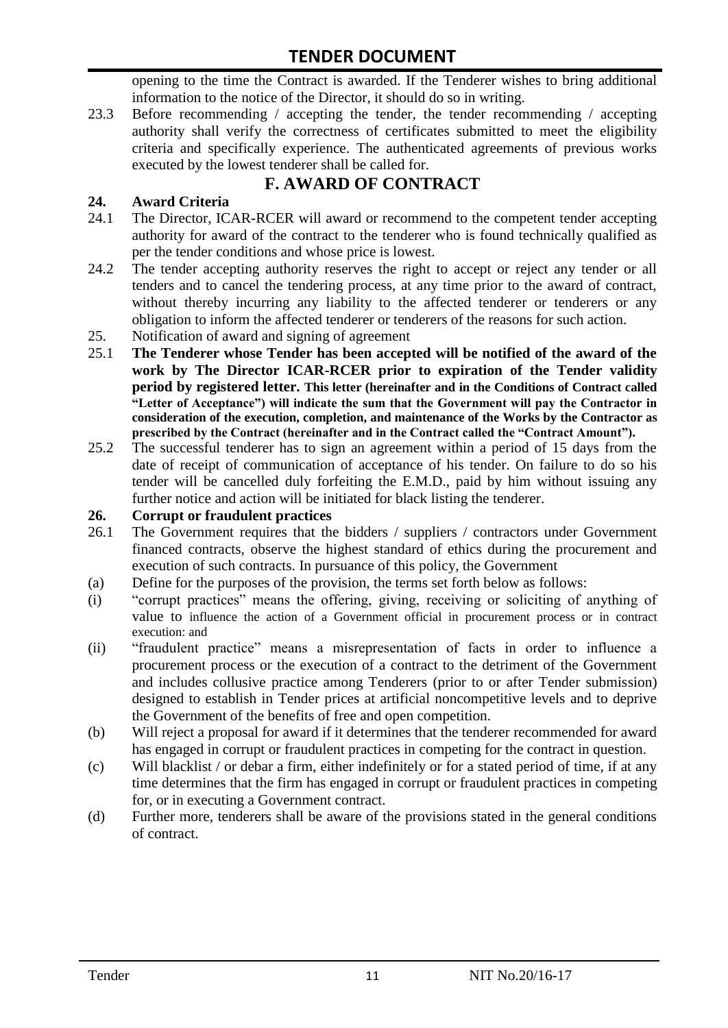opening to the time the Contract is awarded. If the Tenderer wishes to bring additional information to the notice of the Director, it should do so in writing.

23.3 Before recommending / accepting the tender, the tender recommending / accepting authority shall verify the correctness of certificates submitted to meet the eligibility criteria and specifically experience. The authenticated agreements of previous works executed by the lowest tenderer shall be called for.

## F. AWARD OF CONTRACT

### 24. Award Criteria

24.1 The Director, ICAR-RCER will award or recommend to the competent tender accepting authority for award of the contract to the tenderer who is found technically qualified as per the tender conditions and whose price is lowest.

24.2 The tender accepting authority reserves the right to accept or reject any tender or all tenders and to cancel the tendering process, at any time prior to the award of contract, without thereby incurring any liability to the affected tenderer or tenderers or any obligation to inform the affected tenderer or tenderers of the reasons for such action.

25. Notification of award and signing of agreement

25.1 **The Tenderer whose Tender has been accepted will be notified of the award of the work by The Director ICAR-RCER prior to expiration of the Tender validity period by registered letter. This letter (hereinafter and in the Conditions of Contract called "Letter of Acceptance") will indicate the sum that the Government will pay the Contractor in consideration of the execution, completion, and maintenance of the Works by the Contractor as prescribed by the Contract (hereinafter and in the Contract called the "Contract Amount").**

25.2 The successful tenderer has to sign an agreement within a period of 15 days from the date of receipt of communication of acceptance of his tender. On failure to do so his tender will be cancelled duly forfeiting the E.M.D., paid by him without issuing any further notice and action will be initiated for black listing the tenderer.

### 26. Corrupt or fraudulent practices

26.1 The Government requires that the bidders / suppliers / contractors under Government financed contracts, observe the highest standard of ethics during the procurement and execution of such contracts. In pursuance of this policy, the Government

(a) Define for the purposes of the provision, the terms set forth below as follows:

(i) "corrupt practices" means the offering, giving, receiving or soliciting of anything of value to influence the action of a Government official in procurement process or in contract execution: and

(ii) "fraudulent practice" means a misrepresentation of facts in order to influence a procurement process or the execution of a contract to the detriment of the Government and includes collusive practice among Tenderers (prior to or after Tender submission) designed to establish in Tender prices at artificial noncompetitive levels and to deprive the Government of the benefits of free and open competition.

(b) Will reject a proposal for award if it determines that the tenderer recommended for award has engaged in corrupt or fraudulent practices in competing for the contract in question.

(c) Will blacklist / or debar a firm, either indefinitely or for a stated period of time, if at any time determines that the firm has engaged in corrupt or fraudulent practices in competing for, or in executing a Government contract.

(d) Further more, tenderers shall be aware of the provisions stated in the general conditions of contract.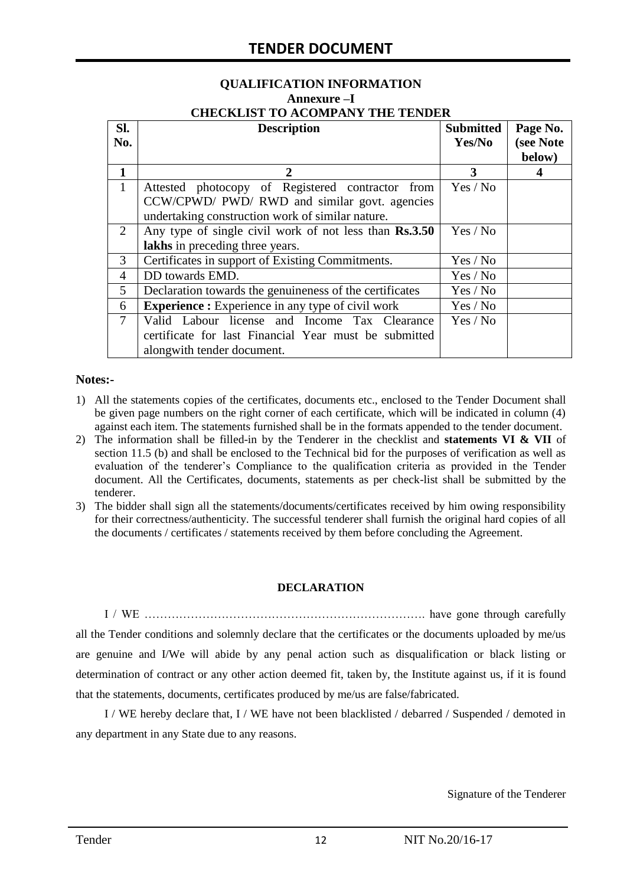### QUALIFICATION INFORMATION

### Annexure –I

### CHECKLIST TO ACOMPANY THE TENDER

| Sl. No. | Description | Submitted Yes/No | Page No. (see Note below) |
|---|---|---|---|
| **1** | **2** | **3** | **4** |
| 1 | Attested photocopy of Registered contractor from CCW/CPWD/ PWD/ RWD and similar govt. agencies undertaking construction work of similar nature. | Yes / No | |
| 2 | Any type of single civil work of not less than **Rs.3.50 lakhs** in preceding three years. | Yes / No | |
| 3 | Certificates in support of Existing Commitments. | Yes / No | |
| 4 | DD towards EMD. | Yes / No | |
| 5 | Declaration towards the genuineness of the certificates | Yes / No | |
| 6 | **Experience :** Experience in any type of civil work | Yes / No | |
| 7 | Valid Labour license and Income Tax Clearance certificate for last Financial Year must be submitted alongwith tender document. | Yes / No | |

**Notes:-**

1) All the statements copies of the certificates, documents etc., enclosed to the Tender Document shall be given page numbers on the right corner of each certificate, which will be indicated in column (4) against each item. The statements furnished shall be in the formats appended to the tender document.
2) The information shall be filled-in by the Tenderer in the checklist and **statements VI & VII** of section 11.5 (b) and shall be enclosed to the Technical bid for the purposes of verification as well as evaluation of the tenderer's Compliance to the qualification criteria as provided in the Tender document. All the Certificates, documents, statements as per check-list shall be submitted by the tenderer.
3) The bidder shall sign all the statements/documents/certificates received by him owing responsibility for their correctness/authenticity. The successful tenderer shall furnish the original hard copies of all the documents / certificates / statements received by them before concluding the Agreement.

**DECLARATION**

I / WE ………………………………………………………………. have gone through carefully all the Tender conditions and solemnly declare that the certificates or the documents uploaded by me/us are genuine and I/We will abide by any penal action such as disqualification or black listing or determination of contract or any other action deemed fit, taken by, the Institute against us, if it is found that the statements, documents, certificates produced by me/us are false/fabricated.

I / WE hereby declare that, I / WE have not been blacklisted / debarred / Suspended / demoted in any department in any State due to any reasons.

Signature of the Tenderer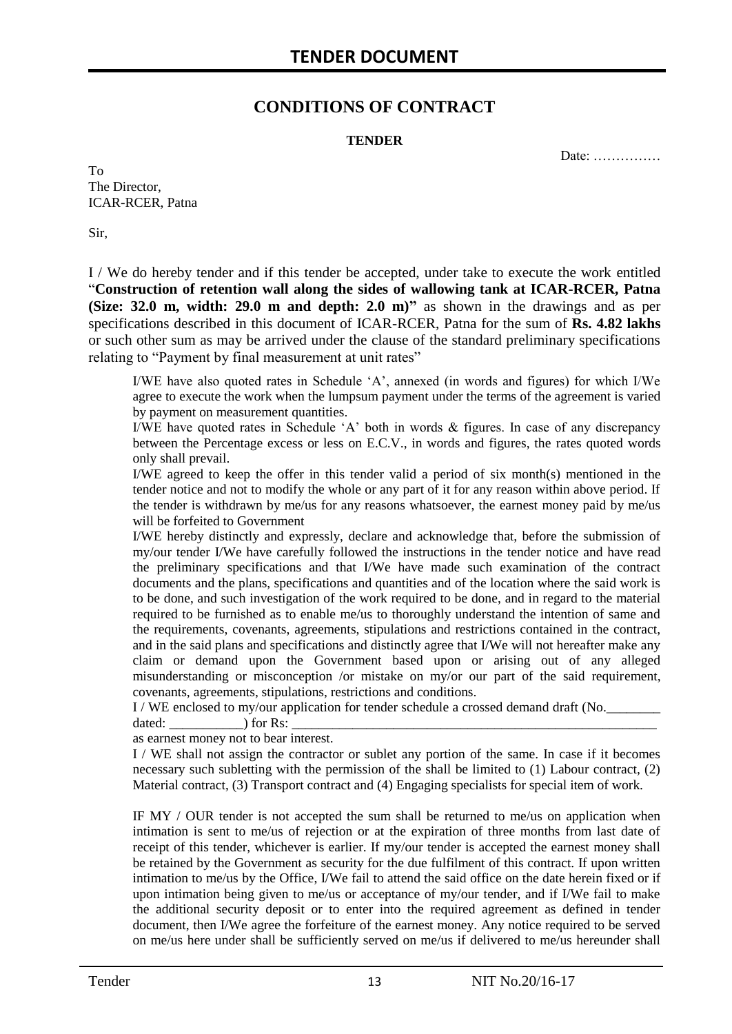## CONDITIONS OF CONTRACT

**TENDER**

Date: ……………

To
The Director,
ICAR-RCER, Patna

Sir,

I / We do hereby tender and if this tender be accepted, under take to execute the work entitled "**Construction of retention wall along the sides of wallowing tank at ICAR-RCER, Patna (Size: 32.0 m, width: 29.0 m and depth: 2.0 m)"** as shown in the drawings and as per specifications described in this document of ICAR-RCER, Patna for the sum of **Rs. 4.82 lakhs** or such other sum as may be arrived under the clause of the standard preliminary specifications relating to "Payment by final measurement at unit rates"

I/WE have also quoted rates in Schedule 'A', annexed (in words and figures) for which I/We agree to execute the work when the lumpsum payment under the terms of the agreement is varied by payment on measurement quantities.

I/WE have quoted rates in Schedule 'A' both in words & figures. In case of any discrepancy between the Percentage excess or less on E.C.V., in words and figures, the rates quoted words only shall prevail.

I/WE agreed to keep the offer in this tender valid a period of six month(s) mentioned in the tender notice and not to modify the whole or any part of it for any reason within above period. If the tender is withdrawn by me/us for any reasons whatsoever, the earnest money paid by me/us will be forfeited to Government

I/WE hereby distinctly and expressly, declare and acknowledge that, before the submission of my/our tender I/We have carefully followed the instructions in the tender notice and have read the preliminary specifications and that I/We have made such examination of the contract documents and the plans, specifications and quantities and of the location where the said work is to be done, and such investigation of the work required to be done, and in regard to the material required to be furnished as to enable me/us to thoroughly understand the intention of same and the requirements, covenants, agreements, stipulations and restrictions contained in the contract, and in the said plans and specifications and distinctly agree that I/We will not hereafter make any claim or demand upon the Government based upon or arising out of any alleged misunderstanding or misconception /or mistake on my/or our part of the said requirement, covenants, agreements, stipulations, restrictions and conditions.

I / WE enclosed to my/our application for tender schedule a crossed demand draft (No.________ dated: ___________) for Rs: ___________________________________________________________ as earnest money not to bear interest.

I / WE shall not assign the contractor or sublet any portion of the same. In case if it becomes necessary such subletting with the permission of the shall be limited to (1) Labour contract, (2) Material contract, (3) Transport contract and (4) Engaging specialists for special item of work.

IF MY / OUR tender is not accepted the sum shall be returned to me/us on application when intimation is sent to me/us of rejection or at the expiration of three months from last date of receipt of this tender, whichever is earlier. If my/our tender is accepted the earnest money shall be retained by the Government as security for the due fulfilment of this contract. If upon written intimation to me/us by the Office, I/We fail to attend the said office on the date herein fixed or if upon intimation being given to me/us or acceptance of my/our tender, and if I/We fail to make the additional security deposit or to enter into the required agreement as defined in tender document, then I/We agree the forfeiture of the earnest money. Any notice required to be served on me/us here under shall be sufficiently served on me/us if delivered to me/us hereunder shall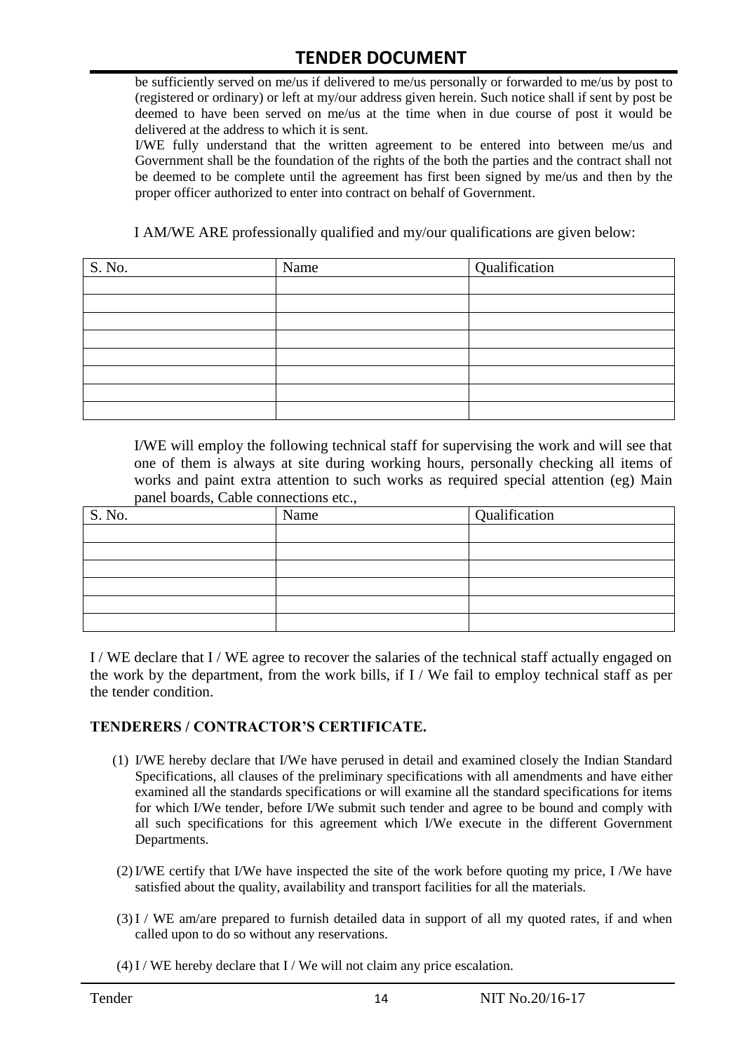be sufficiently served on me/us if delivered to me/us personally or forwarded to me/us by post to (registered or ordinary) or left at my/our address given herein. Such notice shall if sent by post be deemed to have been served on me/us at the time when in due course of post it would be delivered at the address to which it is sent.

I/WE fully understand that the written agreement to be entered into between me/us and Government shall be the foundation of the rights of the both the parties and the contract shall not be deemed to be complete until the agreement has first been signed by me/us and then by the proper officer authorized to enter into contract on behalf of Government.

I AM/WE ARE professionally qualified and my/our qualifications are given below:

| S. No. | Name | Qualification |
|---|---|---|
| | | |
| | | |
| | | |
| | | |
| | | |
| | | |
| | | |
| | | |

I/WE will employ the following technical staff for supervising the work and will see that one of them is always at site during working hours, personally checking all items of works and paint extra attention to such works as required special attention (eg) Main panel boards, Cable connections etc.,

| S. No. | Name | Qualification |
|---|---|---|
| | | |
| | | |
| | | |
| | | |
| | | |
| | | |

I / WE declare that I / WE agree to recover the salaries of the technical staff actually engaged on the work by the department, from the work bills, if I / We fail to employ technical staff as per the tender condition.

## TENDERERS / CONTRACTOR'S CERTIFICATE.

(1) I/WE hereby declare that I/We have perused in detail and examined closely the Indian Standard Specifications, all clauses of the preliminary specifications with all amendments and have either examined all the standards specifications or will examine all the standard specifications for items for which I/We tender, before I/We submit such tender and agree to be bound and comply with all such specifications for this agreement which I/We execute in the different Government Departments.

(2) I/WE certify that I/We have inspected the site of the work before quoting my price, I /We have satisfied about the quality, availability and transport facilities for all the materials.

(3) I / WE am/are prepared to furnish detailed data in support of all my quoted rates, if and when called upon to do so without any reservations.

(4) I / WE hereby declare that I / We will not claim any price escalation.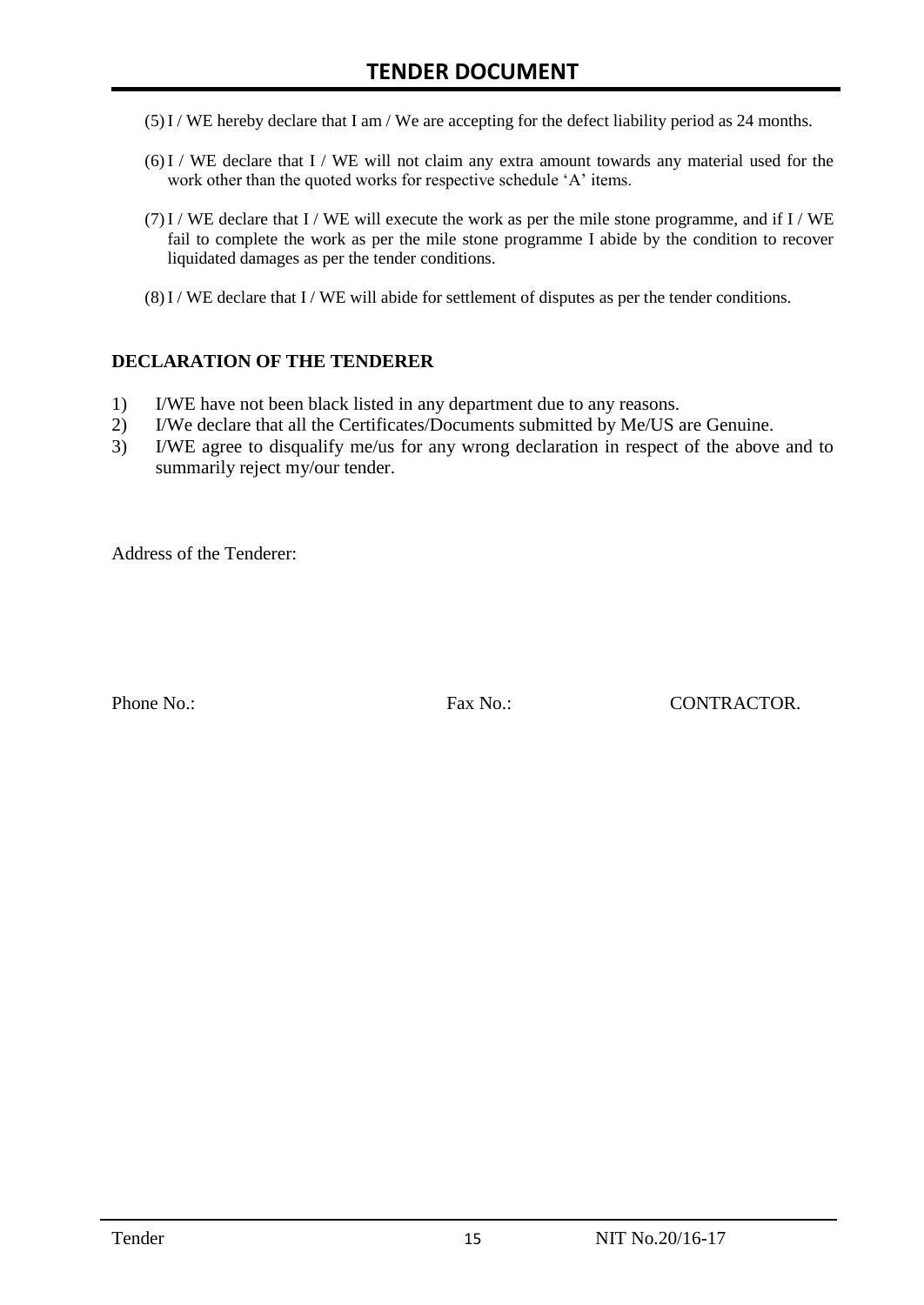(5) I / WE hereby declare that I am / We are accepting for the defect liability period as 24 months.

(6) I / WE declare that I / WE will not claim any extra amount towards any material used for the work other than the quoted works for respective schedule 'A' items.

(7) I / WE declare that I / WE will execute the work as per the mile stone programme, and if I / WE fail to complete the work as per the mile stone programme I abide by the condition to recover liquidated damages as per the tender conditions.

(8) I / WE declare that I / WE will abide for settlement of disputes as per the tender conditions.

**DECLARATION OF THE TENDERER**

1) I/WE have not been black listed in any department due to any reasons.
2) I/We declare that all the Certificates/Documents submitted by Me/US are Genuine.
3) I/WE agree to disqualify me/us for any wrong declaration in respect of the above and to summarily reject my/our tender.

Address of the Tenderer:

Phone No.: Fax No.: CONTRACTOR.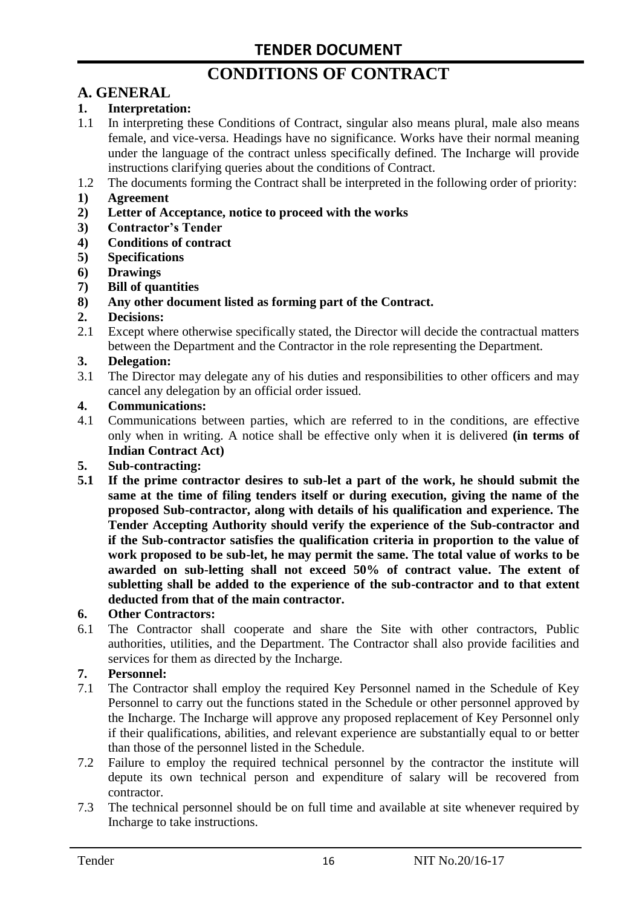# CONDITIONS OF CONTRACT

## A. GENERAL

**1. Interpretation:**

1.1 In interpreting these Conditions of Contract, singular also means plural, male also means female, and vice-versa. Headings have no significance. Works have their normal meaning under the language of the contract unless specifically defined. The Incharge will provide instructions clarifying queries about the conditions of Contract.

1.2 The documents forming the Contract shall be interpreted in the following order of priority:

**1) Agreement**

**2) Letter of Acceptance, notice to proceed with the works**

**3) Contractor's Tender**

**4) Conditions of contract**

**5) Specifications**

**6) Drawings**

**7) Bill of quantities**

**8) Any other document listed as forming part of the Contract.**

**2. Decisions:**

2.1 Except where otherwise specifically stated, the Director will decide the contractual matters between the Department and the Contractor in the role representing the Department.

**3. Delegation:**

3.1 The Director may delegate any of his duties and responsibilities to other officers and may cancel any delegation by an official order issued.

**4. Communications:**

4.1 Communications between parties, which are referred to in the conditions, are effective only when in writing. A notice shall be effective only when it is delivered **(in terms of Indian Contract Act)**

**5. Sub-contracting:**

**5.1 If the prime contractor desires to sub-let a part of the work, he should submit the same at the time of filing tenders itself or during execution, giving the name of the proposed Sub-contractor, along with details of his qualification and experience. The Tender Accepting Authority should verify the experience of the Sub-contractor and if the Sub-contractor satisfies the qualification criteria in proportion to the value of work proposed to be sub-let, he may permit the same. The total value of works to be awarded on sub-letting shall not exceed 50% of contract value. The extent of subletting shall be added to the experience of the sub-contractor and to that extent deducted from that of the main contractor.**

**6. Other Contractors:**

6.1 The Contractor shall cooperate and share the Site with other contractors, Public authorities, utilities, and the Department. The Contractor shall also provide facilities and services for them as directed by the Incharge.

**7. Personnel:**

7.1 The Contractor shall employ the required Key Personnel named in the Schedule of Key Personnel to carry out the functions stated in the Schedule or other personnel approved by the Incharge. The Incharge will approve any proposed replacement of Key Personnel only if their qualifications, abilities, and relevant experience are substantially equal to or better than those of the personnel listed in the Schedule.

7.2 Failure to employ the required technical personnel by the contractor the institute will depute its own technical person and expenditure of salary will be recovered from contractor.

7.3 The technical personnel should be on full time and available at site whenever required by Incharge to take instructions.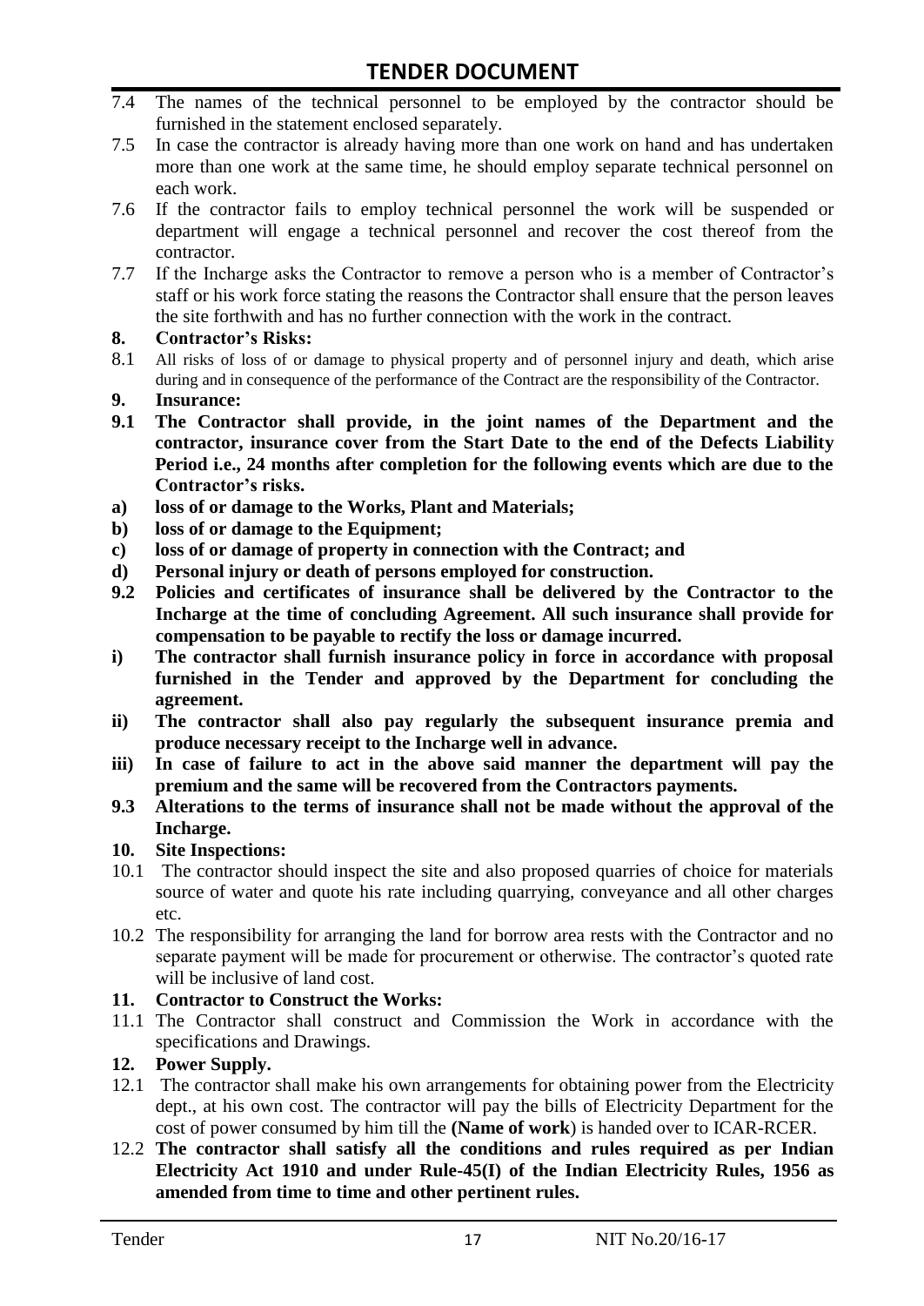7.4 The names of the technical personnel to be employed by the contractor should be furnished in the statement enclosed separately.

7.5 In case the contractor is already having more than one work on hand and has undertaken more than one work at the same time, he should employ separate technical personnel on each work.

7.6 If the contractor fails to employ technical personnel the work will be suspended or department will engage a technical personnel and recover the cost thereof from the contractor.

7.7 If the Incharge asks the Contractor to remove a person who is a member of Contractor's staff or his work force stating the reasons the Contractor shall ensure that the person leaves the site forthwith and has no further connection with the work in the contract.

**8. Contractor's Risks:**

8.1 All risks of loss of or damage to physical property and of personnel injury and death, which arise during and in consequence of the performance of the Contract are the responsibility of the Contractor.

**9. Insurance:**

**9.1 The Contractor shall provide, in the joint names of the Department and the contractor, insurance cover from the Start Date to the end of the Defects Liability Period i.e., 24 months after completion for the following events which are due to the Contractor's risks.**

**a) loss of or damage to the Works, Plant and Materials;**

**b) loss of or damage to the Equipment;**

**c) loss of or damage of property in connection with the Contract; and**

**d) Personal injury or death of persons employed for construction.**

**9.2 Policies and certificates of insurance shall be delivered by the Contractor to the Incharge at the time of concluding Agreement. All such insurance shall provide for compensation to be payable to rectify the loss or damage incurred.**

**i) The contractor shall furnish insurance policy in force in accordance with proposal furnished in the Tender and approved by the Department for concluding the agreement.**

**ii) The contractor shall also pay regularly the subsequent insurance premia and produce necessary receipt to the Incharge well in advance.**

**iii) In case of failure to act in the above said manner the department will pay the premium and the same will be recovered from the Contractors payments.**

**9.3 Alterations to the terms of insurance shall not be made without the approval of the Incharge.**

**10. Site Inspections:**

10.1 The contractor should inspect the site and also proposed quarries of choice for materials source of water and quote his rate including quarrying, conveyance and all other charges etc.

10.2 The responsibility for arranging the land for borrow area rests with the Contractor and no separate payment will be made for procurement or otherwise. The contractor's quoted rate will be inclusive of land cost.

**11. Contractor to Construct the Works:**

11.1 The Contractor shall construct and Commission the Work in accordance with the specifications and Drawings.

**12. Power Supply.**

12.1 The contractor shall make his own arrangements for obtaining power from the Electricity dept., at his own cost. The contractor will pay the bills of Electricity Department for the cost of power consumed by him till the **(Name of work**) is handed over to ICAR-RCER.

12.2 **The contractor shall satisfy all the conditions and rules required as per Indian Electricity Act 1910 and under Rule-45(I) of the Indian Electricity Rules, 1956 as amended from time to time and other pertinent rules.**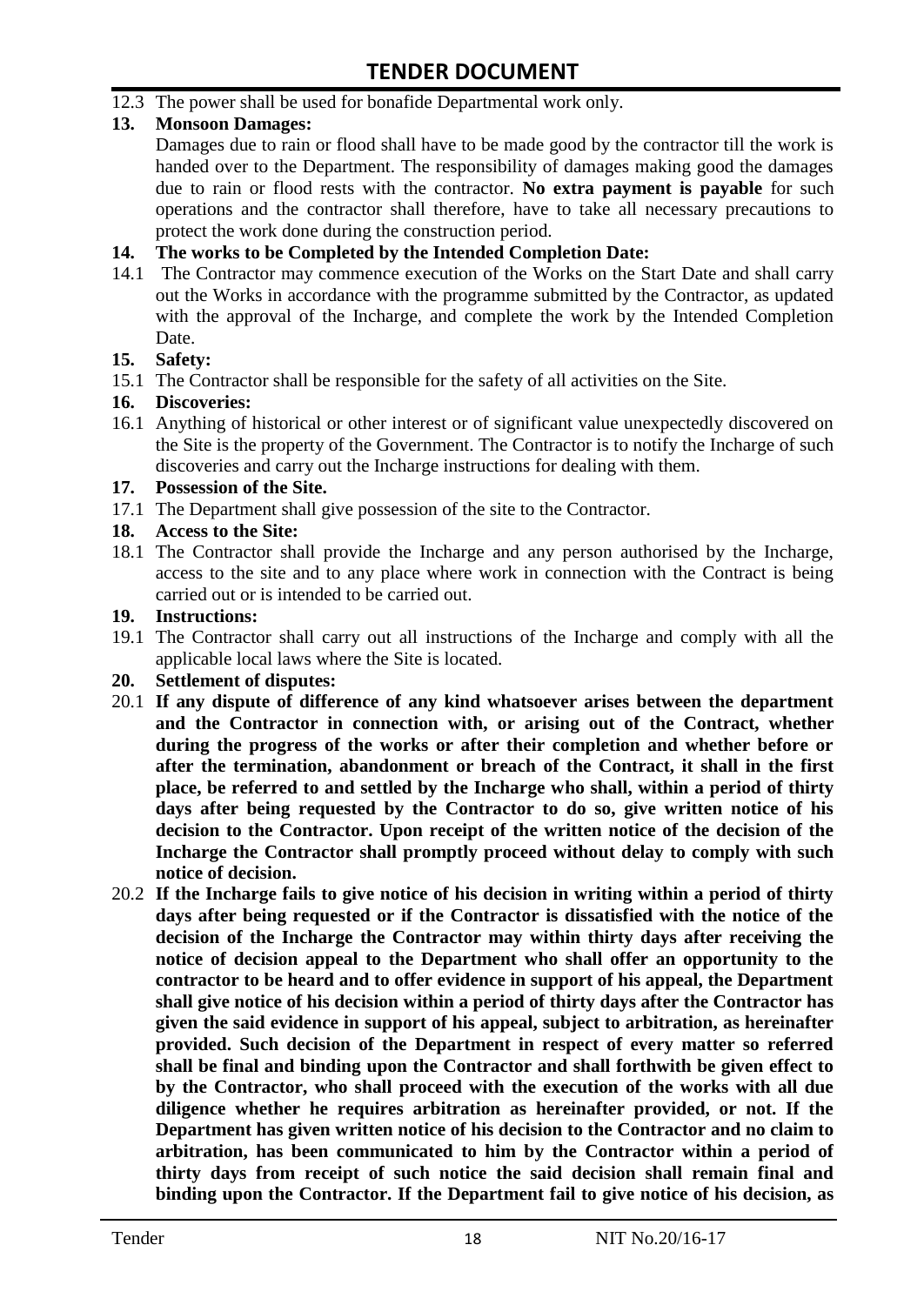12.3 The power shall be used for bonafide Departmental work only.

**13. Monsoon Damages:**

Damages due to rain or flood shall have to be made good by the contractor till the work is handed over to the Department. The responsibility of damages making good the damages due to rain or flood rests with the contractor. **No extra payment is payable** for such operations and the contractor shall therefore, have to take all necessary precautions to protect the work done during the construction period.

**14. The works to be Completed by the Intended Completion Date:**

14.1 The Contractor may commence execution of the Works on the Start Date and shall carry out the Works in accordance with the programme submitted by the Contractor, as updated with the approval of the Incharge, and complete the work by the Intended Completion Date.

**15. Safety:**

15.1 The Contractor shall be responsible for the safety of all activities on the Site.

**16. Discoveries:**

16.1 Anything of historical or other interest or of significant value unexpectedly discovered on the Site is the property of the Government. The Contractor is to notify the Incharge of such discoveries and carry out the Incharge instructions for dealing with them.

**17. Possession of the Site.**

17.1 The Department shall give possession of the site to the Contractor.

**18. Access to the Site:**

18.1 The Contractor shall provide the Incharge and any person authorised by the Incharge, access to the site and to any place where work in connection with the Contract is being carried out or is intended to be carried out.

**19. Instructions:**

19.1 The Contractor shall carry out all instructions of the Incharge and comply with all the applicable local laws where the Site is located.

**20. Settlement of disputes:**

20.1 **If any dispute of difference of any kind whatsoever arises between the department and the Contractor in connection with, or arising out of the Contract, whether during the progress of the works or after their completion and whether before or after the termination, abandonment or breach of the Contract, it shall in the first place, be referred to and settled by the Incharge who shall, within a period of thirty days after being requested by the Contractor to do so, give written notice of his decision to the Contractor. Upon receipt of the written notice of the decision of the Incharge the Contractor shall promptly proceed without delay to comply with such notice of decision.**

20.2 **If the Incharge fails to give notice of his decision in writing within a period of thirty days after being requested or if the Contractor is dissatisfied with the notice of the decision of the Incharge the Contractor may within thirty days after receiving the notice of decision appeal to the Department who shall offer an opportunity to the contractor to be heard and to offer evidence in support of his appeal, the Department shall give notice of his decision within a period of thirty days after the Contractor has given the said evidence in support of his appeal, subject to arbitration, as hereinafter provided. Such decision of the Department in respect of every matter so referred shall be final and binding upon the Contractor and shall forthwith be given effect to by the Contractor, who shall proceed with the execution of the works with all due diligence whether he requires arbitration as hereinafter provided, or not. If the Department has given written notice of his decision to the Contractor and no claim to arbitration, has been communicated to him by the Contractor within a period of thirty days from receipt of such notice the said decision shall remain final and binding upon the Contractor. If the Department fail to give notice of his decision, as**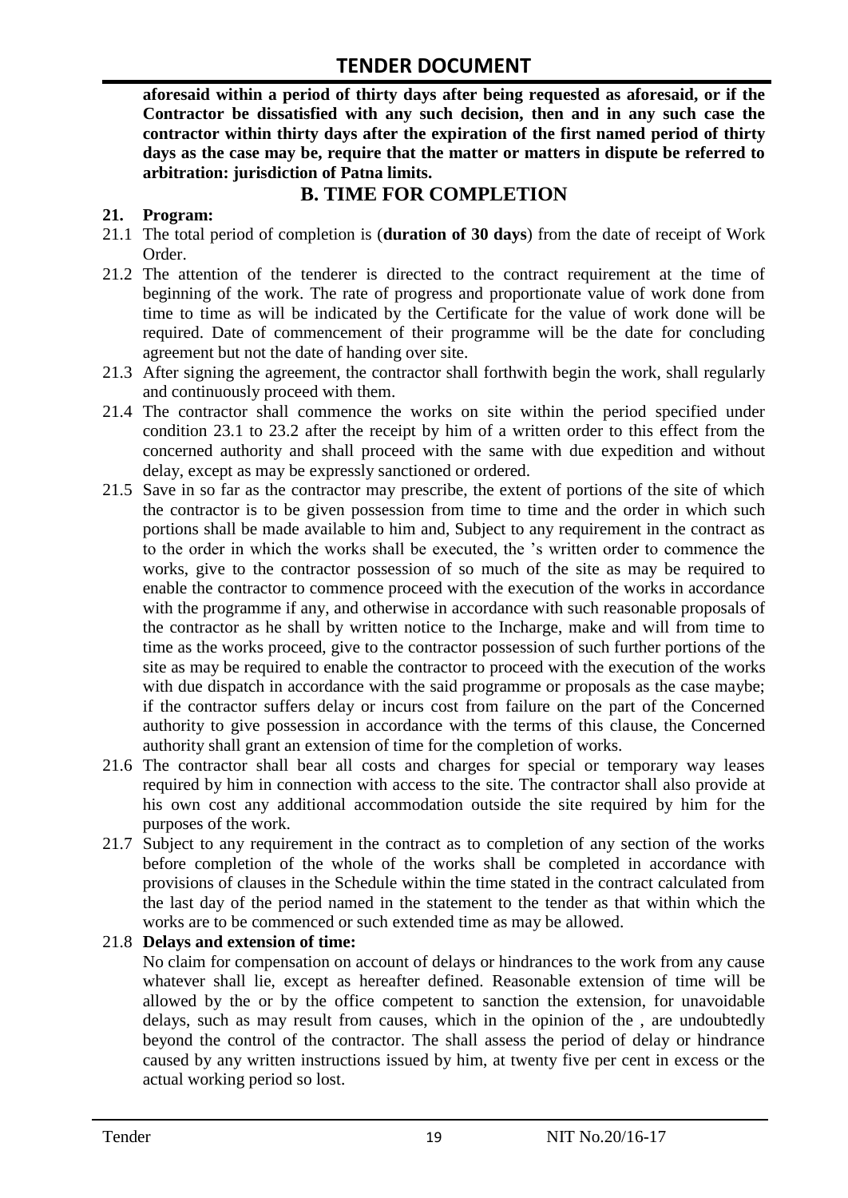**aforesaid within a period of thirty days after being requested as aforesaid, or if the Contractor be dissatisfied with any such decision, then and in any such case the contractor within thirty days after the expiration of the first named period of thirty days as the case may be, require that the matter or matters in dispute be referred to arbitration: jurisdiction of Patna limits.**

## B. TIME FOR COMPLETION

**21. Program:**

21.1 The total period of completion is (**duration of 30 days**) from the date of receipt of Work Order.

21.2 The attention of the tenderer is directed to the contract requirement at the time of beginning of the work. The rate of progress and proportionate value of work done from time to time as will be indicated by the Certificate for the value of work done will be required. Date of commencement of their programme will be the date for concluding agreement but not the date of handing over site.

21.3 After signing the agreement, the contractor shall forthwith begin the work, shall regularly and continuously proceed with them.

21.4 The contractor shall commence the works on site within the period specified under condition 23.1 to 23.2 after the receipt by him of a written order to this effect from the concerned authority and shall proceed with the same with due expedition and without delay, except as may be expressly sanctioned or ordered.

21.5 Save in so far as the contractor may prescribe, the extent of portions of the site of which the contractor is to be given possession from time to time and the order in which such portions shall be made available to him and, Subject to any requirement in the contract as to the order in which the works shall be executed, the 's written order to commence the works, give to the contractor possession of so much of the site as may be required to enable the contractor to commence proceed with the execution of the works in accordance with the programme if any, and otherwise in accordance with such reasonable proposals of the contractor as he shall by written notice to the Incharge, make and will from time to time as the works proceed, give to the contractor possession of such further portions of the site as may be required to enable the contractor to proceed with the execution of the works with due dispatch in accordance with the said programme or proposals as the case maybe; if the contractor suffers delay or incurs cost from failure on the part of the Concerned authority to give possession in accordance with the terms of this clause, the Concerned authority shall grant an extension of time for the completion of works.

21.6 The contractor shall bear all costs and charges for special or temporary way leases required by him in connection with access to the site. The contractor shall also provide at his own cost any additional accommodation outside the site required by him for the purposes of the work.

21.7 Subject to any requirement in the contract as to completion of any section of the works before completion of the whole of the works shall be completed in accordance with provisions of clauses in the Schedule within the time stated in the contract calculated from the last day of the period named in the statement to the tender as that within which the works are to be commenced or such extended time as may be allowed.

21.8 **Delays and extension of time:**

No claim for compensation on account of delays or hindrances to the work from any cause whatever shall lie, except as hereafter defined. Reasonable extension of time will be allowed by the or by the office competent to sanction the extension, for unavoidable delays, such as may result from causes, which in the opinion of the , are undoubtedly beyond the control of the contractor. The shall assess the period of delay or hindrance caused by any written instructions issued by him, at twenty five per cent in excess or the actual working period so lost.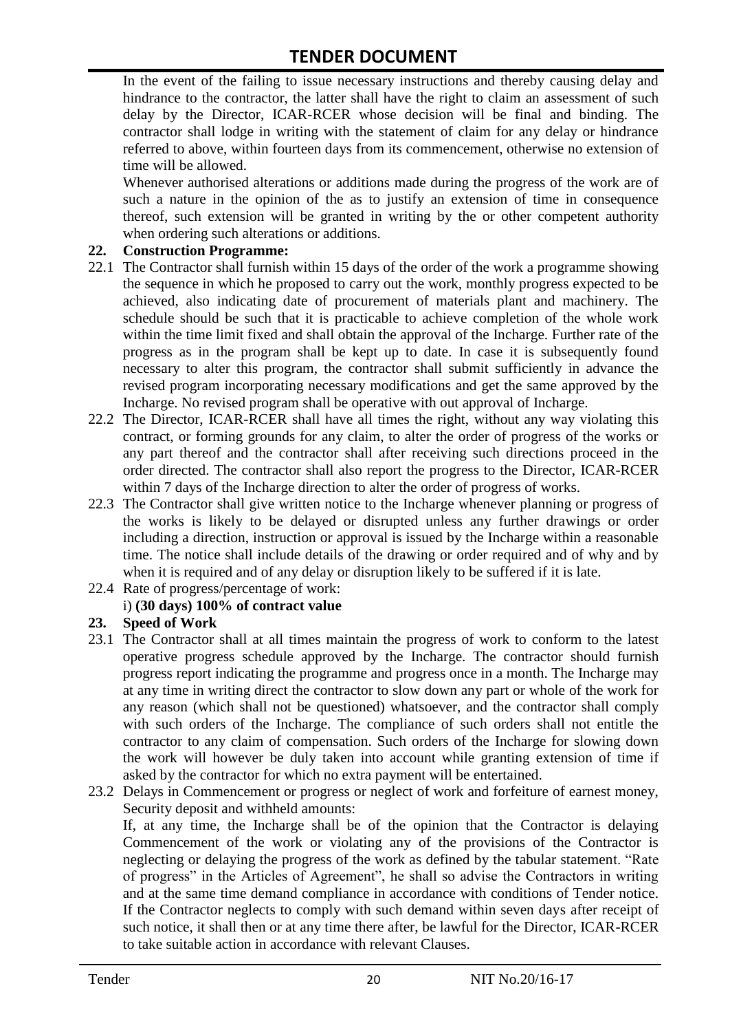In the event of the failing to issue necessary instructions and thereby causing delay and hindrance to the contractor, the latter shall have the right to claim an assessment of such delay by the Director, ICAR-RCER whose decision will be final and binding. The contractor shall lodge in writing with the statement of claim for any delay or hindrance referred to above, within fourteen days from its commencement, otherwise no extension of time will be allowed.

Whenever authorised alterations or additions made during the progress of the work are of such a nature in the opinion of the as to justify an extension of time in consequence thereof, such extension will be granted in writing by the or other competent authority when ordering such alterations or additions.

**22. Construction Programme:**

22.1 The Contractor shall furnish within 15 days of the order of the work a programme showing the sequence in which he proposed to carry out the work, monthly progress expected to be achieved, also indicating date of procurement of materials plant and machinery. The schedule should be such that it is practicable to achieve completion of the whole work within the time limit fixed and shall obtain the approval of the Incharge. Further rate of the progress as in the program shall be kept up to date. In case it is subsequently found necessary to alter this program, the contractor shall submit sufficiently in advance the revised program incorporating necessary modifications and get the same approved by the Incharge. No revised program shall be operative with out approval of Incharge.

22.2 The Director, ICAR-RCER shall have all times the right, without any way violating this contract, or forming grounds for any claim, to alter the order of progress of the works or any part thereof and the contractor shall after receiving such directions proceed in the order directed. The contractor shall also report the progress to the Director, ICAR-RCER within 7 days of the Incharge direction to alter the order of progress of works.

22.3 The Contractor shall give written notice to the Incharge whenever planning or progress of the works is likely to be delayed or disrupted unless any further drawings or order including a direction, instruction or approval is issued by the Incharge within a reasonable time. The notice shall include details of the drawing or order required and of why and by when it is required and of any delay or disruption likely to be suffered if it is late.

22.4 Rate of progress/percentage of work:

i) **(30 days) 100% of contract value**

**23. Speed of Work**

23.1 The Contractor shall at all times maintain the progress of work to conform to the latest operative progress schedule approved by the Incharge. The contractor should furnish progress report indicating the programme and progress once in a month. The Incharge may at any time in writing direct the contractor to slow down any part or whole of the work for any reason (which shall not be questioned) whatsoever, and the contractor shall comply with such orders of the Incharge. The compliance of such orders shall not entitle the contractor to any claim of compensation. Such orders of the Incharge for slowing down the work will however be duly taken into account while granting extension of time if asked by the contractor for which no extra payment will be entertained.

23.2 Delays in Commencement or progress or neglect of work and forfeiture of earnest money, Security deposit and withheld amounts:

If, at any time, the Incharge shall be of the opinion that the Contractor is delaying Commencement of the work or violating any of the provisions of the Contractor is neglecting or delaying the progress of the work as defined by the tabular statement. "Rate of progress" in the Articles of Agreement", he shall so advise the Contractors in writing and at the same time demand compliance in accordance with conditions of Tender notice. If the Contractor neglects to comply with such demand within seven days after receipt of such notice, it shall then or at any time there after, be lawful for the Director, ICAR-RCER to take suitable action in accordance with relevant Clauses.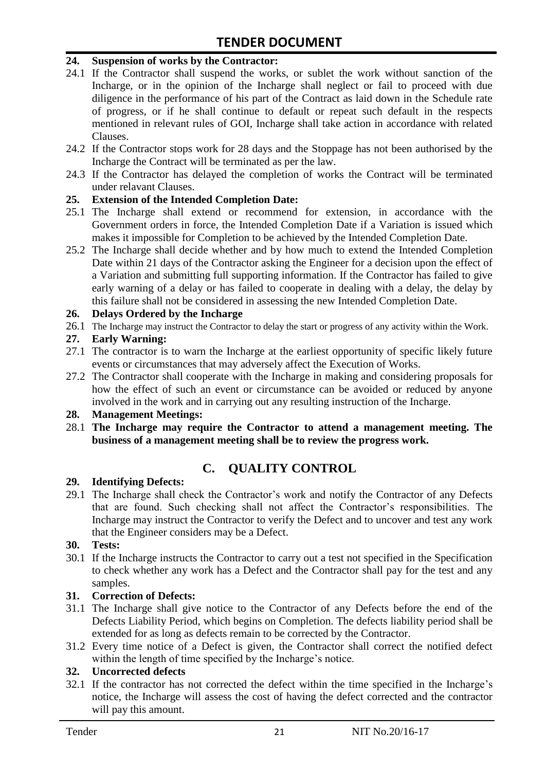**24. Suspension of works by the Contractor:**

24.1 If the Contractor shall suspend the works, or sublet the work without sanction of the Incharge, or in the opinion of the Incharge shall neglect or fail to proceed with due diligence in the performance of his part of the Contract as laid down in the Schedule rate of progress, or if he shall continue to default or repeat such default in the respects mentioned in relevant rules of GOI, Incharge shall take action in accordance with related Clauses.

24.2 If the Contractor stops work for 28 days and the Stoppage has not been authorised by the Incharge the Contract will be terminated as per the law.

24.3 If the Contractor has delayed the completion of works the Contract will be terminated under relavant Clauses.

**25. Extension of the Intended Completion Date:**

25.1 The Incharge shall extend or recommend for extension, in accordance with the Government orders in force, the Intended Completion Date if a Variation is issued which makes it impossible for Completion to be achieved by the Intended Completion Date.

25.2 The Incharge shall decide whether and by how much to extend the Intended Completion Date within 21 days of the Contractor asking the Engineer for a decision upon the effect of a Variation and submitting full supporting information. If the Contractor has failed to give early warning of a delay or has failed to cooperate in dealing with a delay, the delay by this failure shall not be considered in assessing the new Intended Completion Date.

**26. Delays Ordered by the Incharge**

26.1 The Incharge may instruct the Contractor to delay the start or progress of any activity within the Work.

**27. Early Warning:**

27.1 The contractor is to warn the Incharge at the earliest opportunity of specific likely future events or circumstances that may adversely affect the Execution of Works.

27.2 The Contractor shall cooperate with the Incharge in making and considering proposals for how the effect of such an event or circumstance can be avoided or reduced by anyone involved in the work and in carrying out any resulting instruction of the Incharge.

**28. Management Meetings:**

28.1 **The Incharge may require the Contractor to attend a management meeting. The business of a management meeting shall be to review the progress work.**

## C. QUALITY CONTROL

**29. Identifying Defects:**

29.1 The Incharge shall check the Contractor's work and notify the Contractor of any Defects that are found. Such checking shall not affect the Contractor's responsibilities. The Incharge may instruct the Contractor to verify the Defect and to uncover and test any work that the Engineer considers may be a Defect.

**30. Tests:**

30.1 If the Incharge instructs the Contractor to carry out a test not specified in the Specification to check whether any work has a Defect and the Contractor shall pay for the test and any samples.

**31. Correction of Defects:**

31.1 The Incharge shall give notice to the Contractor of any Defects before the end of the Defects Liability Period, which begins on Completion. The defects liability period shall be extended for as long as defects remain to be corrected by the Contractor.

31.2 Every time notice of a Defect is given, the Contractor shall correct the notified defect within the length of time specified by the Incharge's notice.

**32. Uncorrected defects**

32.1 If the contractor has not corrected the defect within the time specified in the Incharge's notice, the Incharge will assess the cost of having the defect corrected and the contractor will pay this amount.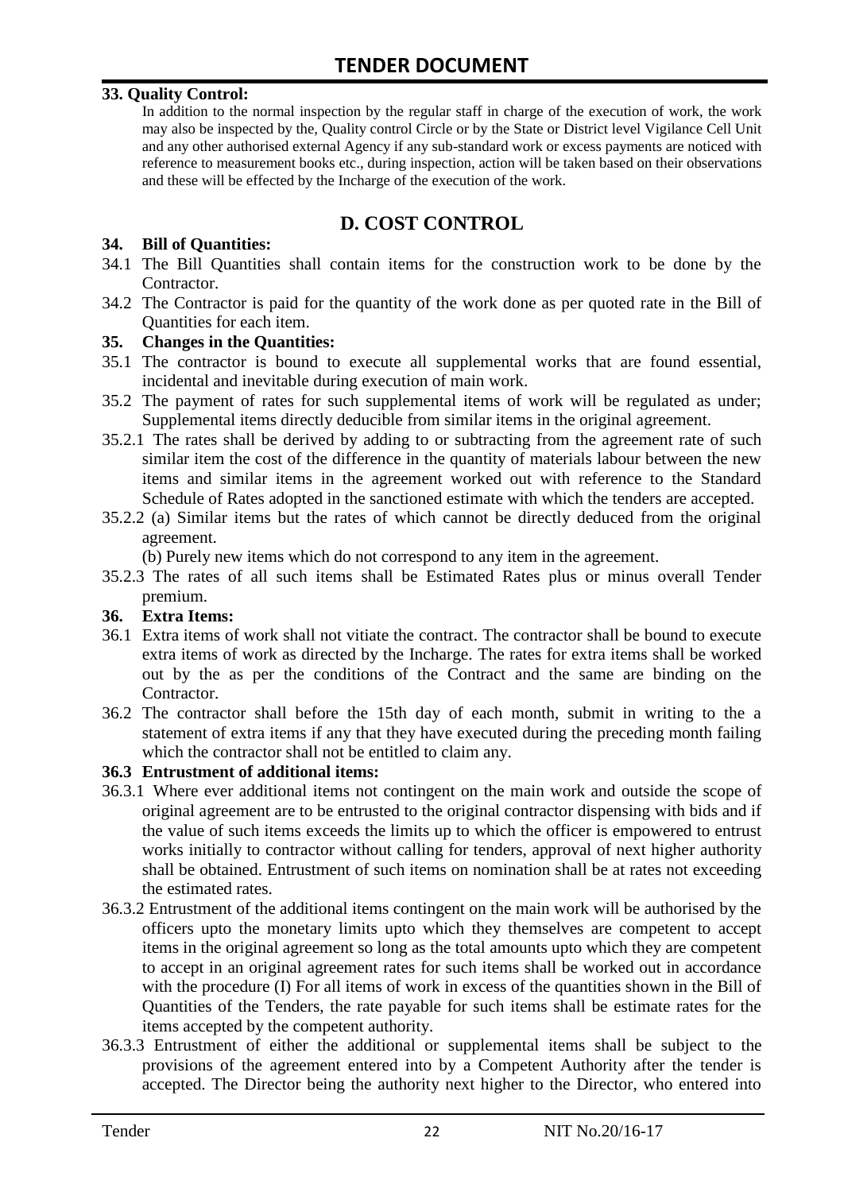**33. Quality Control:**

In addition to the normal inspection by the regular staff in charge of the execution of work, the work may also be inspected by the, Quality control Circle or by the State or District level Vigilance Cell Unit and any other authorised external Agency if any sub-standard work or excess payments are noticed with reference to measurement books etc., during inspection, action will be taken based on their observations and these will be effected by the Incharge of the execution of the work.

## D. COST CONTROL

**34. Bill of Quantities:**

34.1 The Bill Quantities shall contain items for the construction work to be done by the Contractor.

34.2 The Contractor is paid for the quantity of the work done as per quoted rate in the Bill of Quantities for each item.

**35. Changes in the Quantities:**

35.1 The contractor is bound to execute all supplemental works that are found essential, incidental and inevitable during execution of main work.

35.2 The payment of rates for such supplemental items of work will be regulated as under; Supplemental items directly deducible from similar items in the original agreement.

35.2.1 The rates shall be derived by adding to or subtracting from the agreement rate of such similar item the cost of the difference in the quantity of materials labour between the new items and similar items in the agreement worked out with reference to the Standard Schedule of Rates adopted in the sanctioned estimate with which the tenders are accepted.

35.2.2 (a) Similar items but the rates of which cannot be directly deduced from the original agreement.

(b) Purely new items which do not correspond to any item in the agreement.

35.2.3 The rates of all such items shall be Estimated Rates plus or minus overall Tender premium.

**36. Extra Items:**

36.1 Extra items of work shall not vitiate the contract. The contractor shall be bound to execute extra items of work as directed by the Incharge. The rates for extra items shall be worked out by the as per the conditions of the Contract and the same are binding on the Contractor.

36.2 The contractor shall before the 15th day of each month, submit in writing to the a statement of extra items if any that they have executed during the preceding month failing which the contractor shall not be entitled to claim any.

**36.3 Entrustment of additional items:**

36.3.1 Where ever additional items not contingent on the main work and outside the scope of original agreement are to be entrusted to the original contractor dispensing with bids and if the value of such items exceeds the limits up to which the officer is empowered to entrust works initially to contractor without calling for tenders, approval of next higher authority shall be obtained. Entrustment of such items on nomination shall be at rates not exceeding the estimated rates.

36.3.2 Entrustment of the additional items contingent on the main work will be authorised by the officers upto the monetary limits upto which they themselves are competent to accept items in the original agreement so long as the total amounts upto which they are competent to accept in an original agreement rates for such items shall be worked out in accordance with the procedure (I) For all items of work in excess of the quantities shown in the Bill of Quantities of the Tenders, the rate payable for such items shall be estimate rates for the items accepted by the competent authority.

36.3.3 Entrustment of either the additional or supplemental items shall be subject to the provisions of the agreement entered into by a Competent Authority after the tender is accepted. The Director being the authority next higher to the Director, who entered into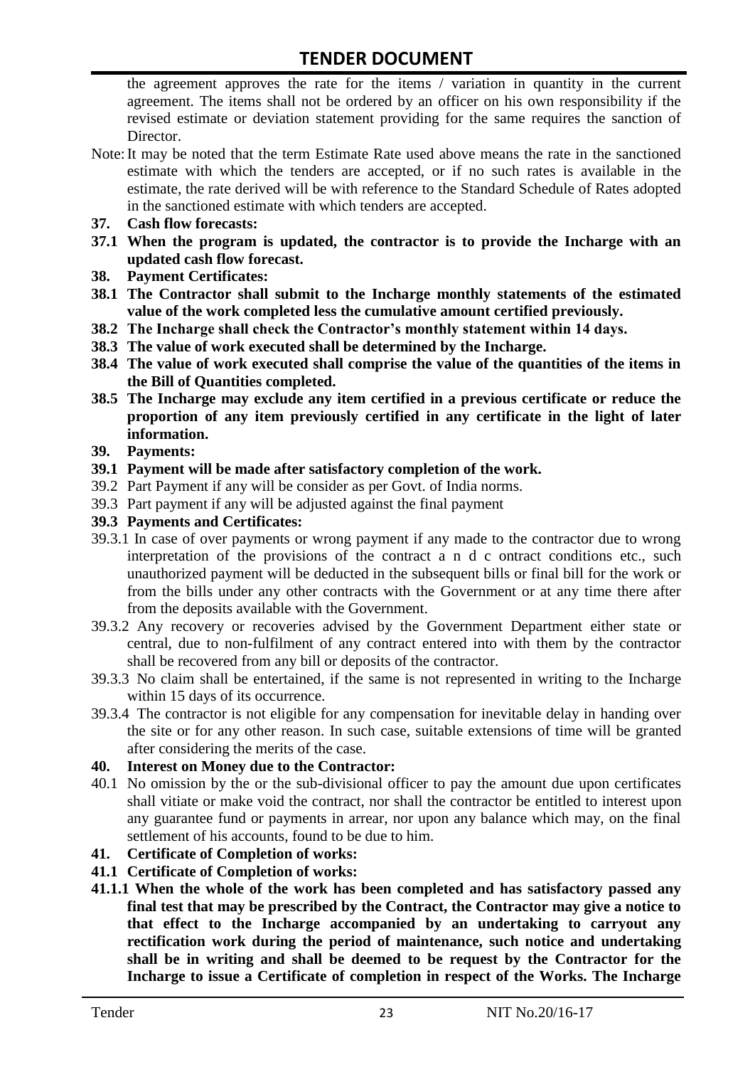the agreement approves the rate for the items / variation in quantity in the current agreement. The items shall not be ordered by an officer on his own responsibility if the revised estimate or deviation statement providing for the same requires the sanction of Director.

Note: It may be noted that the term Estimate Rate used above means the rate in the sanctioned estimate with which the tenders are accepted, or if no such rates is available in the estimate, the rate derived will be with reference to the Standard Schedule of Rates adopted in the sanctioned estimate with which tenders are accepted.

**37. Cash flow forecasts:**

**37.1 When the program is updated, the contractor is to provide the Incharge with an updated cash flow forecast.**

**38. Payment Certificates:**

**38.1 The Contractor shall submit to the Incharge monthly statements of the estimated value of the work completed less the cumulative amount certified previously.**

**38.2 The Incharge shall check the Contractor's monthly statement within 14 days.**

**38.3 The value of work executed shall be determined by the Incharge.**

**38.4 The value of work executed shall comprise the value of the quantities of the items in the Bill of Quantities completed.**

**38.5 The Incharge may exclude any item certified in a previous certificate or reduce the proportion of any item previously certified in any certificate in the light of later information.**

**39. Payments:**

**39.1 Payment will be made after satisfactory completion of the work.**

39.2 Part Payment if any will be consider as per Govt. of India norms.

39.3 Part payment if any will be adjusted against the final payment

**39.3 Payments and Certificates:**

39.3.1 In case of over payments or wrong payment if any made to the contractor due to wrong interpretation of the provisions of the contract a n d c ontract conditions etc., such unauthorized payment will be deducted in the subsequent bills or final bill for the work or from the bills under any other contracts with the Government or at any time there after from the deposits available with the Government.

39.3.2 Any recovery or recoveries advised by the Government Department either state or central, due to non-fulfilment of any contract entered into with them by the contractor shall be recovered from any bill or deposits of the contractor.

39.3.3 No claim shall be entertained, if the same is not represented in writing to the Incharge within 15 days of its occurrence.

39.3.4 The contractor is not eligible for any compensation for inevitable delay in handing over the site or for any other reason. In such case, suitable extensions of time will be granted after considering the merits of the case.

**40. Interest on Money due to the Contractor:**

40.1 No omission by the or the sub-divisional officer to pay the amount due upon certificates shall vitiate or make void the contract, nor shall the contractor be entitled to interest upon any guarantee fund or payments in arrear, nor upon any balance which may, on the final settlement of his accounts, found to be due to him.

**41. Certificate of Completion of works:**

**41.1 Certificate of Completion of works:**

**41.1.1 When the whole of the work has been completed and has satisfactory passed any final test that may be prescribed by the Contract, the Contractor may give a notice to that effect to the Incharge accompanied by an undertaking to carryout any rectification work during the period of maintenance, such notice and undertaking shall be in writing and shall be deemed to be request by the Contractor for the Incharge to issue a Certificate of completion in respect of the Works. The Incharge**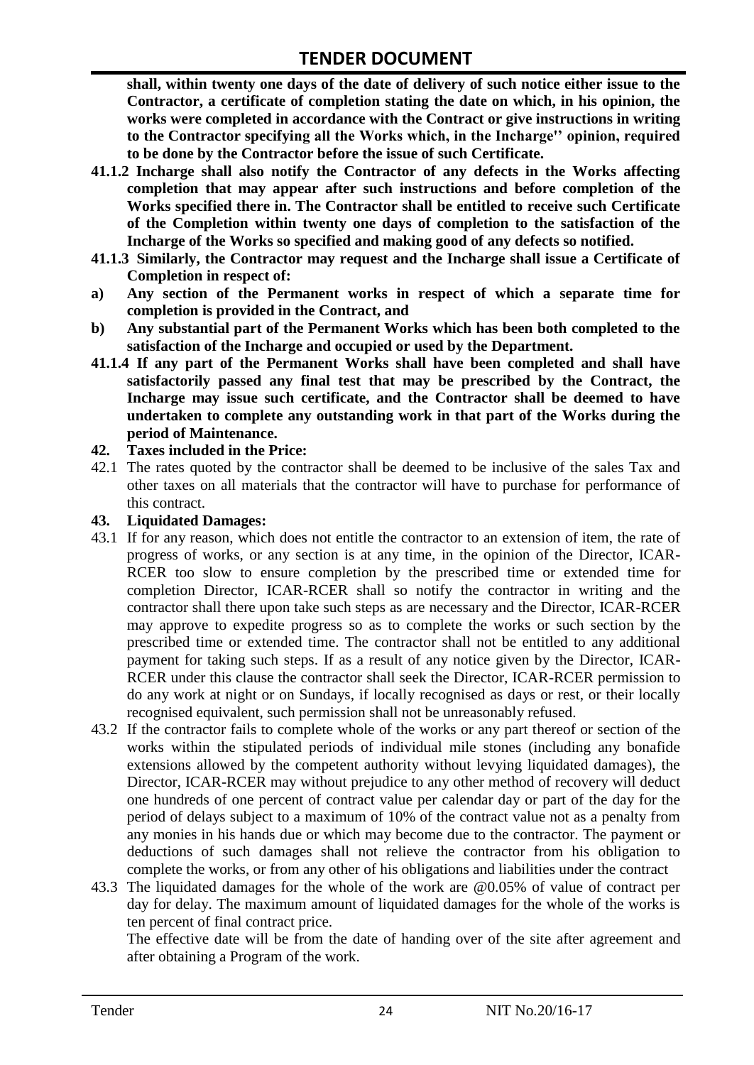**shall, within twenty one days of the date of delivery of such notice either issue to the Contractor, a certificate of completion stating the date on which, in his opinion, the works were completed in accordance with the Contract or give instructions in writing to the Contractor specifying all the Works which, in the Incharge'' opinion, required to be done by the Contractor before the issue of such Certificate.**

**41.1.2 Incharge shall also notify the Contractor of any defects in the Works affecting completion that may appear after such instructions and before completion of the Works specified there in. The Contractor shall be entitled to receive such Certificate of the Completion within twenty one days of completion to the satisfaction of the Incharge of the Works so specified and making good of any defects so notified.**

**41.1.3 Similarly, the Contractor may request and the Incharge shall issue a Certificate of Completion in respect of:**

**a) Any section of the Permanent works in respect of which a separate time for completion is provided in the Contract, and**

**b) Any substantial part of the Permanent Works which has been both completed to the satisfaction of the Incharge and occupied or used by the Department.**

**41.1.4 If any part of the Permanent Works shall have been completed and shall have satisfactorily passed any final test that may be prescribed by the Contract, the Incharge may issue such certificate, and the Contractor shall be deemed to have undertaken to complete any outstanding work in that part of the Works during the period of Maintenance.**

**42. Taxes included in the Price:**

42.1 The rates quoted by the contractor shall be deemed to be inclusive of the sales Tax and other taxes on all materials that the contractor will have to purchase for performance of this contract.

**43. Liquidated Damages:**

43.1 If for any reason, which does not entitle the contractor to an extension of item, the rate of progress of works, or any section is at any time, in the opinion of the Director, ICAR-RCER too slow to ensure completion by the prescribed time or extended time for completion Director, ICAR-RCER shall so notify the contractor in writing and the contractor shall there upon take such steps as are necessary and the Director, ICAR-RCER may approve to expedite progress so as to complete the works or such section by the prescribed time or extended time. The contractor shall not be entitled to any additional payment for taking such steps. If as a result of any notice given by the Director, ICAR-RCER under this clause the contractor shall seek the Director, ICAR-RCER permission to do any work at night or on Sundays, if locally recognised as days or rest, or their locally recognised equivalent, such permission shall not be unreasonably refused.

43.2 If the contractor fails to complete whole of the works or any part thereof or section of the works within the stipulated periods of individual mile stones (including any bonafide extensions allowed by the competent authority without levying liquidated damages), the Director, ICAR-RCER may without prejudice to any other method of recovery will deduct one hundreds of one percent of contract value per calendar day or part of the day for the period of delays subject to a maximum of 10% of the contract value not as a penalty from any monies in his hands due or which may become due to the contractor. The payment or deductions of such damages shall not relieve the contractor from his obligation to complete the works, or from any other of his obligations and liabilities under the contract

43.3 The liquidated damages for the whole of the work are @0.05% of value of contract per day for delay. The maximum amount of liquidated damages for the whole of the works is ten percent of final contract price.

The effective date will be from the date of handing over of the site after agreement and after obtaining a Program of the work.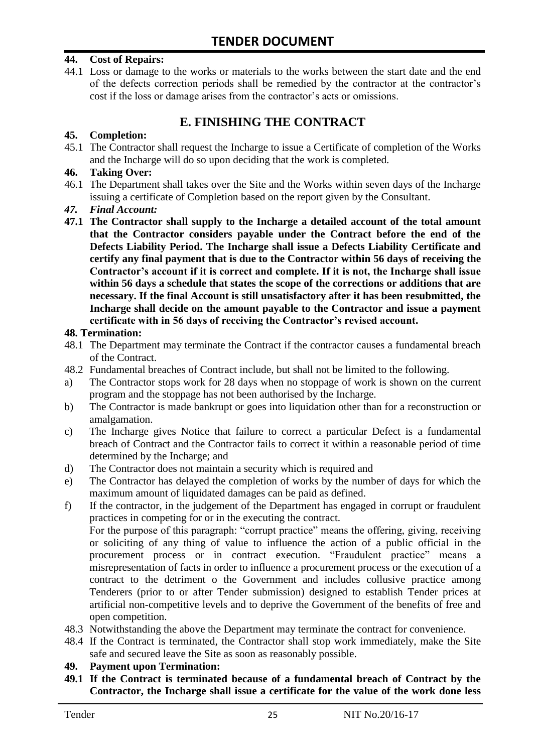**44. Cost of Repairs:**

44.1 Loss or damage to the works or materials to the works between the start date and the end of the defects correction periods shall be remedied by the contractor at the contractor's cost if the loss or damage arises from the contractor's acts or omissions.

## E. FINISHING THE CONTRACT

**45. Completion:**

45.1 The Contractor shall request the Incharge to issue a Certificate of completion of the Works and the Incharge will do so upon deciding that the work is completed.

**46. Taking Over:**

46.1 The Department shall takes over the Site and the Works within seven days of the Incharge issuing a certificate of Completion based on the report given by the Consultant.

***47. Final Account:***

**47.1 The Contractor shall supply to the Incharge a detailed account of the total amount that the Contractor considers payable under the Contract before the end of the Defects Liability Period. The Incharge shall issue a Defects Liability Certificate and certify any final payment that is due to the Contractor within 56 days of receiving the Contractor's account if it is correct and complete. If it is not, the Incharge shall issue within 56 days a schedule that states the scope of the corrections or additions that are necessary. If the final Account is still unsatisfactory after it has been resubmitted, the Incharge shall decide on the amount payable to the Contractor and issue a payment certificate with in 56 days of receiving the Contractor's revised account.**

**48. Termination:**

48.1 The Department may terminate the Contract if the contractor causes a fundamental breach of the Contract.

48.2 Fundamental breaches of Contract include, but shall not be limited to the following.

a) The Contractor stops work for 28 days when no stoppage of work is shown on the current program and the stoppage has not been authorised by the Incharge.

b) The Contractor is made bankrupt or goes into liquidation other than for a reconstruction or amalgamation.

c) The Incharge gives Notice that failure to correct a particular Defect is a fundamental breach of Contract and the Contractor fails to correct it within a reasonable period of time determined by the Incharge; and

d) The Contractor does not maintain a security which is required and

e) The Contractor has delayed the completion of works by the number of days for which the maximum amount of liquidated damages can be paid as defined.

f) If the contractor, in the judgement of the Department has engaged in corrupt or fraudulent practices in competing for or in the executing the contract.
For the purpose of this paragraph: "corrupt practice" means the offering, giving, receiving or soliciting of any thing of value to influence the action of a public official in the procurement process or in contract execution. "Fraudulent practice" means a misrepresentation of facts in order to influence a procurement process or the execution of a contract to the detriment o the Government and includes collusive practice among Tenderers (prior to or after Tender submission) designed to establish Tender prices at artificial non-competitive levels and to deprive the Government of the benefits of free and open competition.

48.3 Notwithstanding the above the Department may terminate the contract for convenience.

48.4 If the Contract is terminated, the Contractor shall stop work immediately, make the Site safe and secured leave the Site as soon as reasonably possible.

**49. Payment upon Termination:**

**49.1 If the Contract is terminated because of a fundamental breach of Contract by the Contractor, the Incharge shall issue a certificate for the value of the work done less**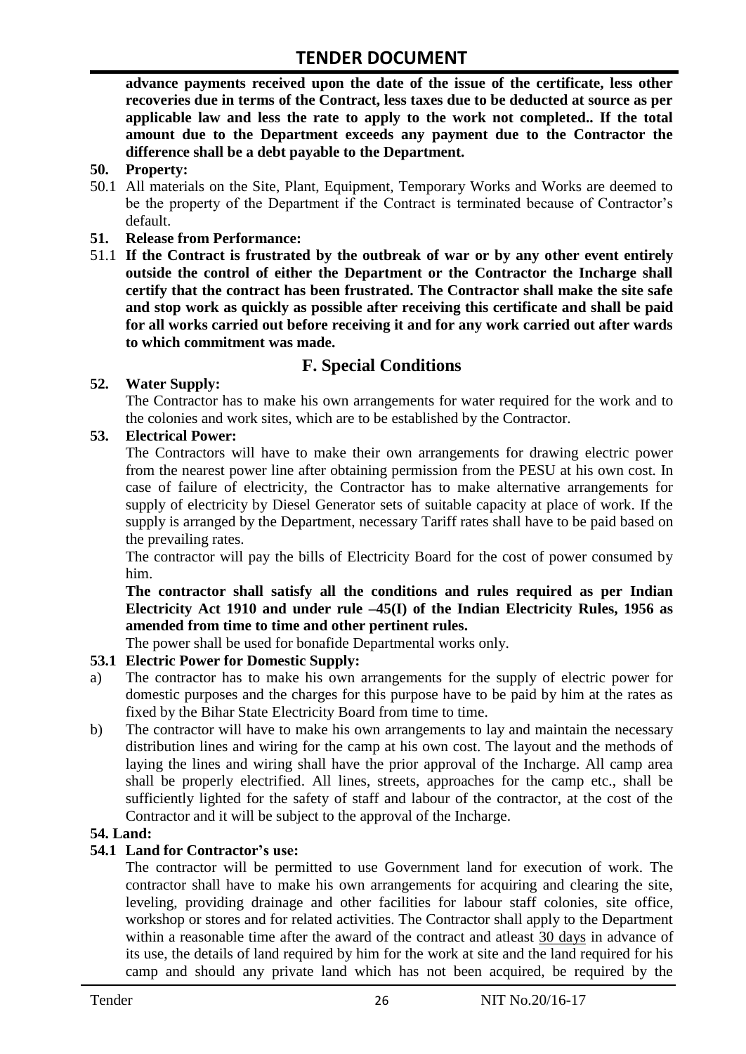**advance payments received upon the date of the issue of the certificate, less other recoveries due in terms of the Contract, less taxes due to be deducted at source as per applicable law and less the rate to apply to the work not completed.. If the total amount due to the Department exceeds any payment due to the Contractor the difference shall be a debt payable to the Department.**

**50. Property:**

50.1 All materials on the Site, Plant, Equipment, Temporary Works and Works are deemed to be the property of the Department if the Contract is terminated because of Contractor's default.

**51. Release from Performance:**

51.1 **If the Contract is frustrated by the outbreak of war or by any other event entirely outside the control of either the Department or the Contractor the Incharge shall certify that the contract has been frustrated. The Contractor shall make the site safe and stop work as quickly as possible after receiving this certificate and shall be paid for all works carried out before receiving it and for any work carried out after wards to which commitment was made.**

## F. Special Conditions

**52. Water Supply:**

The Contractor has to make his own arrangements for water required for the work and to the colonies and work sites, which are to be established by the Contractor.

**53. Electrical Power:**

The Contractors will have to make their own arrangements for drawing electric power from the nearest power line after obtaining permission from the PESU at his own cost. In case of failure of electricity, the Contractor has to make alternative arrangements for supply of electricity by Diesel Generator sets of suitable capacity at place of work. If the supply is arranged by the Department, necessary Tariff rates shall have to be paid based on the prevailing rates.

The contractor will pay the bills of Electricity Board for the cost of power consumed by him.

**The contractor shall satisfy all the conditions and rules required as per Indian Electricity Act 1910 and under rule –45(I) of the Indian Electricity Rules, 1956 as amended from time to time and other pertinent rules.**

The power shall be used for bonafide Departmental works only.

**53.1 Electric Power for Domestic Supply:**

a) The contractor has to make his own arrangements for the supply of electric power for domestic purposes and the charges for this purpose have to be paid by him at the rates as fixed by the Bihar State Electricity Board from time to time.

b) The contractor will have to make his own arrangements to lay and maintain the necessary distribution lines and wiring for the camp at his own cost. The layout and the methods of laying the lines and wiring shall have the prior approval of the Incharge. All camp area shall be properly electrified. All lines, streets, approaches for the camp etc., shall be sufficiently lighted for the safety of staff and labour of the contractor, at the cost of the Contractor and it will be subject to the approval of the Incharge.

**54. Land:**

**54.1 Land for Contractor's use:**

The contractor will be permitted to use Government land for execution of work. The contractor shall have to make his own arrangements for acquiring and clearing the site, leveling, providing drainage and other facilities for labour staff colonies, site office, workshop or stores and for related activities. The Contractor shall apply to the Department within a reasonable time after the award of the contract and atleast 30 days in advance of its use, the details of land required by him for the work at site and the land required for his camp and should any private land which has not been acquired, be required by the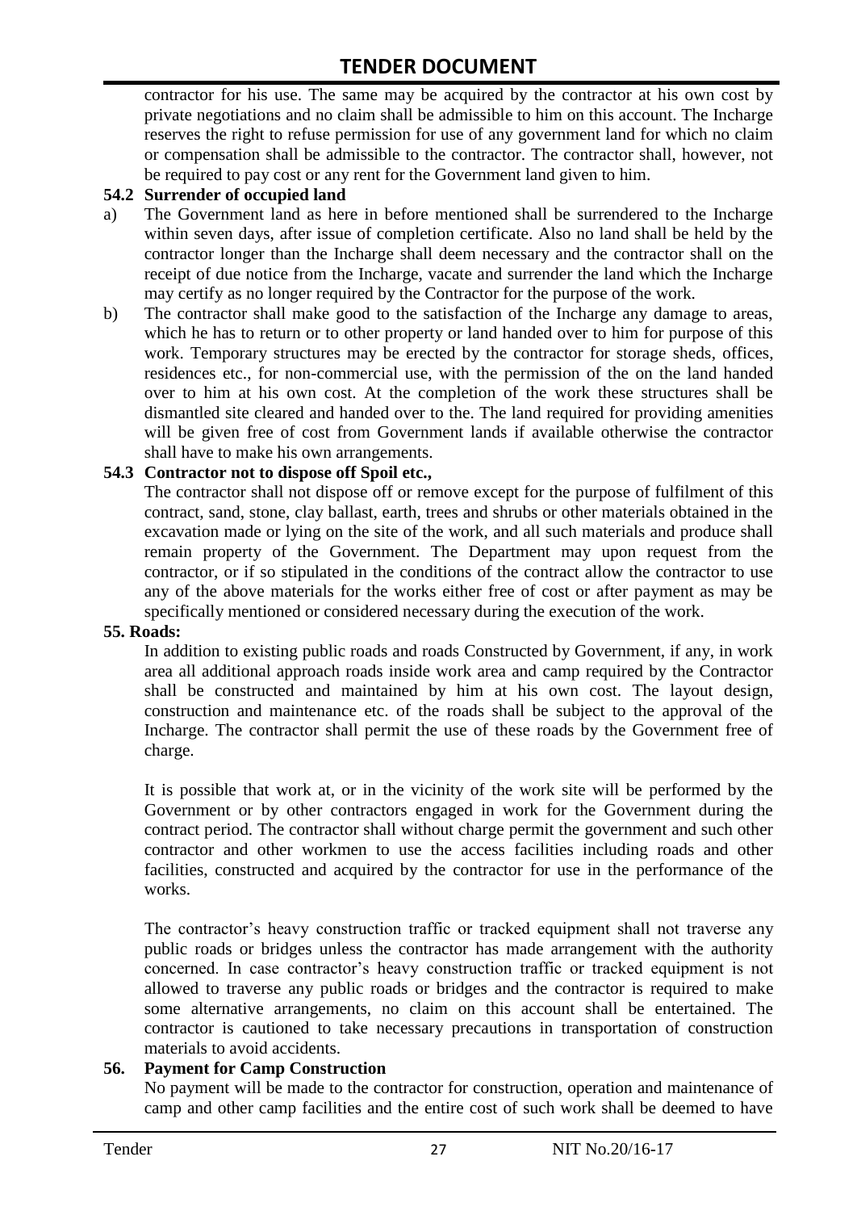contractor for his use. The same may be acquired by the contractor at his own cost by private negotiations and no claim shall be admissible to him on this account. The Incharge reserves the right to refuse permission for use of any government land for which no claim or compensation shall be admissible to the contractor. The contractor shall, however, not be required to pay cost or any rent for the Government land given to him.

**54.2 Surrender of occupied land**

a) The Government land as here in before mentioned shall be surrendered to the Incharge within seven days, after issue of completion certificate. Also no land shall be held by the contractor longer than the Incharge shall deem necessary and the contractor shall on the receipt of due notice from the Incharge, vacate and surrender the land which the Incharge may certify as no longer required by the Contractor for the purpose of the work.

b) The contractor shall make good to the satisfaction of the Incharge any damage to areas, which he has to return or to other property or land handed over to him for purpose of this work. Temporary structures may be erected by the contractor for storage sheds, offices, residences etc., for non-commercial use, with the permission of the on the land handed over to him at his own cost. At the completion of the work these structures shall be dismantled site cleared and handed over to the. The land required for providing amenities will be given free of cost from Government lands if available otherwise the contractor shall have to make his own arrangements.

**54.3 Contractor not to dispose off Spoil etc.,**

The contractor shall not dispose off or remove except for the purpose of fulfilment of this contract, sand, stone, clay ballast, earth, trees and shrubs or other materials obtained in the excavation made or lying on the site of the work, and all such materials and produce shall remain property of the Government. The Department may upon request from the contractor, or if so stipulated in the conditions of the contract allow the contractor to use any of the above materials for the works either free of cost or after payment as may be specifically mentioned or considered necessary during the execution of the work.

**55. Roads:**

In addition to existing public roads and roads Constructed by Government, if any, in work area all additional approach roads inside work area and camp required by the Contractor shall be constructed and maintained by him at his own cost. The layout design, construction and maintenance etc. of the roads shall be subject to the approval of the Incharge. The contractor shall permit the use of these roads by the Government free of charge.

It is possible that work at, or in the vicinity of the work site will be performed by the Government or by other contractors engaged in work for the Government during the contract period. The contractor shall without charge permit the government and such other contractor and other workmen to use the access facilities including roads and other facilities, constructed and acquired by the contractor for use in the performance of the works.

The contractor's heavy construction traffic or tracked equipment shall not traverse any public roads or bridges unless the contractor has made arrangement with the authority concerned. In case contractor's heavy construction traffic or tracked equipment is not allowed to traverse any public roads or bridges and the contractor is required to make some alternative arrangements, no claim on this account shall be entertained. The contractor is cautioned to take necessary precautions in transportation of construction materials to avoid accidents.

**56. Payment for Camp Construction**

No payment will be made to the contractor for construction, operation and maintenance of camp and other camp facilities and the entire cost of such work shall be deemed to have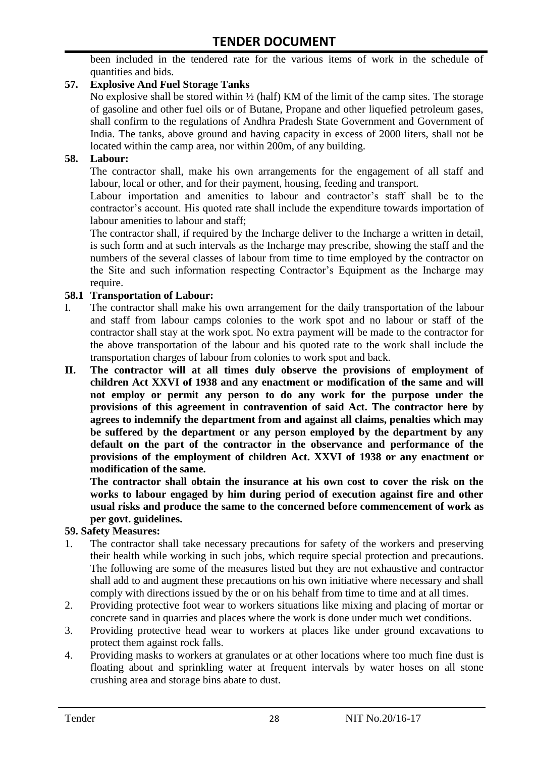been included in the tendered rate for the various items of work in the schedule of quantities and bids.

**57. Explosive And Fuel Storage Tanks**

No explosive shall be stored within ½ (half) KM of the limit of the camp sites. The storage of gasoline and other fuel oils or of Butane, Propane and other liquefied petroleum gases, shall confirm to the regulations of Andhra Pradesh State Government and Government of India. The tanks, above ground and having capacity in excess of 2000 liters, shall not be located within the camp area, nor within 200m, of any building.

**58. Labour:**

The contractor shall, make his own arrangements for the engagement of all staff and labour, local or other, and for their payment, housing, feeding and transport.

Labour importation and amenities to labour and contractor's staff shall be to the contractor's account. His quoted rate shall include the expenditure towards importation of labour amenities to labour and staff;

The contractor shall, if required by the Incharge deliver to the Incharge a written in detail, is such form and at such intervals as the Incharge may prescribe, showing the staff and the numbers of the several classes of labour from time to time employed by the contractor on the Site and such information respecting Contractor's Equipment as the Incharge may require.

**58.1 Transportation of Labour:**

I. The contractor shall make his own arrangement for the daily transportation of the labour and staff from labour camps colonies to the work spot and no labour or staff of the contractor shall stay at the work spot. No extra payment will be made to the contractor for the above transportation of the labour and his quoted rate to the work shall include the transportation charges of labour from colonies to work spot and back.

**II. The contractor will at all times duly observe the provisions of employment of children Act XXVI of 1938 and any enactment or modification of the same and will not employ or permit any person to do any work for the purpose under the provisions of this agreement in contravention of said Act. The contractor here by agrees to indemnify the department from and against all claims, penalties which may be suffered by the department or any person employed by the department by any default on the part of the contractor in the observance and performance of the provisions of the employment of children Act. XXVI of 1938 or any enactment or modification of the same.**

**The contractor shall obtain the insurance at his own cost to cover the risk on the works to labour engaged by him during period of execution against fire and other usual risks and produce the same to the concerned before commencement of work as per govt. guidelines.**

**59. Safety Measures:**

1. The contractor shall take necessary precautions for safety of the workers and preserving their health while working in such jobs, which require special protection and precautions. The following are some of the measures listed but they are not exhaustive and contractor shall add to and augment these precautions on his own initiative where necessary and shall comply with directions issued by the or on his behalf from time to time and at all times.
2. Providing protective foot wear to workers situations like mixing and placing of mortar or concrete sand in quarries and places where the work is done under much wet conditions.
3. Providing protective head wear to workers at places like under ground excavations to protect them against rock falls.
4. Providing masks to workers at granulates or at other locations where too much fine dust is floating about and sprinkling water at frequent intervals by water hoses on all stone crushing area and storage bins abate to dust.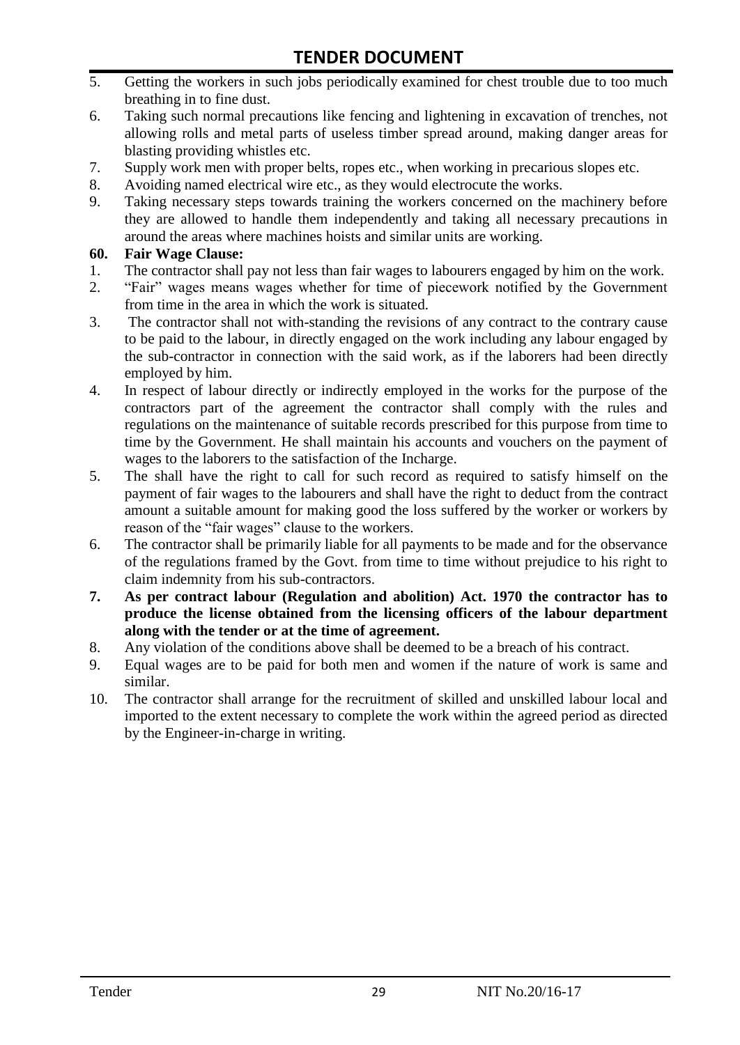5. Getting the workers in such jobs periodically examined for chest trouble due to too much breathing in to fine dust.
6. Taking such normal precautions like fencing and lightening in excavation of trenches, not allowing rolls and metal parts of useless timber spread around, making danger areas for blasting providing whistles etc.
7. Supply work men with proper belts, ropes etc., when working in precarious slopes etc.
8. Avoiding named electrical wire etc., as they would electrocute the works.
9. Taking necessary steps towards training the workers concerned on the machinery before they are allowed to handle them independently and taking all necessary precautions in around the areas where machines hoists and similar units are working.

**60. Fair Wage Clause:**

1. The contractor shall pay not less than fair wages to labourers engaged by him on the work.
2. "Fair" wages means wages whether for time of piecework notified by the Government from time in the area in which the work is situated.
3. The contractor shall not with-standing the revisions of any contract to the contrary cause to be paid to the labour, in directly engaged on the work including any labour engaged by the sub-contractor in connection with the said work, as if the laborers had been directly employed by him.
4. In respect of labour directly or indirectly employed in the works for the purpose of the contractors part of the agreement the contractor shall comply with the rules and regulations on the maintenance of suitable records prescribed for this purpose from time to time by the Government. He shall maintain his accounts and vouchers on the payment of wages to the laborers to the satisfaction of the Incharge.
5. The shall have the right to call for such record as required to satisfy himself on the payment of fair wages to the labourers and shall have the right to deduct from the contract amount a suitable amount for making good the loss suffered by the worker or workers by reason of the "fair wages" clause to the workers.
6. The contractor shall be primarily liable for all payments to be made and for the observance of the regulations framed by the Govt. from time to time without prejudice to his right to claim indemnity from his sub-contractors.
7. **As per contract labour (Regulation and abolition) Act. 1970 the contractor has to produce the license obtained from the licensing officers of the labour department along with the tender or at the time of agreement.**
8. Any violation of the conditions above shall be deemed to be a breach of his contract.
9. Equal wages are to be paid for both men and women if the nature of work is same and similar.
10. The contractor shall arrange for the recruitment of skilled and unskilled labour local and imported to the extent necessary to complete the work within the agreed period as directed by the Engineer-in-charge in writing.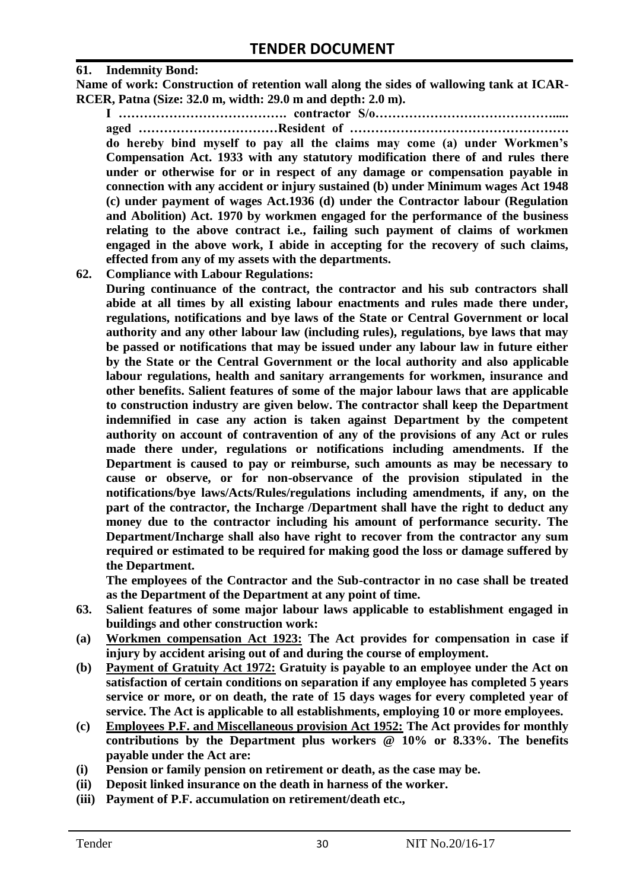**61. Indemnity Bond:**

**Name of work: Construction of retention wall along the sides of wallowing tank at ICAR-RCER, Patna (Size: 32.0 m, width: 29.0 m and depth: 2.0 m).**

**I …………………………………. contractor S/o…………………………………….….. aged ……………………………Resident of ……………………………………………. do hereby bind myself to pay all the claims may come (a) under Workmen's Compensation Act. 1933 with any statutory modification there of and rules there under or otherwise for or in respect of any damage or compensation payable in connection with any accident or injury sustained (b) under Minimum wages Act 1948 (c) under payment of wages Act.1936 (d) under the Contractor labour (Regulation and Abolition) Act. 1970 by workmen engaged for the performance of the business relating to the above contract i.e., failing such payment of claims of workmen engaged in the above work, I abide in accepting for the recovery of such claims, effected from any of my assets with the departments.**

**62. Compliance with Labour Regulations:**

**During continuance of the contract, the contractor and his sub contractors shall abide at all times by all existing labour enactments and rules made there under, regulations, notifications and bye laws of the State or Central Government or local authority and any other labour law (including rules), regulations, bye laws that may be passed or notifications that may be issued under any labour law in future either by the State or the Central Government or the local authority and also applicable labour regulations, health and sanitary arrangements for workmen, insurance and other benefits. Salient features of some of the major labour laws that are applicable to construction industry are given below. The contractor shall keep the Department indemnified in case any action is taken against Department by the competent authority on account of contravention of any of the provisions of any Act or rules made there under, regulations or notifications including amendments. If the Department is caused to pay or reimburse, such amounts as may be necessary to cause or observe, or for non-observance of the provision stipulated in the notifications/bye laws/Acts/Rules/regulations including amendments, if any, on the part of the contractor, the Incharge /Department shall have the right to deduct any money due to the contractor including his amount of performance security. The Department/Incharge shall also have right to recover from the contractor any sum required or estimated to be required for making good the loss or damage suffered by the Department.**

**The employees of the Contractor and the Sub-contractor in no case shall be treated as the Department of the Department at any point of time.**

**63. Salient features of some major labour laws applicable to establishment engaged in buildings and other construction work:**

**(a) Workmen compensation Act 1923: The Act provides for compensation in case if injury by accident arising out of and during the course of employment.**

**(b) Payment of Gratuity Act 1972: Gratuity is payable to an employee under the Act on satisfaction of certain conditions on separation if any employee has completed 5 years service or more, or on death, the rate of 15 days wages for every completed year of service. The Act is applicable to all establishments, employing 10 or more employees.**

**(c) Employees P.F. and Miscellaneous provision Act 1952: The Act provides for monthly contributions by the Department plus workers @ 10% or 8.33%. The benefits payable under the Act are:**

**(i) Pension or family pension on retirement or death, as the case may be.**

**(ii) Deposit linked insurance on the death in harness of the worker.**

**(iii) Payment of P.F. accumulation on retirement/death etc.,**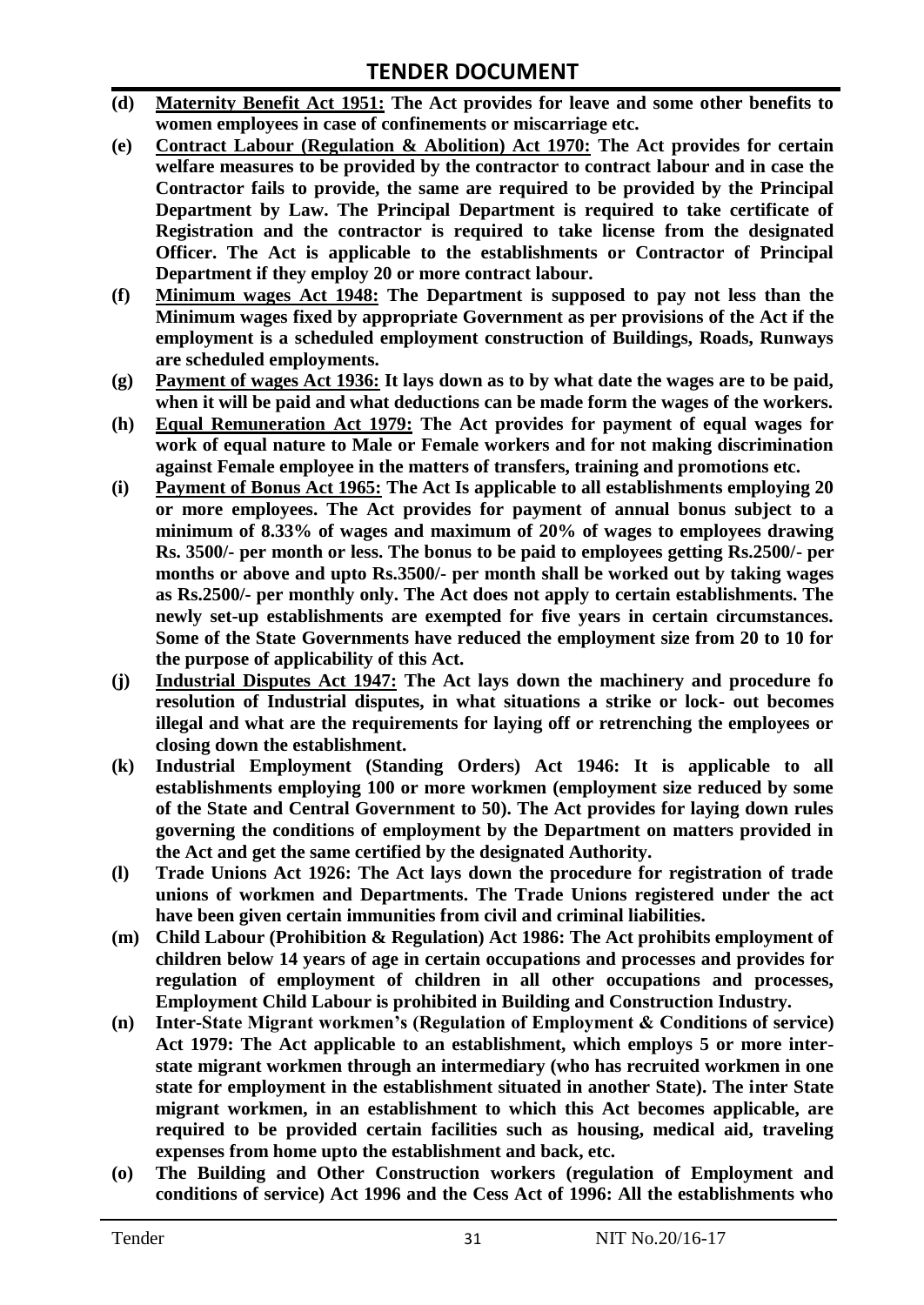- **(d)** **Maternity Benefit Act 1951: The Act provides for leave and some other benefits to women employees in case of confinements or miscarriage etc.**
- **(e)** **Contract Labour (Regulation & Abolition) Act 1970: The Act provides for certain welfare measures to be provided by the contractor to contract labour and in case the Contractor fails to provide, the same are required to be provided by the Principal Department by Law. The Principal Department is required to take certificate of Registration and the contractor is required to take license from the designated Officer. The Act is applicable to the establishments or Contractor of Principal Department if they employ 20 or more contract labour.**
- **(f)** **Minimum wages Act 1948: The Department is supposed to pay not less than the Minimum wages fixed by appropriate Government as per provisions of the Act if the employment is a scheduled employment construction of Buildings, Roads, Runways are scheduled employments.**
- **(g)** **Payment of wages Act 1936: It lays down as to by what date the wages are to be paid, when it will be paid and what deductions can be made form the wages of the workers.**
- **(h)** **Equal Remuneration Act 1979: The Act provides for payment of equal wages for work of equal nature to Male or Female workers and for not making discrimination against Female employee in the matters of transfers, training and promotions etc.**
- **(i)** **Payment of Bonus Act 1965: The Act Is applicable to all establishments employing 20 or more employees. The Act provides for payment of annual bonus subject to a minimum of 8.33% of wages and maximum of 20% of wages to employees drawing Rs. 3500/- per month or less. The bonus to be paid to employees getting Rs.2500/- per months or above and upto Rs.3500/- per month shall be worked out by taking wages as Rs.2500/- per monthly only. The Act does not apply to certain establishments. The newly set-up establishments are exempted for five years in certain circumstances. Some of the State Governments have reduced the employment size from 20 to 10 for the purpose of applicability of this Act.**
- **(j)** **Industrial Disputes Act 1947: The Act lays down the machinery and procedure fo resolution of Industrial disputes, in what situations a strike or lock- out becomes illegal and what are the requirements for laying off or retrenching the employees or closing down the establishment.**
- **(k)** **Industrial Employment (Standing Orders) Act 1946: It is applicable to all establishments employing 100 or more workmen (employment size reduced by some of the State and Central Government to 50). The Act provides for laying down rules governing the conditions of employment by the Department on matters provided in the Act and get the same certified by the designated Authority.**
- **(l)** **Trade Unions Act 1926: The Act lays down the procedure for registration of trade unions of workmen and Departments. The Trade Unions registered under the act have been given certain immunities from civil and criminal liabilities.**
- **(m)** **Child Labour (Prohibition & Regulation) Act 1986: The Act prohibits employment of children below 14 years of age in certain occupations and processes and provides for regulation of employment of children in all other occupations and processes, Employment Child Labour is prohibited in Building and Construction Industry.**
- **(n)** **Inter-State Migrant workmen's (Regulation of Employment & Conditions of service) Act 1979: The Act applicable to an establishment, which employs 5 or more inter-state migrant workmen through an intermediary (who has recruited workmen in one state for employment in the establishment situated in another State). The inter State migrant workmen, in an establishment to which this Act becomes applicable, are required to be provided certain facilities such as housing, medical aid, traveling expenses from home upto the establishment and back, etc.**
- **(o)** **The Building and Other Construction workers (regulation of Employment and conditions of service) Act 1996 and the Cess Act of 1996: All the establishments who**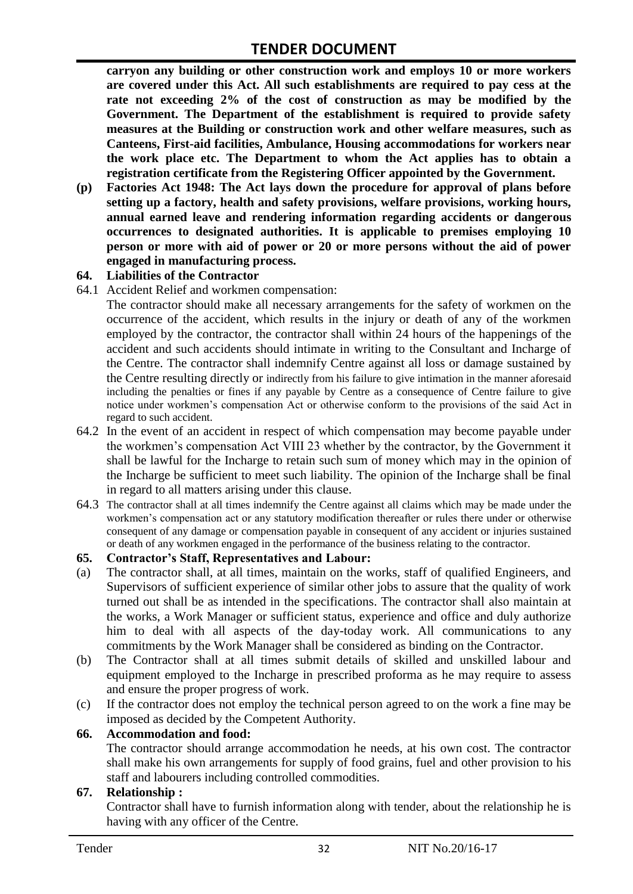**carryon any building or other construction work and employs 10 or more workers are covered under this Act. All such establishments are required to pay cess at the rate not exceeding 2% of the cost of construction as may be modified by the Government. The Department of the establishment is required to provide safety measures at the Building or construction work and other welfare measures, such as Canteens, First-aid facilities, Ambulance, Housing accommodations for workers near the work place etc. The Department to whom the Act applies has to obtain a registration certificate from the Registering Officer appointed by the Government.**

**(p) Factories Act 1948: The Act lays down the procedure for approval of plans before setting up a factory, health and safety provisions, welfare provisions, working hours, annual earned leave and rendering information regarding accidents or dangerous occurrences to designated authorities. It is applicable to premises employing 10 person or more with aid of power or 20 or more persons without the aid of power engaged in manufacturing process.**

### 64. Liabilities of the Contractor

64.1 Accident Relief and workmen compensation:

The contractor should make all necessary arrangements for the safety of workmen on the occurrence of the accident, which results in the injury or death of any of the workmen employed by the contractor, the contractor shall within 24 hours of the happenings of the accident and such accidents should intimate in writing to the Consultant and Incharge of the Centre. The contractor shall indemnify Centre against all loss or damage sustained by the Centre resulting directly or indirectly from his failure to give intimation in the manner aforesaid including the penalties or fines if any payable by Centre as a consequence of Centre failure to give notice under workmen's compensation Act or otherwise conform to the provisions of the said Act in regard to such accident.

64.2 In the event of an accident in respect of which compensation may become payable under the workmen's compensation Act VIII 23 whether by the contractor, by the Government it shall be lawful for the Incharge to retain such sum of money which may in the opinion of the Incharge be sufficient to meet such liability. The opinion of the Incharge shall be final in regard to all matters arising under this clause.

64.3 The contractor shall at all times indemnify the Centre against all claims which may be made under the workmen's compensation act or any statutory modification thereafter or rules there under or otherwise consequent of any damage or compensation payable in consequent of any accident or injuries sustained or death of any workmen engaged in the performance of the business relating to the contractor.

### 65. Contractor's Staff, Representatives and Labour:

(a) The contractor shall, at all times, maintain on the works, staff of qualified Engineers, and Supervisors of sufficient experience of similar other jobs to assure that the quality of work turned out shall be as intended in the specifications. The contractor shall also maintain at the works, a Work Manager or sufficient status, experience and office and duly authorize him to deal with all aspects of the day-today work. All communications to any commitments by the Work Manager shall be considered as binding on the Contractor.

(b) The Contractor shall at all times submit details of skilled and unskilled labour and equipment employed to the Incharge in prescribed proforma as he may require to assess and ensure the proper progress of work.

(c) If the contractor does not employ the technical person agreed to on the work a fine may be imposed as decided by the Competent Authority.

### 66. Accommodation and food:

The contractor should arrange accommodation he needs, at his own cost. The contractor shall make his own arrangements for supply of food grains, fuel and other provision to his staff and labourers including controlled commodities.

### 67. Relationship :

Contractor shall have to furnish information along with tender, about the relationship he is having with any officer of the Centre.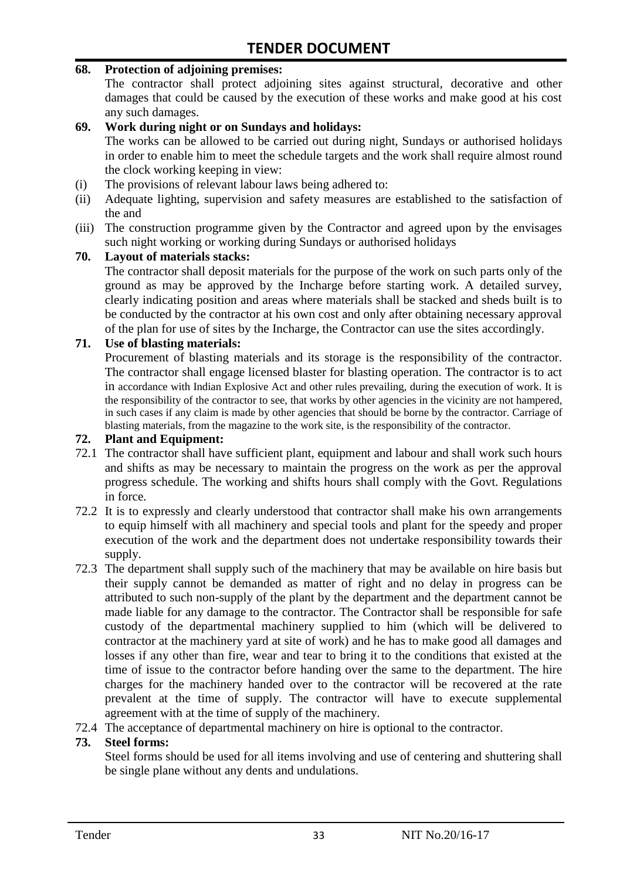**68. Protection of adjoining premises:**

The contractor shall protect adjoining sites against structural, decorative and other damages that could be caused by the execution of these works and make good at his cost any such damages.

**69. Work during night or on Sundays and holidays:**

The works can be allowed to be carried out during night, Sundays or authorised holidays in order to enable him to meet the schedule targets and the work shall require almost round the clock working keeping in view:

(i) The provisions of relevant labour laws being adhered to:

(ii) Adequate lighting, supervision and safety measures are established to the satisfaction of the and

(iii) The construction programme given by the Contractor and agreed upon by the envisages such night working or working during Sundays or authorised holidays

**70. Layout of materials stacks:**

The contractor shall deposit materials for the purpose of the work on such parts only of the ground as may be approved by the Incharge before starting work. A detailed survey, clearly indicating position and areas where materials shall be stacked and sheds built is to be conducted by the contractor at his own cost and only after obtaining necessary approval of the plan for use of sites by the Incharge, the Contractor can use the sites accordingly.

**71. Use of blasting materials:**

Procurement of blasting materials and its storage is the responsibility of the contractor. The contractor shall engage licensed blaster for blasting operation. The contractor is to act in accordance with Indian Explosive Act and other rules prevailing, during the execution of work. It is the responsibility of the contractor to see, that works by other agencies in the vicinity are not hampered, in such cases if any claim is made by other agencies that should be borne by the contractor. Carriage of blasting materials, from the magazine to the work site, is the responsibility of the contractor.

**72. Plant and Equipment:**

72.1 The contractor shall have sufficient plant, equipment and labour and shall work such hours and shifts as may be necessary to maintain the progress on the work as per the approval progress schedule. The working and shifts hours shall comply with the Govt. Regulations in force.

72.2 It is to expressly and clearly understood that contractor shall make his own arrangements to equip himself with all machinery and special tools and plant for the speedy and proper execution of the work and the department does not undertake responsibility towards their supply.

72.3 The department shall supply such of the machinery that may be available on hire basis but their supply cannot be demanded as matter of right and no delay in progress can be attributed to such non-supply of the plant by the department and the department cannot be made liable for any damage to the contractor. The Contractor shall be responsible for safe custody of the departmental machinery supplied to him (which will be delivered to contractor at the machinery yard at site of work) and he has to make good all damages and losses if any other than fire, wear and tear to bring it to the conditions that existed at the time of issue to the contractor before handing over the same to the department. The hire charges for the machinery handed over to the contractor will be recovered at the rate prevalent at the time of supply. The contractor will have to execute supplemental agreement with at the time of supply of the machinery.

72.4 The acceptance of departmental machinery on hire is optional to the contractor.

**73. Steel forms:**

Steel forms should be used for all items involving and use of centering and shuttering shall be single plane without any dents and undulations.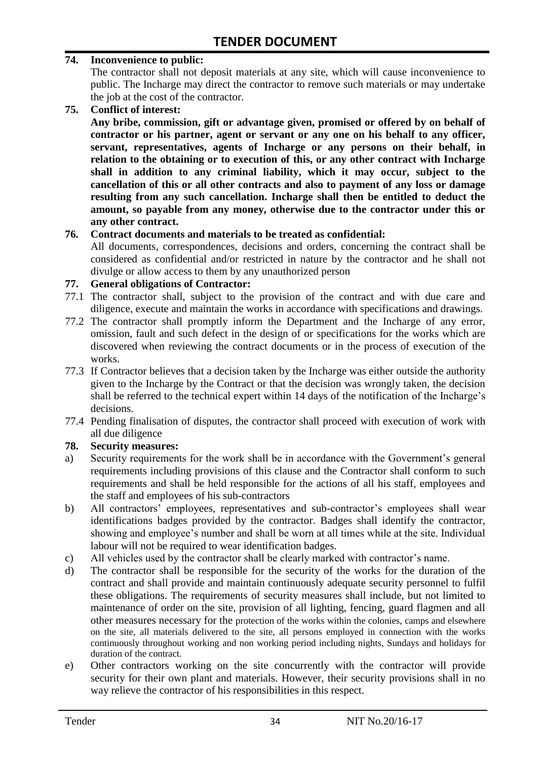**74. Inconvenience to public:**

The contractor shall not deposit materials at any site, which will cause inconvenience to public. The Incharge may direct the contractor to remove such materials or may undertake the job at the cost of the contractor.

**75. Conflict of interest:**

**Any bribe, commission, gift or advantage given, promised or offered by on behalf of contractor or his partner, agent or servant or any one on his behalf to any officer, servant, representatives, agents of Incharge or any persons on their behalf, in relation to the obtaining or to execution of this, or any other contract with Incharge shall in addition to any criminal liability, which it may occur, subject to the cancellation of this or all other contracts and also to payment of any loss or damage resulting from any such cancellation. Incharge shall then be entitled to deduct the amount, so payable from any money, otherwise due to the contractor under this or any other contract.**

**76. Contract documents and materials to be treated as confidential:**

All documents, correspondences, decisions and orders, concerning the contract shall be considered as confidential and/or restricted in nature by the contractor and he shall not divulge or allow access to them by any unauthorized person

**77. General obligations of Contractor:**

77.1 The contractor shall, subject to the provision of the contract and with due care and diligence, execute and maintain the works in accordance with specifications and drawings.

77.2 The contractor shall promptly inform the Department and the Incharge of any error, omission, fault and such defect in the design of or specifications for the works which are discovered when reviewing the contract documents or in the process of execution of the works.

77.3 If Contractor believes that a decision taken by the Incharge was either outside the authority given to the Incharge by the Contract or that the decision was wrongly taken, the decision shall be referred to the technical expert within 14 days of the notification of the Incharge's decisions.

77.4 Pending finalisation of disputes, the contractor shall proceed with execution of work with all due diligence

**78. Security measures:**

a) Security requirements for the work shall be in accordance with the Government's general requirements including provisions of this clause and the Contractor shall conform to such requirements and shall be held responsible for the actions of all his staff, employees and the staff and employees of his sub-contractors

b) All contractors' employees, representatives and sub-contractor's employees shall wear identifications badges provided by the contractor. Badges shall identify the contractor, showing and employee's number and shall be worn at all times while at the site. Individual labour will not be required to wear identification badges.

c) All vehicles used by the contractor shall be clearly marked with contractor's name.

d) The contractor shall be responsible for the security of the works for the duration of the contract and shall provide and maintain continuously adequate security personnel to fulfil these obligations. The requirements of security measures shall include, but not limited to maintenance of order on the site, provision of all lighting, fencing, guard flagmen and all other measures necessary for the protection of the works within the colonies, camps and elsewhere on the site, all materials delivered to the site, all persons employed in connection with the works continuously throughout working and non working period including nights, Sundays and holidays for duration of the contract.

e) Other contractors working on the site concurrently with the contractor will provide security for their own plant and materials. However, their security provisions shall in no way relieve the contractor of his responsibilities in this respect.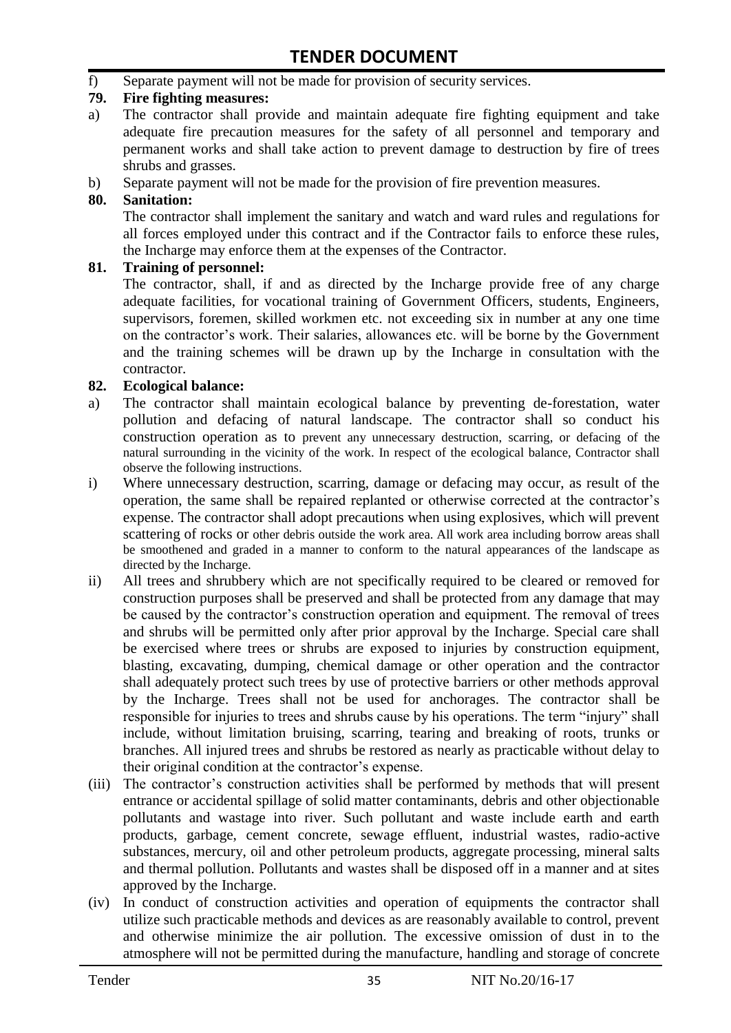f) Separate payment will not be made for provision of security services.

**79. Fire fighting measures:**

a) The contractor shall provide and maintain adequate fire fighting equipment and take adequate fire precaution measures for the safety of all personnel and temporary and permanent works and shall take action to prevent damage to destruction by fire of trees shrubs and grasses.

b) Separate payment will not be made for the provision of fire prevention measures.

**80. Sanitation:**

The contractor shall implement the sanitary and watch and ward rules and regulations for all forces employed under this contract and if the Contractor fails to enforce these rules, the Incharge may enforce them at the expenses of the Contractor.

**81. Training of personnel:**

The contractor, shall, if and as directed by the Incharge provide free of any charge adequate facilities, for vocational training of Government Officers, students, Engineers, supervisors, foremen, skilled workmen etc. not exceeding six in number at any one time on the contractor's work. Their salaries, allowances etc. will be borne by the Government and the training schemes will be drawn up by the Incharge in consultation with the contractor.

**82. Ecological balance:**

a) The contractor shall maintain ecological balance by preventing de-forestation, water pollution and defacing of natural landscape. The contractor shall so conduct his construction operation as to prevent any unnecessary destruction, scarring, or defacing of the natural surrounding in the vicinity of the work. In respect of the ecological balance, Contractor shall observe the following instructions.

i) Where unnecessary destruction, scarring, damage or defacing may occur, as result of the operation, the same shall be repaired replanted or otherwise corrected at the contractor's expense. The contractor shall adopt precautions when using explosives, which will prevent scattering of rocks or other debris outside the work area. All work area including borrow areas shall be smoothened and graded in a manner to conform to the natural appearances of the landscape as directed by the Incharge.

ii) All trees and shrubbery which are not specifically required to be cleared or removed for construction purposes shall be preserved and shall be protected from any damage that may be caused by the contractor's construction operation and equipment. The removal of trees and shrubs will be permitted only after prior approval by the Incharge. Special care shall be exercised where trees or shrubs are exposed to injuries by construction equipment, blasting, excavating, dumping, chemical damage or other operation and the contractor shall adequately protect such trees by use of protective barriers or other methods approval by the Incharge. Trees shall not be used for anchorages. The contractor shall be responsible for injuries to trees and shrubs cause by his operations. The term "injury" shall include, without limitation bruising, scarring, tearing and breaking of roots, trunks or branches. All injured trees and shrubs be restored as nearly as practicable without delay to their original condition at the contractor's expense.

(iii) The contractor's construction activities shall be performed by methods that will present entrance or accidental spillage of solid matter contaminants, debris and other objectionable pollutants and wastage into river. Such pollutant and waste include earth and earth products, garbage, cement concrete, sewage effluent, industrial wastes, radio-active substances, mercury, oil and other petroleum products, aggregate processing, mineral salts and thermal pollution. Pollutants and wastes shall be disposed off in a manner and at sites approved by the Incharge.

(iv) In conduct of construction activities and operation of equipments the contractor shall utilize such practicable methods and devices as are reasonably available to control, prevent and otherwise minimize the air pollution. The excessive omission of dust in to the atmosphere will not be permitted during the manufacture, handling and storage of concrete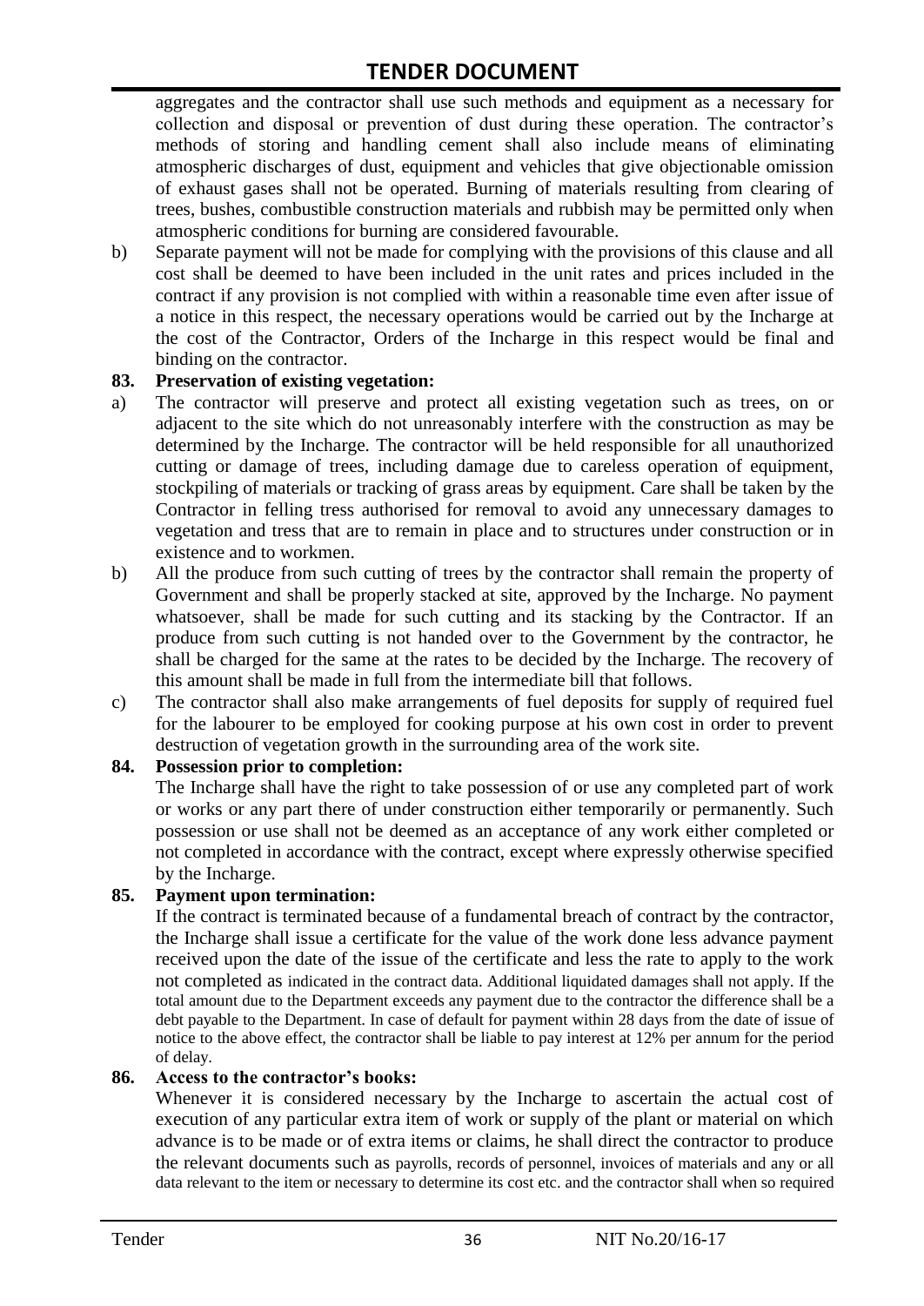aggregates and the contractor shall use such methods and equipment as a necessary for collection and disposal or prevention of dust during these operation. The contractor's methods of storing and handling cement shall also include means of eliminating atmospheric discharges of dust, equipment and vehicles that give objectionable omission of exhaust gases shall not be operated. Burning of materials resulting from clearing of trees, bushes, combustible construction materials and rubbish may be permitted only when atmospheric conditions for burning are considered favourable.

b) Separate payment will not be made for complying with the provisions of this clause and all cost shall be deemed to have been included in the unit rates and prices included in the contract if any provision is not complied with within a reasonable time even after issue of a notice in this respect, the necessary operations would be carried out by the Incharge at the cost of the Contractor, Orders of the Incharge in this respect would be final and binding on the contractor.

**83. Preservation of existing vegetation:**

a) The contractor will preserve and protect all existing vegetation such as trees, on or adjacent to the site which do not unreasonably interfere with the construction as may be determined by the Incharge. The contractor will be held responsible for all unauthorized cutting or damage of trees, including damage due to careless operation of equipment, stockpiling of materials or tracking of grass areas by equipment. Care shall be taken by the Contractor in felling tress authorised for removal to avoid any unnecessary damages to vegetation and tress that are to remain in place and to structures under construction or in existence and to workmen.

b) All the produce from such cutting of trees by the contractor shall remain the property of Government and shall be properly stacked at site, approved by the Incharge. No payment whatsoever, shall be made for such cutting and its stacking by the Contractor. If an produce from such cutting is not handed over to the Government by the contractor, he shall be charged for the same at the rates to be decided by the Incharge. The recovery of this amount shall be made in full from the intermediate bill that follows.

c) The contractor shall also make arrangements of fuel deposits for supply of required fuel for the labourer to be employed for cooking purpose at his own cost in order to prevent destruction of vegetation growth in the surrounding area of the work site.

**84. Possession prior to completion:**

The Incharge shall have the right to take possession of or use any completed part of work or works or any part there of under construction either temporarily or permanently. Such possession or use shall not be deemed as an acceptance of any work either completed or not completed in accordance with the contract, except where expressly otherwise specified by the Incharge.

**85. Payment upon termination:**

If the contract is terminated because of a fundamental breach of contract by the contractor, the Incharge shall issue a certificate for the value of the work done less advance payment received upon the date of the issue of the certificate and less the rate to apply to the work not completed as indicated in the contract data. Additional liquidated damages shall not apply. If the total amount due to the Department exceeds any payment due to the contractor the difference shall be a debt payable to the Department. In case of default for payment within 28 days from the date of issue of notice to the above effect, the contractor shall be liable to pay interest at 12% per annum for the period of delay.

**86. Access to the contractor's books:**

Whenever it is considered necessary by the Incharge to ascertain the actual cost of execution of any particular extra item of work or supply of the plant or material on which advance is to be made or of extra items or claims, he shall direct the contractor to produce the relevant documents such as payrolls, records of personnel, invoices of materials and any or all data relevant to the item or necessary to determine its cost etc. and the contractor shall when so required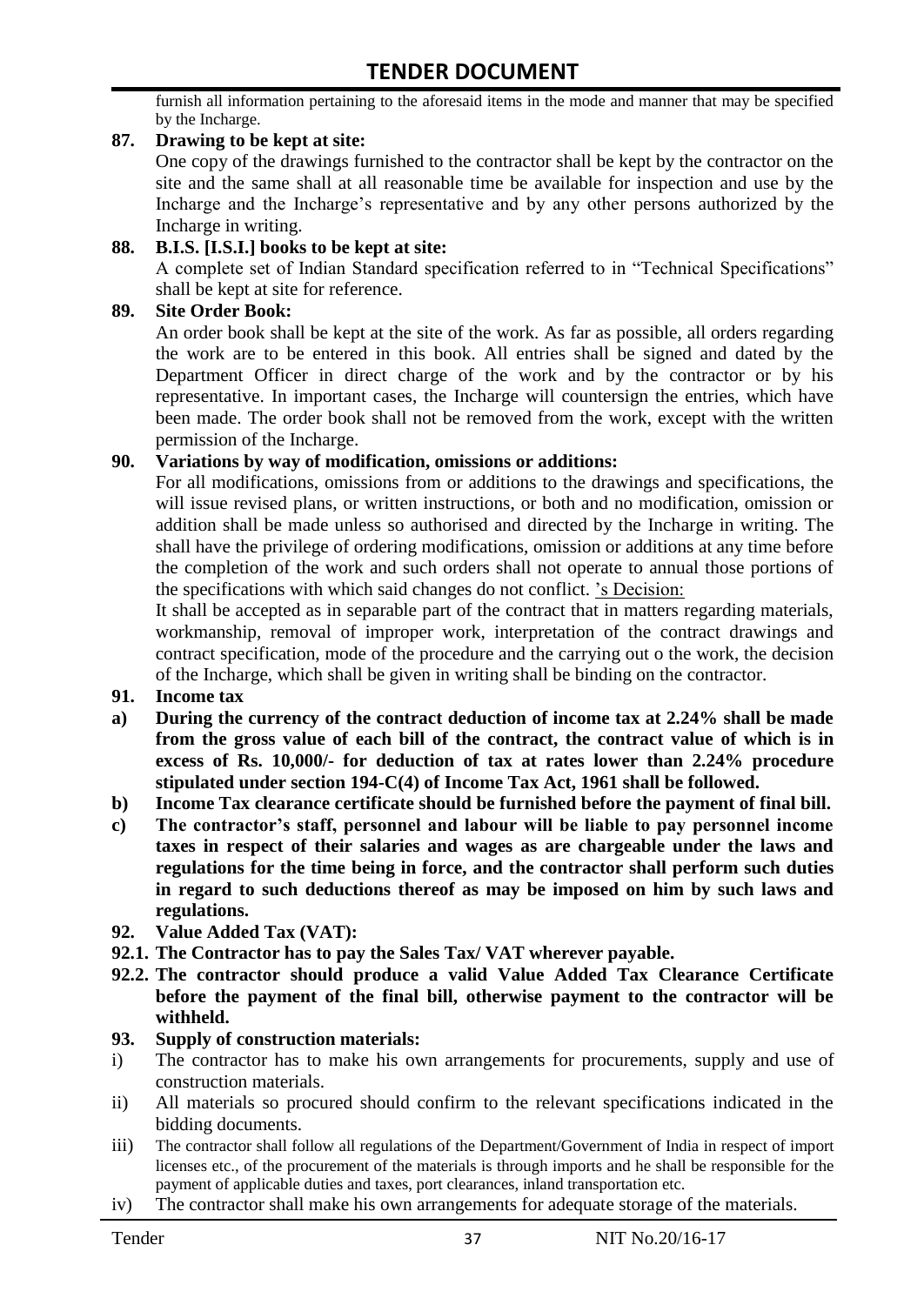furnish all information pertaining to the aforesaid items in the mode and manner that may be specified by the Incharge.

**87. Drawing to be kept at site:**

One copy of the drawings furnished to the contractor shall be kept by the contractor on the site and the same shall at all reasonable time be available for inspection and use by the Incharge and the Incharge's representative and by any other persons authorized by the Incharge in writing.

**88. B.I.S. [I.S.I.] books to be kept at site:**

A complete set of Indian Standard specification referred to in "Technical Specifications" shall be kept at site for reference.

**89. Site Order Book:**

An order book shall be kept at the site of the work. As far as possible, all orders regarding the work are to be entered in this book. All entries shall be signed and dated by the Department Officer in direct charge of the work and by the contractor or by his representative. In important cases, the Incharge will countersign the entries, which have been made. The order book shall not be removed from the work, except with the written permission of the Incharge.

**90. Variations by way of modification, omissions or additions:**

For all modifications, omissions from or additions to the drawings and specifications, the will issue revised plans, or written instructions, or both and no modification, omission or addition shall be made unless so authorised and directed by the Incharge in writing. The shall have the privilege of ordering modifications, omission or additions at any time before the completion of the work and such orders shall not operate to annual those portions of the specifications with which said changes do not conflict. 's Decision:

It shall be accepted as in separable part of the contract that in matters regarding materials, workmanship, removal of improper work, interpretation of the contract drawings and contract specification, mode of the procedure and the carrying out o the work, the decision of the Incharge, which shall be given in writing shall be binding on the contractor.

**91. Income tax**

**a) During the currency of the contract deduction of income tax at 2.24% shall be made from the gross value of each bill of the contract, the contract value of which is in excess of Rs. 10,000/- for deduction of tax at rates lower than 2.24% procedure stipulated under section 194-C(4) of Income Tax Act, 1961 shall be followed.**

**b) Income Tax clearance certificate should be furnished before the payment of final bill.**

**c) The contractor's staff, personnel and labour will be liable to pay personnel income taxes in respect of their salaries and wages as are chargeable under the laws and regulations for the time being in force, and the contractor shall perform such duties in regard to such deductions thereof as may be imposed on him by such laws and regulations.**

**92. Value Added Tax (VAT):**

**92.1. The Contractor has to pay the Sales Tax/ VAT wherever payable.**

**92.2. The contractor should produce a valid Value Added Tax Clearance Certificate before the payment of the final bill, otherwise payment to the contractor will be withheld.**

**93. Supply of construction materials:**

i) The contractor has to make his own arrangements for procurements, supply and use of construction materials.

ii) All materials so procured should confirm to the relevant specifications indicated in the bidding documents.

iii) The contractor shall follow all regulations of the Department/Government of India in respect of import licenses etc., of the procurement of the materials is through imports and he shall be responsible for the payment of applicable duties and taxes, port clearances, inland transportation etc.

iv) The contractor shall make his own arrangements for adequate storage of the materials.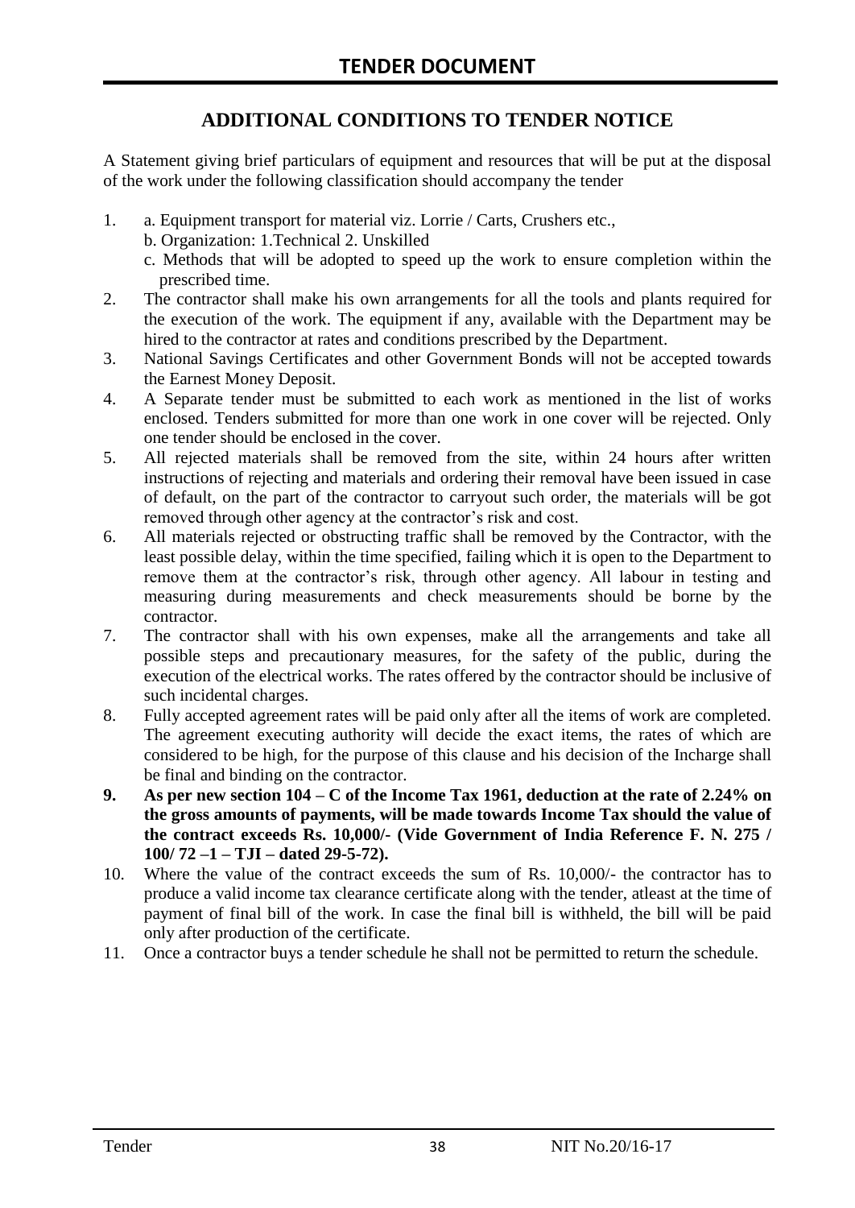# TENDER DOCUMENT

## ADDITIONAL CONDITIONS TO TENDER NOTICE

A Statement giving brief particulars of equipment and resources that will be put at the disposal of the work under the following classification should accompany the tender

1. a. Equipment transport for material viz. Lorrie / Carts, Crushers etc.,
   b. Organization: 1.Technical 2. Unskilled
   c. Methods that will be adopted to speed up the work to ensure completion within the prescribed time.
2. The contractor shall make his own arrangements for all the tools and plants required for the execution of the work. The equipment if any, available with the Department may be hired to the contractor at rates and conditions prescribed by the Department.
3. National Savings Certificates and other Government Bonds will not be accepted towards the Earnest Money Deposit.
4. A Separate tender must be submitted to each work as mentioned in the list of works enclosed. Tenders submitted for more than one work in one cover will be rejected. Only one tender should be enclosed in the cover.
5. All rejected materials shall be removed from the site, within 24 hours after written instructions of rejecting and materials and ordering their removal have been issued in case of default, on the part of the contractor to carryout such order, the materials will be got removed through other agency at the contractor's risk and cost.
6. All materials rejected or obstructing traffic shall be removed by the Contractor, with the least possible delay, within the time specified, failing which it is open to the Department to remove them at the contractor's risk, through other agency. All labour in testing and measuring during measurements and check measurements should be borne by the contractor.
7. The contractor shall with his own expenses, make all the arrangements and take all possible steps and precautionary measures, for the safety of the public, during the execution of the electrical works. The rates offered by the contractor should be inclusive of such incidental charges.
8. Fully accepted agreement rates will be paid only after all the items of work are completed. The agreement executing authority will decide the exact items, the rates of which are considered to be high, for the purpose of this clause and his decision of the Incharge shall be final and binding on the contractor.
9. **As per new section 104 – C of the Income Tax 1961, deduction at the rate of 2.24% on the gross amounts of payments, will be made towards Income Tax should the value of the contract exceeds Rs. 10,000/- (Vide Government of India Reference F. N. 275 / 100/ 72 –1 – TJI – dated 29-5-72).**
10. Where the value of the contract exceeds the sum of Rs. 10,000/- the contractor has to produce a valid income tax clearance certificate along with the tender, atleast at the time of payment of final bill of the work. In case the final bill is withheld, the bill will be paid only after production of the certificate.
11. Once a contractor buys a tender schedule he shall not be permitted to return the schedule.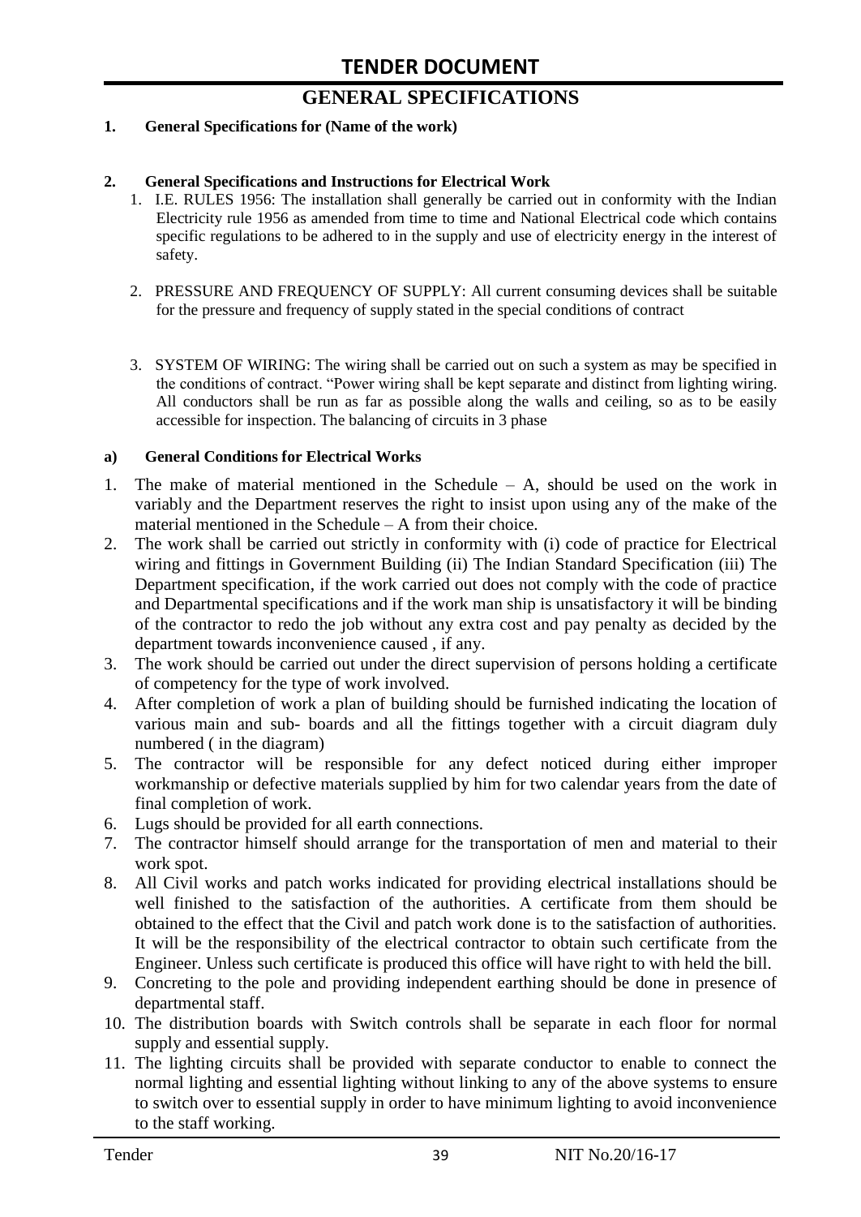# GENERAL SPECIFICATIONS

**1. General Specifications for (Name of the work)**

**2. General Specifications and Instructions for Electrical Work**

1. I.E. RULES 1956: The installation shall generally be carried out in conformity with the Indian Electricity rule 1956 as amended from time to time and National Electrical code which contains specific regulations to be adhered to in the supply and use of electricity energy in the interest of safety.

2. PRESSURE AND FREQUENCY OF SUPPLY: All current consuming devices shall be suitable for the pressure and frequency of supply stated in the special conditions of contract

3. SYSTEM OF WIRING: The wiring shall be carried out on such a system as may be specified in the conditions of contract. "Power wiring shall be kept separate and distinct from lighting wiring. All conductors shall be run as far as possible along the walls and ceiling, so as to be easily accessible for inspection. The balancing of circuits in 3 phase

**a) General Conditions for Electrical Works**

1. The make of material mentioned in the Schedule – A, should be used on the work in variably and the Department reserves the right to insist upon using any of the make of the material mentioned in the Schedule – A from their choice.
2. The work shall be carried out strictly in conformity with (i) code of practice for Electrical wiring and fittings in Government Building (ii) The Indian Standard Specification (iii) The Department specification, if the work carried out does not comply with the code of practice and Departmental specifications and if the work man ship is unsatisfactory it will be binding of the contractor to redo the job without any extra cost and pay penalty as decided by the department towards inconvenience caused , if any.
3. The work should be carried out under the direct supervision of persons holding a certificate of competency for the type of work involved.
4. After completion of work a plan of building should be furnished indicating the location of various main and sub- boards and all the fittings together with a circuit diagram duly numbered ( in the diagram)
5. The contractor will be responsible for any defect noticed during either improper workmanship or defective materials supplied by him for two calendar years from the date of final completion of work.
6. Lugs should be provided for all earth connections.
7. The contractor himself should arrange for the transportation of men and material to their work spot.
8. All Civil works and patch works indicated for providing electrical installations should be well finished to the satisfaction of the authorities. A certificate from them should be obtained to the effect that the Civil and patch work done is to the satisfaction of authorities. It will be the responsibility of the electrical contractor to obtain such certificate from the Engineer. Unless such certificate is produced this office will have right to with held the bill.
9. Concreting to the pole and providing independent earthing should be done in presence of departmental staff.
10. The distribution boards with Switch controls shall be separate in each floor for normal supply and essential supply.
11. The lighting circuits shall be provided with separate conductor to enable to connect the normal lighting and essential lighting without linking to any of the above systems to ensure to switch over to essential supply in order to have minimum lighting to avoid inconvenience to the staff working.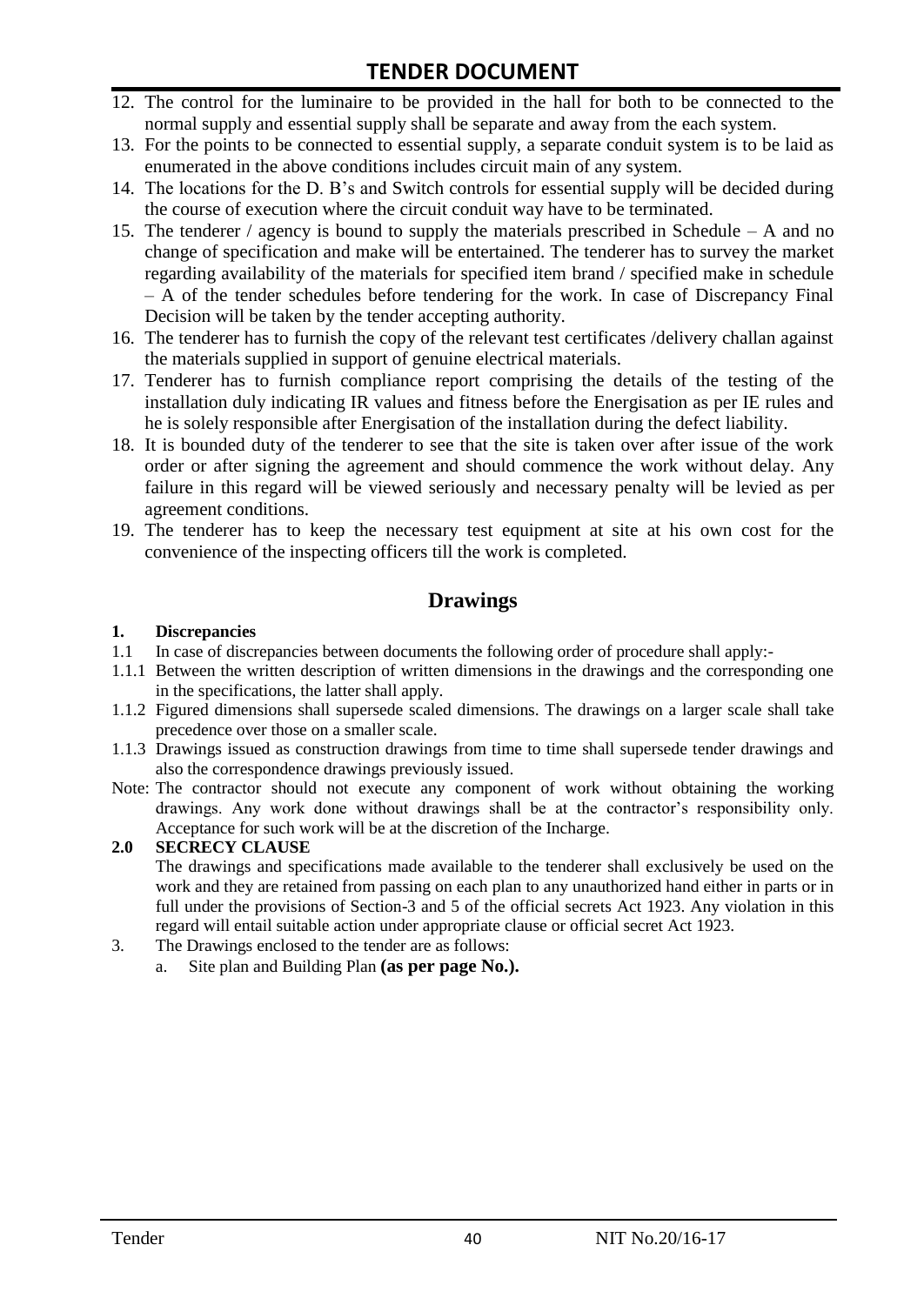12. The control for the luminaire to be provided in the hall for both to be connected to the normal supply and essential supply shall be separate and away from the each system.
13. For the points to be connected to essential supply, a separate conduit system is to be laid as enumerated in the above conditions includes circuit main of any system.
14. The locations for the D. B's and Switch controls for essential supply will be decided during the course of execution where the circuit conduit way have to be terminated.
15. The tenderer / agency is bound to supply the materials prescribed in Schedule – A and no change of specification and make will be entertained. The tenderer has to survey the market regarding availability of the materials for specified item brand / specified make in schedule – A of the tender schedules before tendering for the work. In case of Discrepancy Final Decision will be taken by the tender accepting authority.
16. The tenderer has to furnish the copy of the relevant test certificates /delivery challan against the materials supplied in support of genuine electrical materials.
17. Tenderer has to furnish compliance report comprising the details of the testing of the installation duly indicating IR values and fitness before the Energisation as per IE rules and he is solely responsible after Energisation of the installation during the defect liability.
18. It is bounded duty of the tenderer to see that the site is taken over after issue of the work order or after signing the agreement and should commence the work without delay. Any failure in this regard will be viewed seriously and necessary penalty will be levied as per agreement conditions.
19. The tenderer has to keep the necessary test equipment at site at his own cost for the convenience of the inspecting officers till the work is completed.

## Drawings

**1. Discrepancies**

1.1 In case of discrepancies between documents the following order of procedure shall apply:-

1.1.1 Between the written description of written dimensions in the drawings and the corresponding one in the specifications, the latter shall apply.

1.1.2 Figured dimensions shall supersede scaled dimensions. The drawings on a larger scale shall take precedence over those on a smaller scale.

1.1.3 Drawings issued as construction drawings from time to time shall supersede tender drawings and also the correspondence drawings previously issued.

Note: The contractor should not execute any component of work without obtaining the working drawings. Any work done without drawings shall be at the contractor's responsibility only. Acceptance for such work will be at the discretion of the Incharge.

**2.0 SECRECY CLAUSE**

The drawings and specifications made available to the tenderer shall exclusively be used on the work and they are retained from passing on each plan to any unauthorized hand either in parts or in full under the provisions of Section-3 and 5 of the official secrets Act 1923. Any violation in this regard will entail suitable action under appropriate clause or official secret Act 1923.

3. The Drawings enclosed to the tender are as follows:
   a. Site plan and Building Plan **(as per page No.).**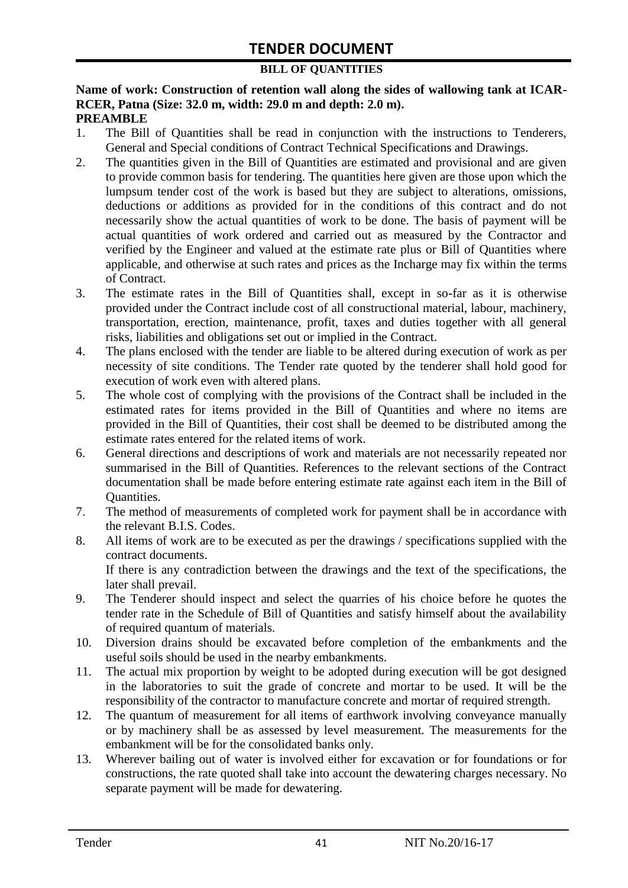# TENDER DOCUMENT

**BILL OF QUANTITIES**

**Name of work: Construction of retention wall along the sides of wallowing tank at ICAR-RCER, Patna (Size: 32.0 m, width: 29.0 m and depth: 2.0 m).**

**PREAMBLE**

1. The Bill of Quantities shall be read in conjunction with the instructions to Tenderers, General and Special conditions of Contract Technical Specifications and Drawings.
2. The quantities given in the Bill of Quantities are estimated and provisional and are given to provide common basis for tendering. The quantities here given are those upon which the lumpsum tender cost of the work is based but they are subject to alterations, omissions, deductions or additions as provided for in the conditions of this contract and do not necessarily show the actual quantities of work to be done. The basis of payment will be actual quantities of work ordered and carried out as measured by the Contractor and verified by the Engineer and valued at the estimate rate plus or Bill of Quantities where applicable, and otherwise at such rates and prices as the Incharge may fix within the terms of Contract.
3. The estimate rates in the Bill of Quantities shall, except in so-far as it is otherwise provided under the Contract include cost of all constructional material, labour, machinery, transportation, erection, maintenance, profit, taxes and duties together with all general risks, liabilities and obligations set out or implied in the Contract.
4. The plans enclosed with the tender are liable to be altered during execution of work as per necessity of site conditions. The Tender rate quoted by the tenderer shall hold good for execution of work even with altered plans.
5. The whole cost of complying with the provisions of the Contract shall be included in the estimated rates for items provided in the Bill of Quantities and where no items are provided in the Bill of Quantities, their cost shall be deemed to be distributed among the estimate rates entered for the related items of work.
6. General directions and descriptions of work and materials are not necessarily repeated nor summarised in the Bill of Quantities. References to the relevant sections of the Contract documentation shall be made before entering estimate rate against each item in the Bill of Quantities.
7. The method of measurements of completed work for payment shall be in accordance with the relevant B.I.S. Codes.
8. All items of work are to be executed as per the drawings / specifications supplied with the contract documents.
   If there is any contradiction between the drawings and the text of the specifications, the later shall prevail.
9. The Tenderer should inspect and select the quarries of his choice before he quotes the tender rate in the Schedule of Bill of Quantities and satisfy himself about the availability of required quantum of materials.
10. Diversion drains should be excavated before completion of the embankments and the useful soils should be used in the nearby embankments.
11. The actual mix proportion by weight to be adopted during execution will be got designed in the laboratories to suit the grade of concrete and mortar to be used. It will be the responsibility of the contractor to manufacture concrete and mortar of required strength.
12. The quantum of measurement for all items of earthwork involving conveyance manually or by machinery shall be as assessed by level measurement. The measurements for the embankment will be for the consolidated banks only.
13. Wherever bailing out of water is involved either for excavation or for foundations or for constructions, the rate quoted shall take into account the dewatering charges necessary. No separate payment will be made for dewatering.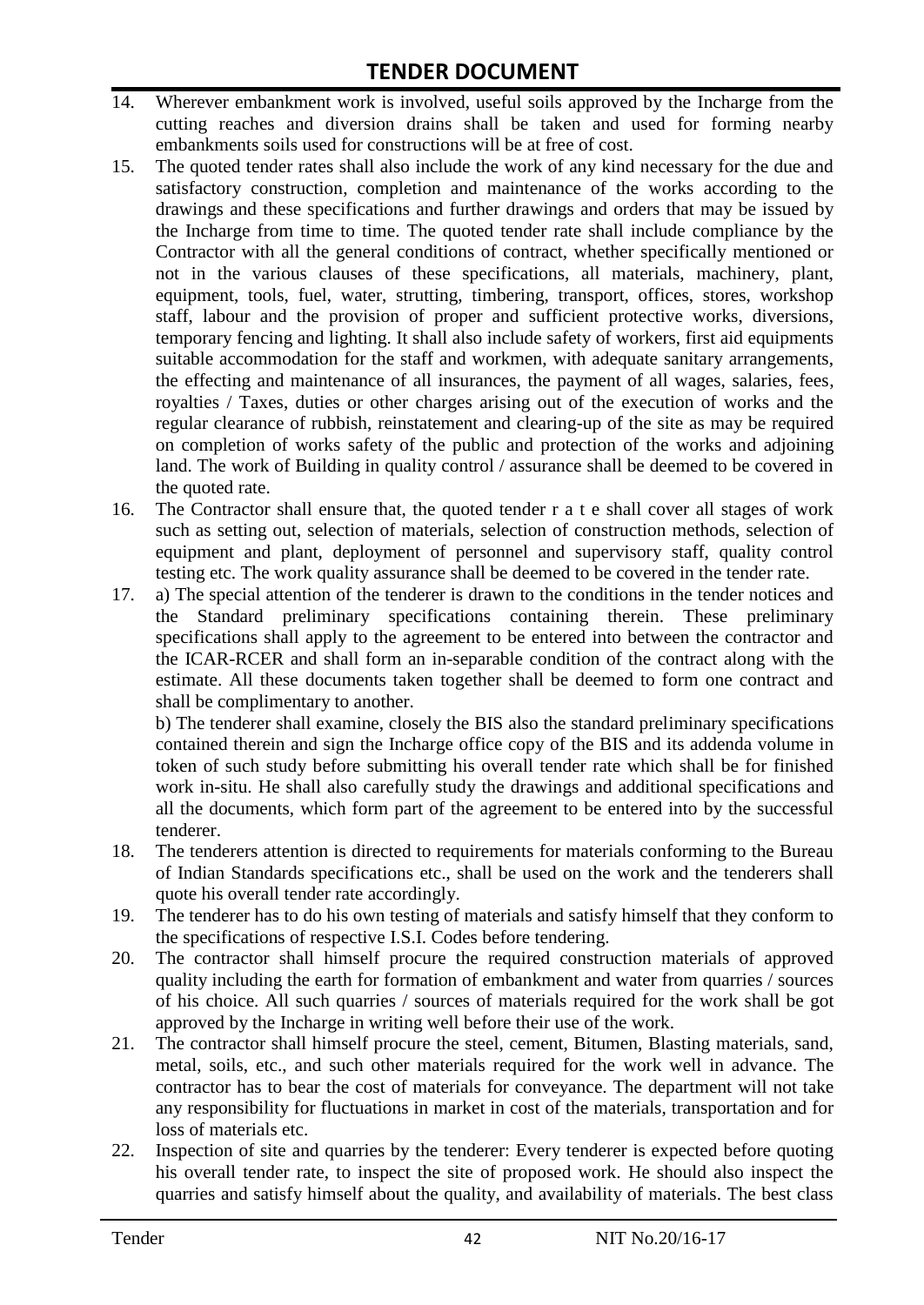14. Wherever embankment work is involved, useful soils approved by the Incharge from the cutting reaches and diversion drains shall be taken and used for forming nearby embankments soils used for constructions will be at free of cost.
15. The quoted tender rates shall also include the work of any kind necessary for the due and satisfactory construction, completion and maintenance of the works according to the drawings and these specifications and further drawings and orders that may be issued by the Incharge from time to time. The quoted tender rate shall include compliance by the Contractor with all the general conditions of contract, whether specifically mentioned or not in the various clauses of these specifications, all materials, machinery, plant, equipment, tools, fuel, water, strutting, timbering, transport, offices, stores, workshop staff, labour and the provision of proper and sufficient protective works, diversions, temporary fencing and lighting. It shall also include safety of workers, first aid equipments suitable accommodation for the staff and workmen, with adequate sanitary arrangements, the effecting and maintenance of all insurances, the payment of all wages, salaries, fees, royalties / Taxes, duties or other charges arising out of the execution of works and the regular clearance of rubbish, reinstatement and clearing-up of the site as may be required on completion of works safety of the public and protection of the works and adjoining land. The work of Building in quality control / assurance shall be deemed to be covered in the quoted rate.
16. The Contractor shall ensure that, the quoted tender r a t e shall cover all stages of work such as setting out, selection of materials, selection of construction methods, selection of equipment and plant, deployment of personnel and supervisory staff, quality control testing etc. The work quality assurance shall be deemed to be covered in the tender rate.
17. a) The special attention of the tenderer is drawn to the conditions in the tender notices and the Standard preliminary specifications containing therein. These preliminary specifications shall apply to the agreement to be entered into between the contractor and the ICAR-RCER and shall form an in-separable condition of the contract along with the estimate. All these documents taken together shall be deemed to form one contract and shall be complimentary to another.

    b) The tenderer shall examine, closely the BIS also the standard preliminary specifications contained therein and sign the Incharge office copy of the BIS and its addenda volume in token of such study before submitting his overall tender rate which shall be for finished work in-situ. He shall also carefully study the drawings and additional specifications and all the documents, which form part of the agreement to be entered into by the successful tenderer.
18. The tenderers attention is directed to requirements for materials conforming to the Bureau of Indian Standards specifications etc., shall be used on the work and the tenderers shall quote his overall tender rate accordingly.
19. The tenderer has to do his own testing of materials and satisfy himself that they conform to the specifications of respective I.S.I. Codes before tendering.
20. The contractor shall himself procure the required construction materials of approved quality including the earth for formation of embankment and water from quarries / sources of his choice. All such quarries / sources of materials required for the work shall be got approved by the Incharge in writing well before their use of the work.
21. The contractor shall himself procure the steel, cement, Bitumen, Blasting materials, sand, metal, soils, etc., and such other materials required for the work well in advance. The contractor has to bear the cost of materials for conveyance. The department will not take any responsibility for fluctuations in market in cost of the materials, transportation and for loss of materials etc.
22. Inspection of site and quarries by the tenderer: Every tenderer is expected before quoting his overall tender rate, to inspect the site of proposed work. He should also inspect the quarries and satisfy himself about the quality, and availability of materials. The best class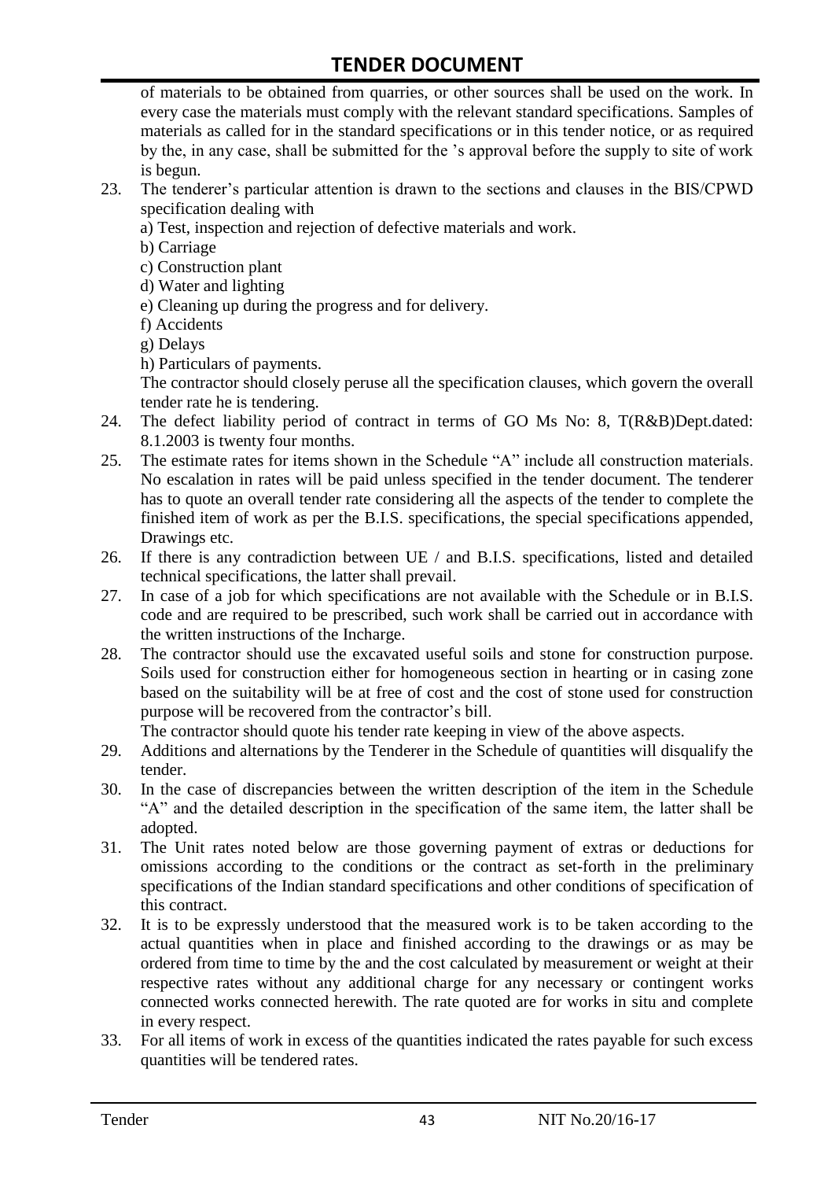of materials to be obtained from quarries, or other sources shall be used on the work. In every case the materials must comply with the relevant standard specifications. Samples of materials as called for in the standard specifications or in this tender notice, or as required by the, in any case, shall be submitted for the 's approval before the supply to site of work is begun.

23. The tenderer's particular attention is drawn to the sections and clauses in the BIS/CPWD specification dealing with
    a) Test, inspection and rejection of defective materials and work.
    b) Carriage
    c) Construction plant
    d) Water and lighting
    e) Cleaning up during the progress and for delivery.
    f) Accidents
    g) Delays
    h) Particulars of payments.

    The contractor should closely peruse all the specification clauses, which govern the overall tender rate he is tendering.
24. The defect liability period of contract in terms of GO Ms No: 8, T(R&B)Dept.dated: 8.1.2003 is twenty four months.
25. The estimate rates for items shown in the Schedule "A" include all construction materials. No escalation in rates will be paid unless specified in the tender document. The tenderer has to quote an overall tender rate considering all the aspects of the tender to complete the finished item of work as per the B.I.S. specifications, the special specifications appended, Drawings etc.
26. If there is any contradiction between UE / and B.I.S. specifications, listed and detailed technical specifications, the latter shall prevail.
27. In case of a job for which specifications are not available with the Schedule or in B.I.S. code and are required to be prescribed, such work shall be carried out in accordance with the written instructions of the Incharge.
28. The contractor should use the excavated useful soils and stone for construction purpose. Soils used for construction either for homogeneous section in hearting or in casing zone based on the suitability will be at free of cost and the cost of stone used for construction purpose will be recovered from the contractor's bill.

    The contractor should quote his tender rate keeping in view of the above aspects.
29. Additions and alternations by the Tenderer in the Schedule of quantities will disqualify the tender.
30. In the case of discrepancies between the written description of the item in the Schedule "A" and the detailed description in the specification of the same item, the latter shall be adopted.
31. The Unit rates noted below are those governing payment of extras or deductions for omissions according to the conditions or the contract as set-forth in the preliminary specifications of the Indian standard specifications and other conditions of specification of this contract.
32. It is to be expressly understood that the measured work is to be taken according to the actual quantities when in place and finished according to the drawings or as may be ordered from time to time by the and the cost calculated by measurement or weight at their respective rates without any additional charge for any necessary or contingent works connected works connected herewith. The rate quoted are for works in situ and complete in every respect.
33. For all items of work in excess of the quantities indicated the rates payable for such excess quantities will be tendered rates.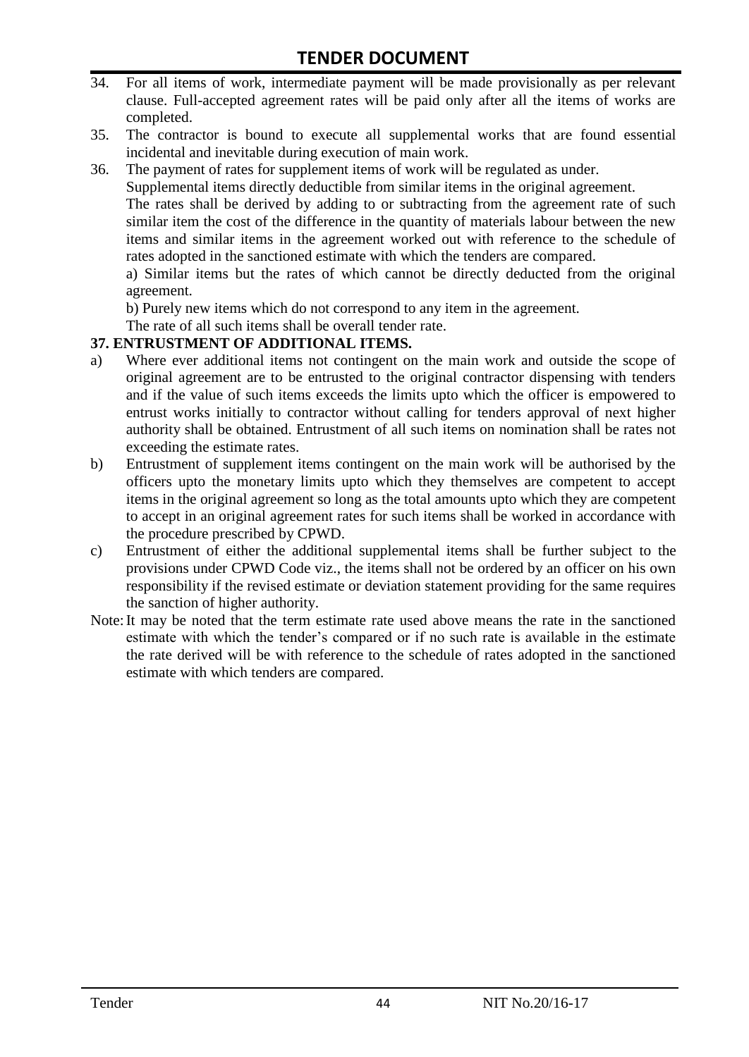34. For all items of work, intermediate payment will be made provisionally as per relevant clause. Full-accepted agreement rates will be paid only after all the items of works are completed.
35. The contractor is bound to execute all supplemental works that are found essential incidental and inevitable during execution of main work.
36. The payment of rates for supplement items of work will be regulated as under.

    Supplemental items directly deductible from similar items in the original agreement.

    The rates shall be derived by adding to or subtracting from the agreement rate of such similar item the cost of the difference in the quantity of materials labour between the new items and similar items in the agreement worked out with reference to the schedule of rates adopted in the sanctioned estimate with which the tenders are compared.

    a) Similar items but the rates of which cannot be directly deducted from the original agreement.

    b) Purely new items which do not correspond to any item in the agreement.

    The rate of all such items shall be overall tender rate.

**37. ENTRUSTMENT OF ADDITIONAL ITEMS.**

a) Where ever additional items not contingent on the main work and outside the scope of original agreement are to be entrusted to the original contractor dispensing with tenders and if the value of such items exceeds the limits upto which the officer is empowered to entrust works initially to contractor without calling for tenders approval of next higher authority shall be obtained. Entrustment of all such items on nomination shall be rates not exceeding the estimate rates.

b) Entrustment of supplement items contingent on the main work will be authorised by the officers upto the monetary limits upto which they themselves are competent to accept items in the original agreement so long as the total amounts upto which they are competent to accept in an original agreement rates for such items shall be worked in accordance with the procedure prescribed by CPWD.

c) Entrustment of either the additional supplemental items shall be further subject to the provisions under CPWD Code viz., the items shall not be ordered by an officer on his own responsibility if the revised estimate or deviation statement providing for the same requires the sanction of higher authority.

Note: It may be noted that the term estimate rate used above means the rate in the sanctioned estimate with which the tender's compared or if no such rate is available in the estimate the rate derived will be with reference to the schedule of rates adopted in the sanctioned estimate with which tenders are compared.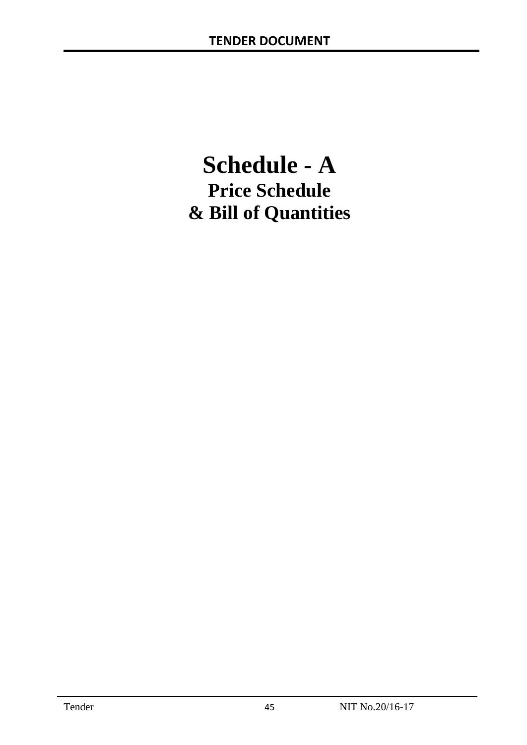# Schedule - A

## Price Schedule

## & Bill of Quantities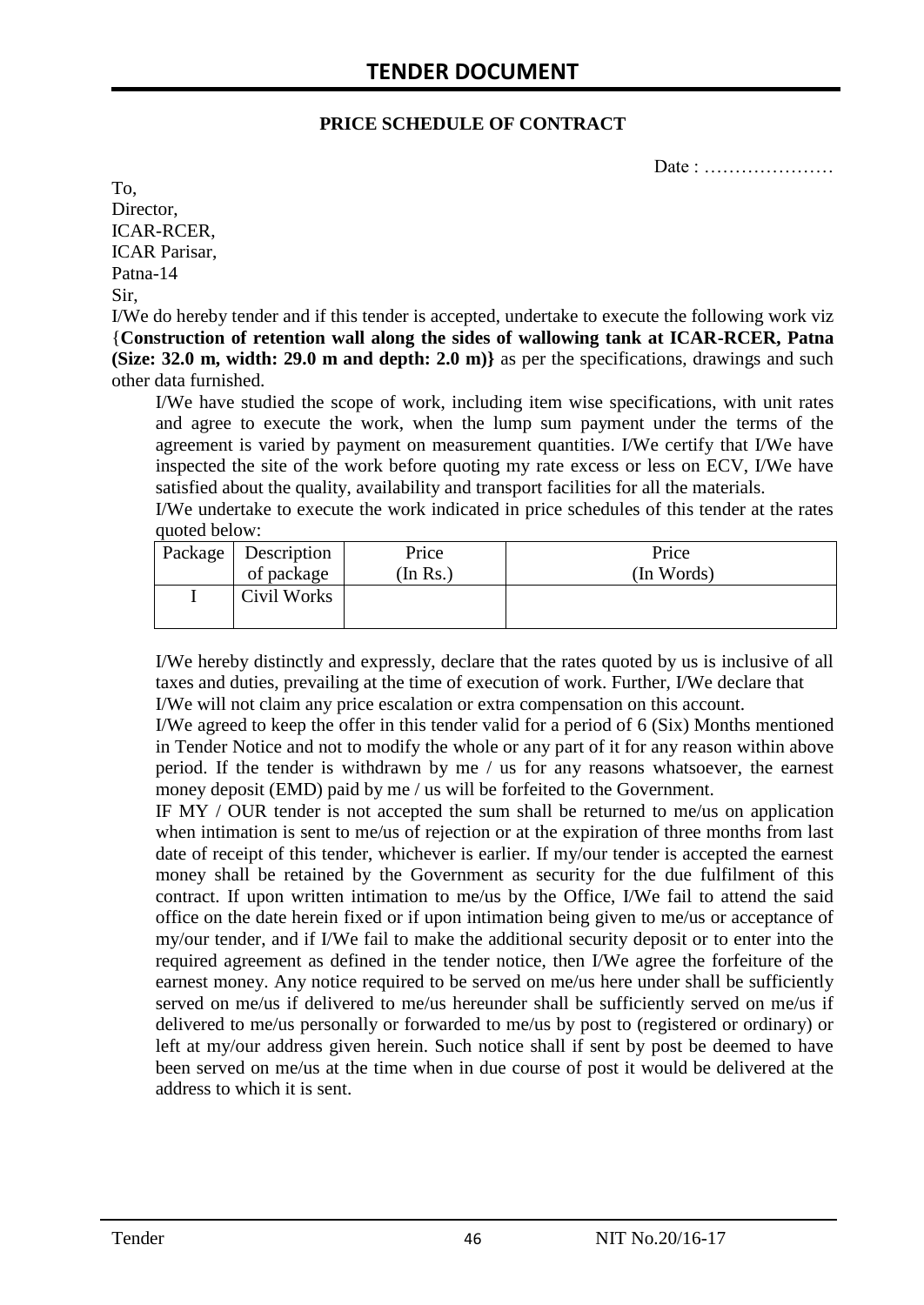## PRICE SCHEDULE OF CONTRACT

Date : …………………

To,
Director,
ICAR-RCER,
ICAR Parisar,
Patna-14
Sir,

I/We do hereby tender and if this tender is accepted, undertake to execute the following work viz {**Construction of retention wall along the sides of wallowing tank at ICAR-RCER, Patna (Size: 32.0 m, width: 29.0 m and depth: 2.0 m)}** as per the specifications, drawings and such other data furnished.

I/We have studied the scope of work, including item wise specifications, with unit rates and agree to execute the work, when the lump sum payment under the terms of the agreement is varied by payment on measurement quantities. I/We certify that I/We have inspected the site of the work before quoting my rate excess or less on ECV, I/We have satisfied about the quality, availability and transport facilities for all the materials.

I/We undertake to execute the work indicated in price schedules of this tender at the rates quoted below:

| Package | Description of package | Price (In Rs.) | Price (In Words) |
|---|---|---|---|
| I | Civil Works | | |

I/We hereby distinctly and expressly, declare that the rates quoted by us is inclusive of all taxes and duties, prevailing at the time of execution of work. Further, I/We declare that I/We will not claim any price escalation or extra compensation on this account.

I/We agreed to keep the offer in this tender valid for a period of 6 (Six) Months mentioned in Tender Notice and not to modify the whole or any part of it for any reason within above period. If the tender is withdrawn by me / us for any reasons whatsoever, the earnest money deposit (EMD) paid by me / us will be forfeited to the Government.

IF MY / OUR tender is not accepted the sum shall be returned to me/us on application when intimation is sent to me/us of rejection or at the expiration of three months from last date of receipt of this tender, whichever is earlier. If my/our tender is accepted the earnest money shall be retained by the Government as security for the due fulfilment of this contract. If upon written intimation to me/us by the Office, I/We fail to attend the said office on the date herein fixed or if upon intimation being given to me/us or acceptance of my/our tender, and if I/We fail to make the additional security deposit or to enter into the required agreement as defined in the tender notice, then I/We agree the forfeiture of the earnest money. Any notice required to be served on me/us here under shall be sufficiently served on me/us if delivered to me/us hereunder shall be sufficiently served on me/us if delivered to me/us personally or forwarded to me/us by post to (registered or ordinary) or left at my/our address given herein. Such notice shall if sent by post be deemed to have been served on me/us at the time when in due course of post it would be delivered at the address to which it is sent.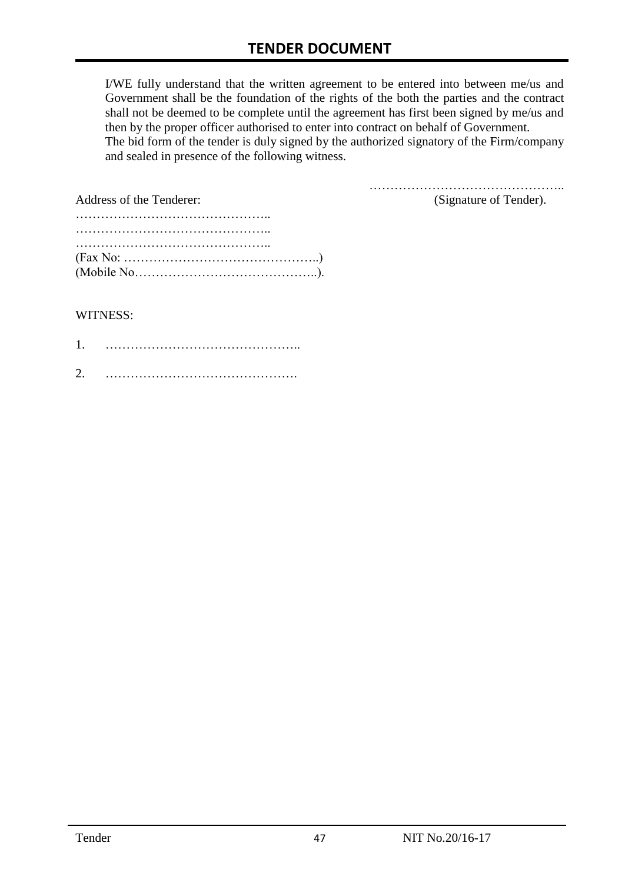I/WE fully understand that the written agreement to be entered into between me/us and Government shall be the foundation of the rights of the both the parties and the contract shall not be deemed to be complete until the agreement has first been signed by me/us and then by the proper officer authorised to enter into contract on behalf of Government.
The bid form of the tender is duly signed by the authorized signatory of the Firm/company and sealed in presence of the following witness.

……………………………………….. 
(Signature of Tender).

Address of the Tenderer:
………………………………………..
………………………………………..
………………………………………..
(Fax No: ………………………………………..)
(Mobile No……………………………………..).

WITNESS:

1. ………………………………………..

2. ……………………………………….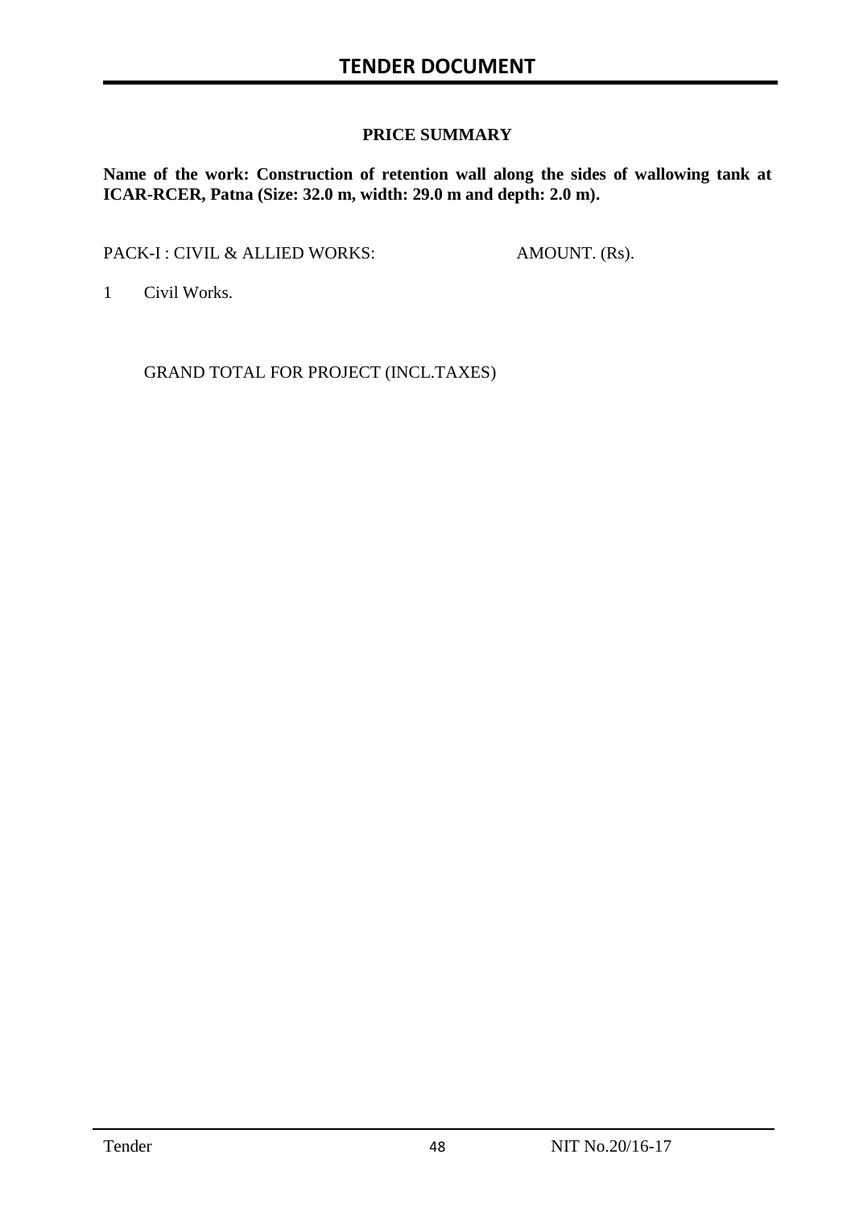## PRICE SUMMARY

**Name of the work: Construction of retention wall along the sides of wallowing tank at ICAR-RCER, Patna (Size: 32.0 m, width: 29.0 m and depth: 2.0 m).**

| PACK-I : CIVIL & ALLIED WORKS: | AMOUNT. (Rs). |
|---|---|
| 1 Civil Works. | |
| GRAND TOTAL FOR PROJECT (INCL.TAXES) | |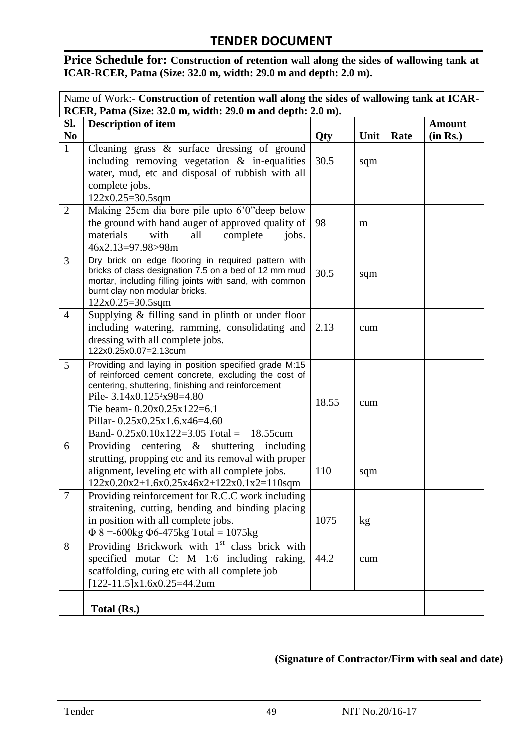## TENDER DOCUMENT

**Price Schedule for: Construction of retention wall along the sides of wallowing tank at ICAR-RCER, Patna (Size: 32.0 m, width: 29.0 m and depth: 2.0 m).**

| Name of Work:- **Construction of retention wall along the sides of wallowing tank at ICAR-RCER, Patna (Size: 32.0 m, width: 29.0 m and depth: 2.0 m).** | | | | | |
|---|---|---|---|---|---|
| **Sl. No** | **Description of item** | **Qty** | **Unit** | **Rate** | **Amount (in Rs.)** |
| 1 | Cleaning grass & surface dressing of ground including removing vegetation & in-equalities water, mud, etc and disposal of rubbish with all complete jobs.<br>122x0.25=30.5sqm | 30.5 | sqm | | |
| 2 | Making 25cm dia bore pile upto 6'0"deep below the ground with hand auger of approved quality of materials with all complete jobs. 46x2.13=97.98>98m | 98 | m | | |
| 3 | Dry brick on edge flooring in required pattern with bricks of class designation 7.5 on a bed of 12 mm mud mortar, including filling joints with sand, with common burnt clay non modular bricks.<br>122x0.25=30.5sqm | 30.5 | sqm | | |
| 4 | Supplying & filling sand in plinth or under floor including watering, ramming, consolidating and dressing with all complete jobs.<br>122x0.25x0.07=2.13cum | 2.13 | cum | | |
| 5 | Providing and laying in position specified grade M:15 of reinforced cement concrete, excluding the cost of centering, shuttering, finishing and reinforcement<br>Pile- 3.14x0.125²x98=4.80<br>Tie beam- 0.20x0.25x122=6.1<br>Pillar- 0.25x0.25x1.6.x46=4.60<br>Band- 0.25x0.10x122=3.05 Total = 18.55cum | 18.55 | cum | | |
| 6 | Providing centering & shuttering including strutting, propping etc and its removal with proper alignment, leveling etc with all complete jobs.<br>122x0.20x2+1.6x0.25x46x2+122x0.1x2=110sqm | 110 | sqm | | |
| 7 | Providing reinforcement for R.C.C work including straitening, cutting, bending and binding placing in position with all complete jobs.<br>Φ 8 =-600kg Φ6-475kg Total = 1075kg | 1075 | kg | | |
| 8 | Providing Brickwork with 1st class brick with specified motar C: M 1:6 including raking, scaffolding, curing etc with all complete job<br>[122-11.5]x1.6x0.25=44.2um | 44.2 | cum | | |
| | **Total (Rs.)** | | | | |

**(Signature of Contractor/Firm with seal and date)**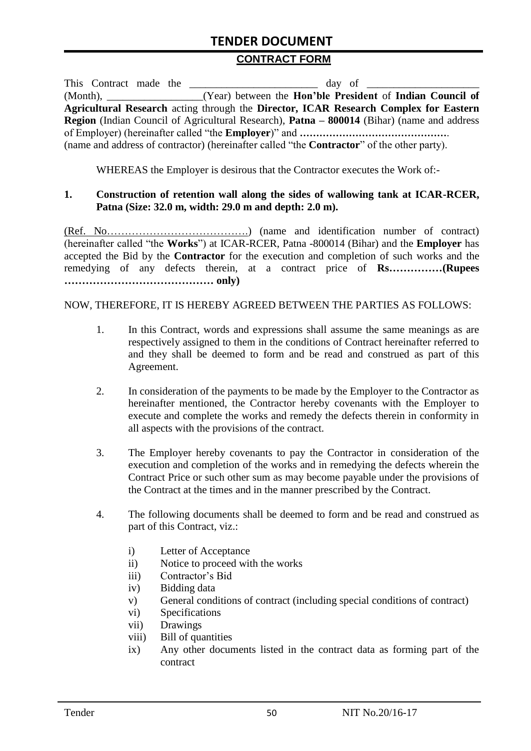## CONTRACT FORM

This Contract made the ________________________ day of ____________________ (Month), __________________(Year) between the **Hon'ble President** of **Indian Council of Agricultural Research** acting through the **Director, ICAR Research Complex for Eastern Region** (Indian Council of Agricultural Research), **Patna – 800014** (Bihar) (name and address of Employer) (hereinafter called "the **Employer**)" and **……………………………………**. (name and address of contractor) (hereinafter called "the **Contractor**" of the other party).

WHEREAS the Employer is desirous that the Contractor executes the Work of:-

**1. Construction of retention wall along the sides of wallowing tank at ICAR-RCER, Patna (Size: 32.0 m, width: 29.0 m and depth: 2.0 m).**

(Ref. No…………………………………) (name and identification number of contract) (hereinafter called "the **Works**") at ICAR-RCER, Patna -800014 (Bihar) and the **Employer** has accepted the Bid by the **Contractor** for the execution and completion of such works and the remedying of any defects therein, at a contract price of **Rs……………(Rupees …………………………………… only)**

NOW, THEREFORE, IT IS HEREBY AGREED BETWEEN THE PARTIES AS FOLLOWS:

1. In this Contract, words and expressions shall assume the same meanings as are respectively assigned to them in the conditions of Contract hereinafter referred to and they shall be deemed to form and be read and construed as part of this Agreement.

2. In consideration of the payments to be made by the Employer to the Contractor as hereinafter mentioned, the Contractor hereby covenants with the Employer to execute and complete the works and remedy the defects therein in conformity in all aspects with the provisions of the contract.

3. The Employer hereby covenants to pay the Contractor in consideration of the execution and completion of the works and in remedying the defects wherein the Contract Price or such other sum as may become payable under the provisions of the Contract at the times and in the manner prescribed by the Contract.

4. The following documents shall be deemed to form and be read and construed as part of this Contract, viz.:

   i) Letter of Acceptance
   ii) Notice to proceed with the works
   iii) Contractor's Bid
   iv) Bidding data
   v) General conditions of contract (including special conditions of contract)
   vi) Specifications
   vii) Drawings
   viii) Bill of quantities
   ix) Any other documents listed in the contract data as forming part of the contract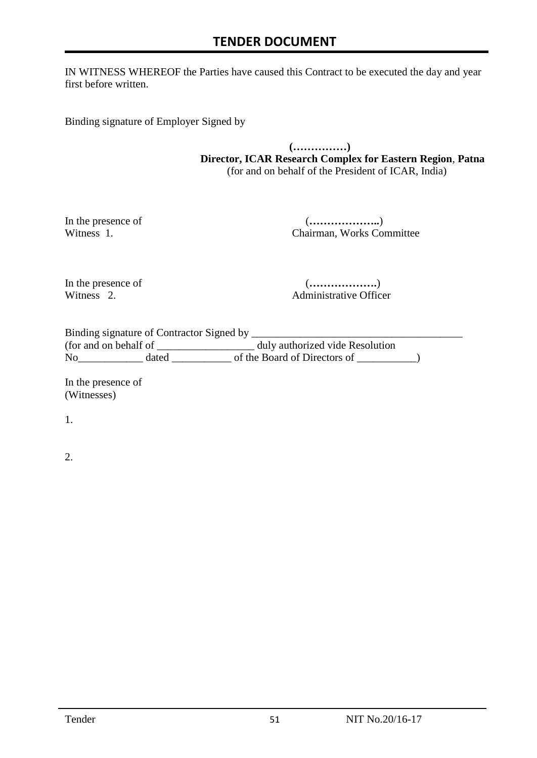IN WITNESS WHEREOF the Parties have caused this Contract to be executed the day and year first before written.

Binding signature of Employer Signed by

**(……………)**
**Director, ICAR Research Complex for Eastern Region**, **Patna**
(for and on behalf of the President of ICAR, India)

In the presence of
Witness 1.

(**………………..**)
Chairman, Works Committee

In the presence of
Witness 2.

(**……………….**)
Administrative Officer

Binding signature of Contractor Signed by _______________________________________
(for and on behalf of _________________ duly authorized vide Resolution
No____________ dated ___________ of the Board of Directors of ___________)

In the presence of
(Witnesses)

1.

2.